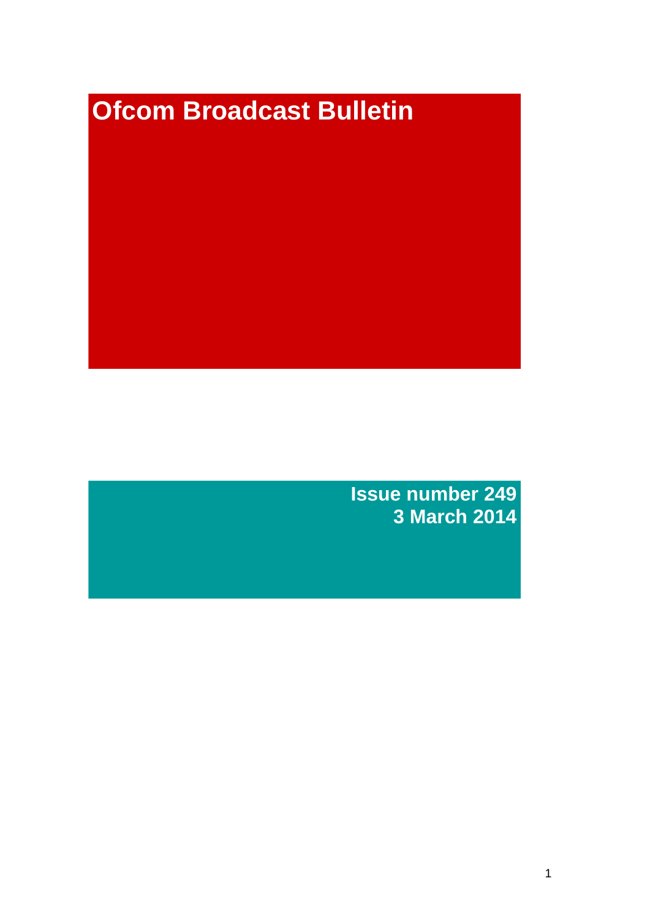# Ofcom Broadcast Bulletin

**Issue number 249**
**3 March 2014**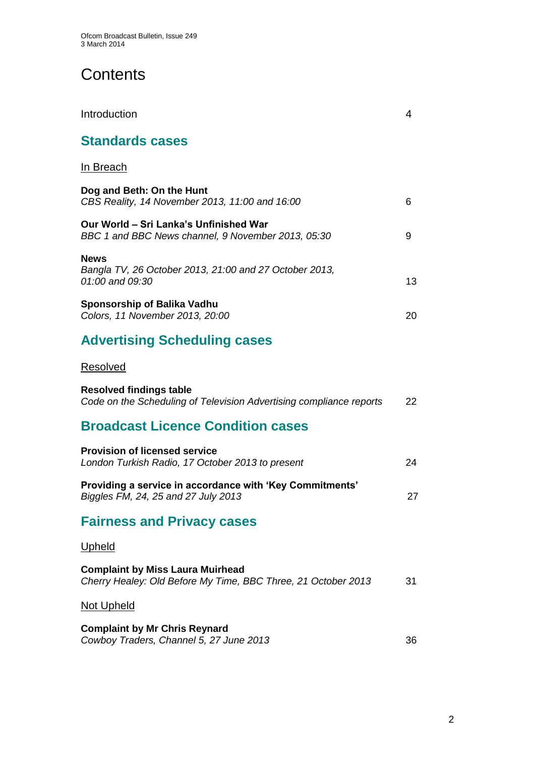# Contents

Introduction 4

## Standards cases

In Breach

**Dog and Beth: On the Hunt**
*CBS Reality, 14 November 2013, 11:00 and 16:00* 6

**Our World – Sri Lanka's Unfinished War**
*BBC 1 and BBC News channel, 9 November 2013, 05:30* 9

**News**
*Bangla TV, 26 October 2013, 21:00 and 27 October 2013, 01:00 and 09:30* 13

**Sponsorship of Balika Vadhu**
*Colors, 11 November 2013, 20:00* 20

## Advertising Scheduling cases

Resolved

**Resolved findings table**
*Code on the Scheduling of Television Advertising compliance reports* 22

## Broadcast Licence Condition cases

**Provision of licensed service**
*London Turkish Radio, 17 October 2013 to present* 24

**Providing a service in accordance with 'Key Commitments'**
*Biggles FM, 24, 25 and 27 July 2013* 27

## Fairness and Privacy cases

Upheld

**Complaint by Miss Laura Muirhead**
*Cherry Healey: Old Before My Time, BBC Three, 21 October 2013* 31

Not Upheld

**Complaint by Mr Chris Reynard**
*Cowboy Traders, Channel 5, 27 June 2013* 36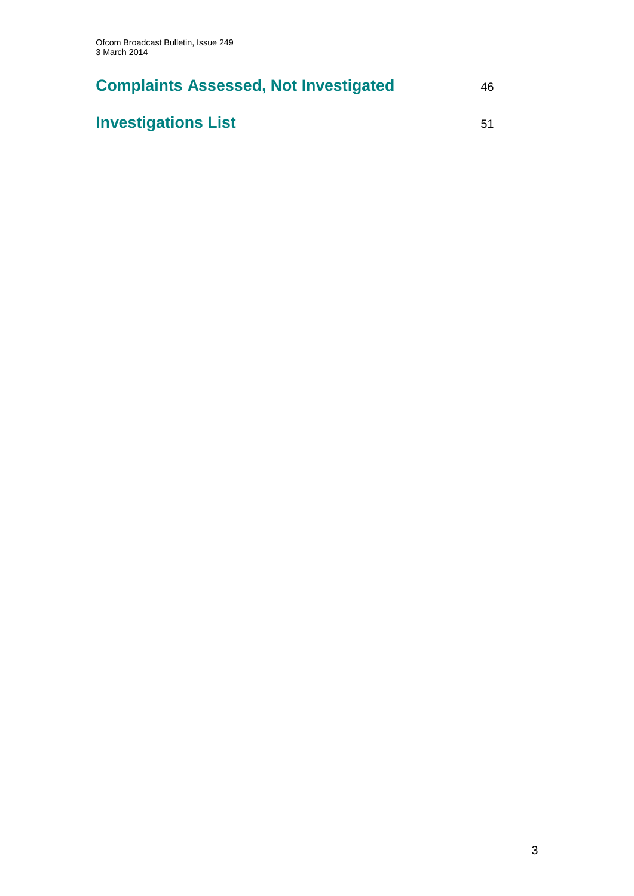## Complaints Assessed, Not Investigated 46

## Investigations List 51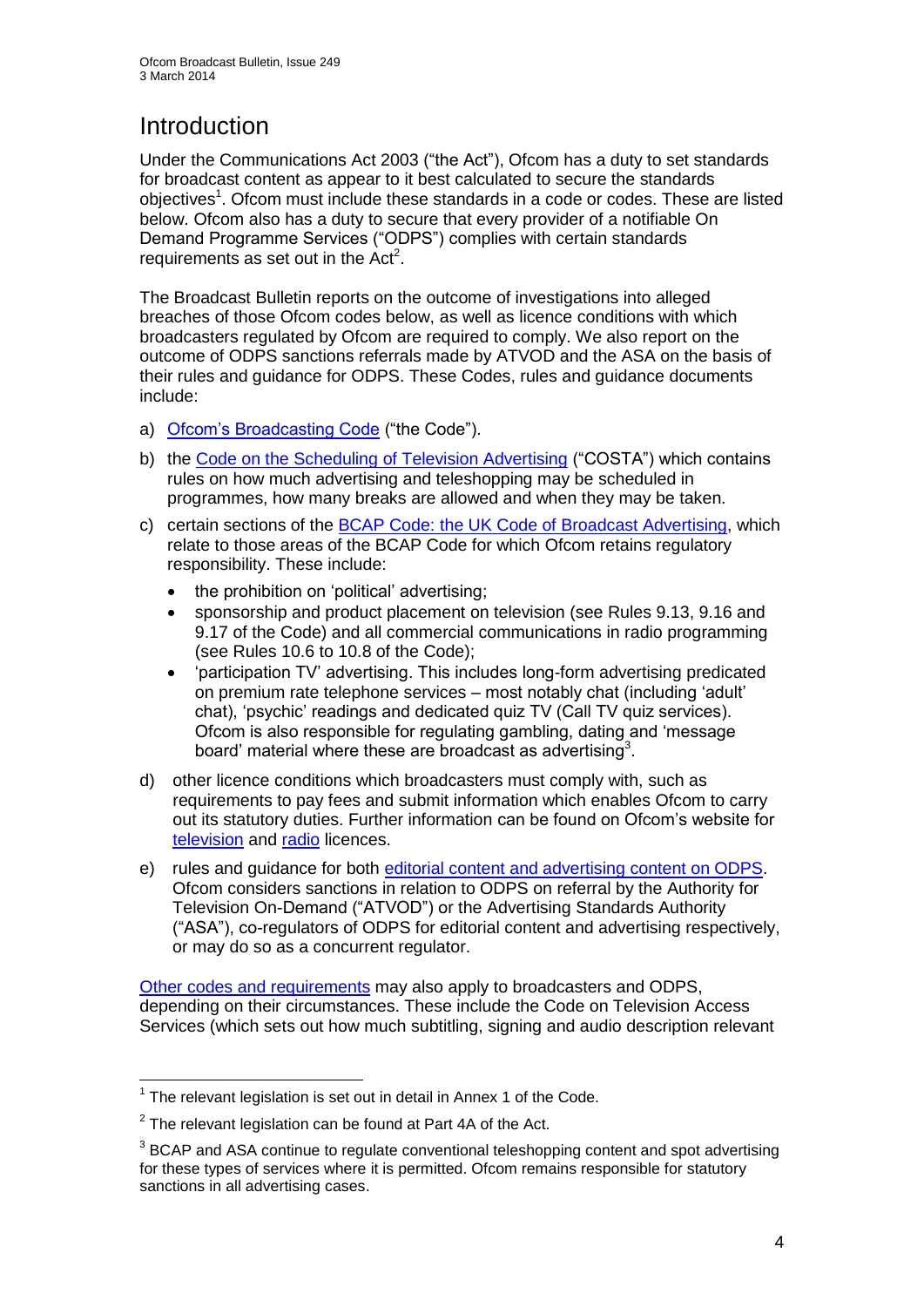# Introduction

Under the Communications Act 2003 ("the Act"), Ofcom has a duty to set standards for broadcast content as appear to it best calculated to secure the standards objectives[1]. Ofcom must include these standards in a code or codes. These are listed below. Ofcom also has a duty to secure that every provider of a notifiable On Demand Programme Services ("ODPS") complies with certain standards requirements as set out in the Act[2].

The Broadcast Bulletin reports on the outcome of investigations into alleged breaches of those Ofcom codes below, as well as licence conditions with which broadcasters regulated by Ofcom are required to comply. We also report on the outcome of ODPS sanctions referrals made by ATVOD and the ASA on the basis of their rules and guidance for ODPS. These Codes, rules and guidance documents include:

a) Ofcom's Broadcasting Code ("the Code").

b) the Code on the Scheduling of Television Advertising ("COSTA") which contains rules on how much advertising and teleshopping may be scheduled in programmes, how many breaks are allowed and when they may be taken.

c) certain sections of the BCAP Code: the UK Code of Broadcast Advertising, which relate to those areas of the BCAP Code for which Ofcom retains regulatory responsibility. These include:
   - the prohibition on 'political' advertising;
   - sponsorship and product placement on television (see Rules 9.13, 9.16 and 9.17 of the Code) and all commercial communications in radio programming (see Rules 10.6 to 10.8 of the Code);
   - 'participation TV' advertising. This includes long-form advertising predicated on premium rate telephone services – most notably chat (including 'adult' chat), 'psychic' readings and dedicated quiz TV (Call TV quiz services). Ofcom is also responsible for regulating gambling, dating and 'message board' material where these are broadcast as advertising[3].

d) other licence conditions which broadcasters must comply with, such as requirements to pay fees and submit information which enables Ofcom to carry out its statutory duties. Further information can be found on Ofcom's website for television and radio licences.

e) rules and guidance for both editorial content and advertising content on ODPS. Ofcom considers sanctions in relation to ODPS on referral by the Authority for Television On-Demand ("ATVOD") or the Advertising Standards Authority ("ASA"), co-regulators of ODPS for editorial content and advertising respectively, or may do so as a concurrent regulator.

Other codes and requirements may also apply to broadcasters and ODPS, depending on their circumstances. These include the Code on Television Access Services (which sets out how much subtitling, signing and audio description relevant

---

[1] The relevant legislation is set out in detail in Annex 1 of the Code.

[2] The relevant legislation can be found at Part 4A of the Act.

[3] BCAP and ASA continue to regulate conventional teleshopping content and spot advertising for these types of services where it is permitted. Ofcom remains responsible for statutory sanctions in all advertising cases.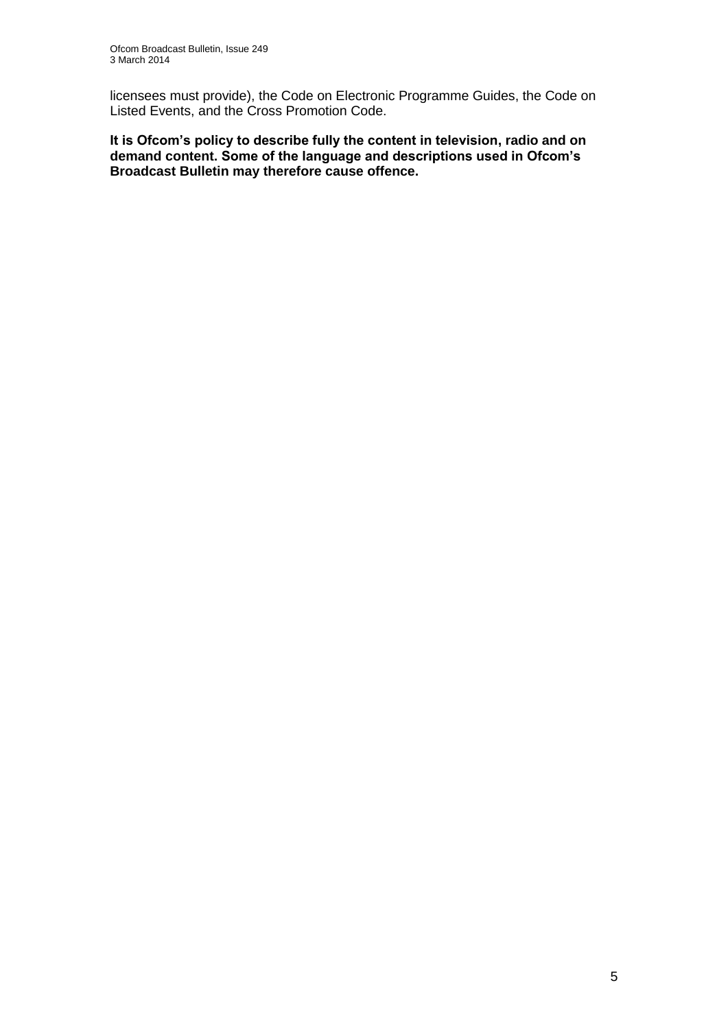licensees must provide), the Code on Electronic Programme Guides, the Code on Listed Events, and the Cross Promotion Code.

**It is Ofcom's policy to describe fully the content in television, radio and on demand content. Some of the language and descriptions used in Ofcom's Broadcast Bulletin may therefore cause offence.**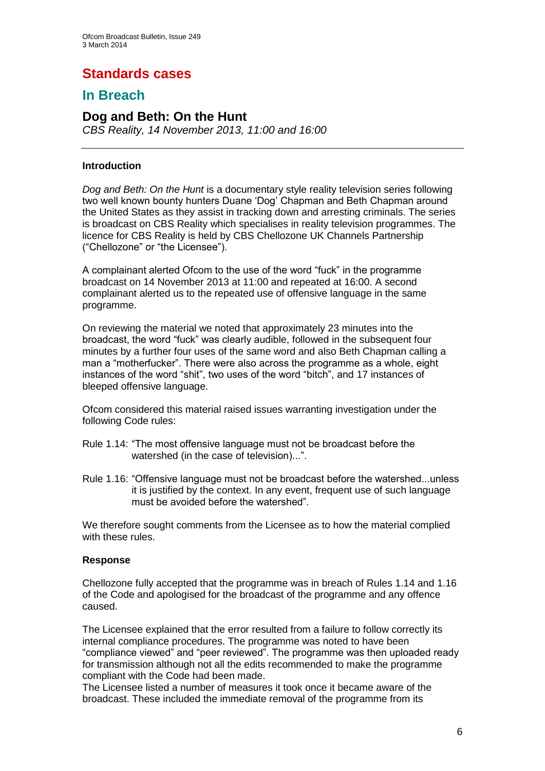# Standards cases

## In Breach

### Dog and Beth: On the Hunt

*CBS Reality, 14 November 2013, 11:00 and 16:00*

---

#### Introduction

*Dog and Beth: On the Hunt* is a documentary style reality television series following two well known bounty hunters Duane 'Dog' Chapman and Beth Chapman around the United States as they assist in tracking down and arresting criminals. The series is broadcast on CBS Reality which specialises in reality television programmes. The licence for CBS Reality is held by CBS Chellozone UK Channels Partnership ("Chellozone" or "the Licensee").

A complainant alerted Ofcom to the use of the word "fuck" in the programme broadcast on 14 November 2013 at 11:00 and repeated at 16:00. A second complainant alerted us to the repeated use of offensive language in the same programme.

On reviewing the material we noted that approximately 23 minutes into the broadcast, the word "fuck" was clearly audible, followed in the subsequent four minutes by a further four uses of the same word and also Beth Chapman calling a man a "motherfucker". There were also across the programme as a whole, eight instances of the word "shit", two uses of the word "bitch", and 17 instances of bleeped offensive language.

Ofcom considered this material raised issues warranting investigation under the following Code rules:

Rule 1.14: "The most offensive language must not be broadcast before the watershed (in the case of television)...".

Rule 1.16: "Offensive language must not be broadcast before the watershed...unless it is justified by the context. In any event, frequent use of such language must be avoided before the watershed".

We therefore sought comments from the Licensee as to how the material complied with these rules.

#### Response

Chellozone fully accepted that the programme was in breach of Rules 1.14 and 1.16 of the Code and apologised for the broadcast of the programme and any offence caused.

The Licensee explained that the error resulted from a failure to follow correctly its internal compliance procedures. The programme was noted to have been "compliance viewed" and "peer reviewed". The programme was then uploaded ready for transmission although not all the edits recommended to make the programme compliant with the Code had been made.

The Licensee listed a number of measures it took once it became aware of the broadcast. These included the immediate removal of the programme from its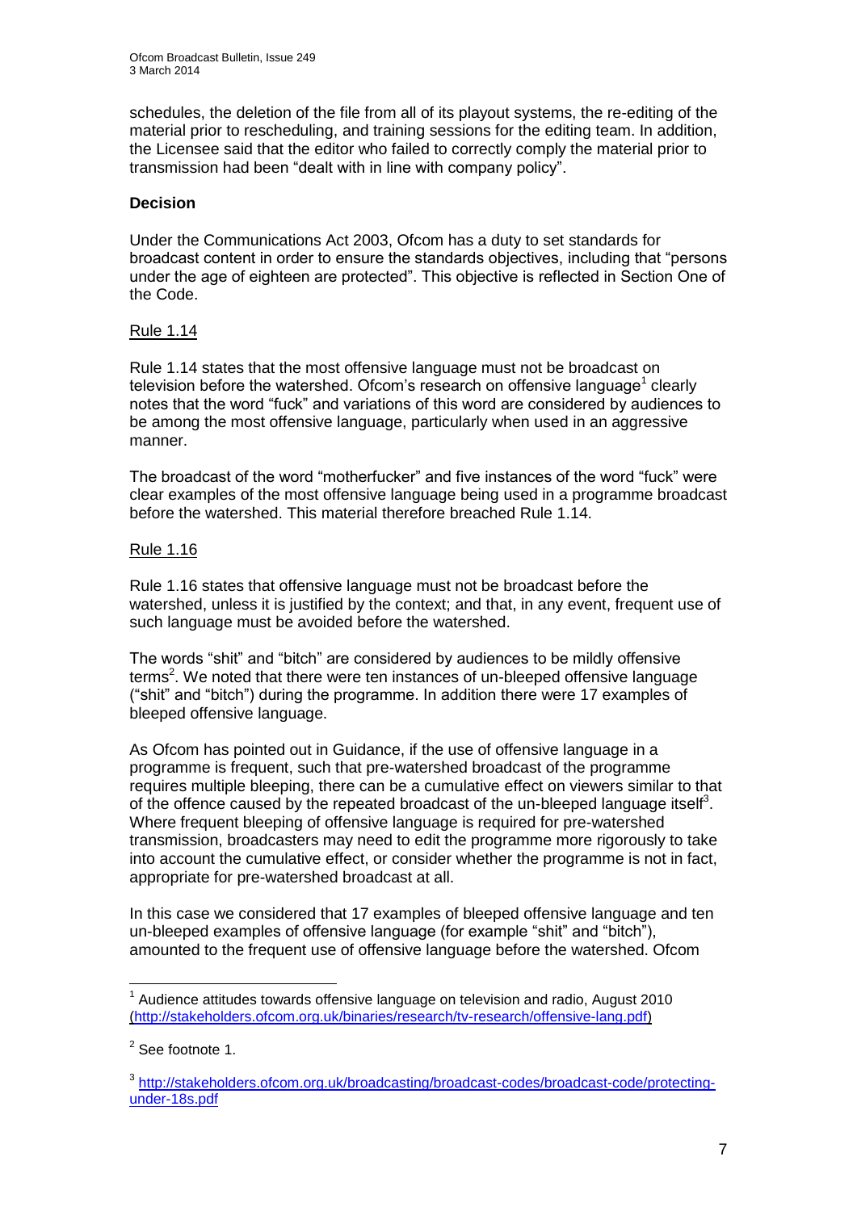schedules, the deletion of the file from all of its playout systems, the re-editing of the material prior to rescheduling, and training sessions for the editing team. In addition, the Licensee said that the editor who failed to correctly comply the material prior to transmission had been "dealt with in line with company policy".

**Decision**

Under the Communications Act 2003, Ofcom has a duty to set standards for broadcast content in order to ensure the standards objectives, including that "persons under the age of eighteen are protected". This objective is reflected in Section One of the Code.

Rule 1.14

Rule 1.14 states that the most offensive language must not be broadcast on television before the watershed. Ofcom's research on offensive language[1] clearly notes that the word "fuck" and variations of this word are considered by audiences to be among the most offensive language, particularly when used in an aggressive manner.

The broadcast of the word "motherfucker" and five instances of the word "fuck" were clear examples of the most offensive language being used in a programme broadcast before the watershed. This material therefore breached Rule 1.14.

Rule 1.16

Rule 1.16 states that offensive language must not be broadcast before the watershed, unless it is justified by the context; and that, in any event, frequent use of such language must be avoided before the watershed.

The words "shit" and "bitch" are considered by audiences to be mildly offensive terms[2]. We noted that there were ten instances of un-bleeped offensive language ("shit" and "bitch") during the programme. In addition there were 17 examples of bleeped offensive language.

As Ofcom has pointed out in Guidance, if the use of offensive language in a programme is frequent, such that pre-watershed broadcast of the programme requires multiple bleeping, there can be a cumulative effect on viewers similar to that of the offence caused by the repeated broadcast of the un-bleeped language itself[3]. Where frequent bleeping of offensive language is required for pre-watershed transmission, broadcasters may need to edit the programme more rigorously to take into account the cumulative effect, or consider whether the programme is not in fact, appropriate for pre-watershed broadcast at all.

In this case we considered that 17 examples of bleeped offensive language and ten un-bleeped examples of offensive language (for example "shit" and "bitch"), amounted to the frequent use of offensive language before the watershed. Ofcom

---

[1] Audience attitudes towards offensive language on television and radio, August 2010 (http://stakeholders.ofcom.org.uk/binaries/research/tv-research/offensive-lang.pdf)

[2] See footnote 1.

[3] http://stakeholders.ofcom.org.uk/broadcasting/broadcast-codes/broadcast-code/protecting-under-18s.pdf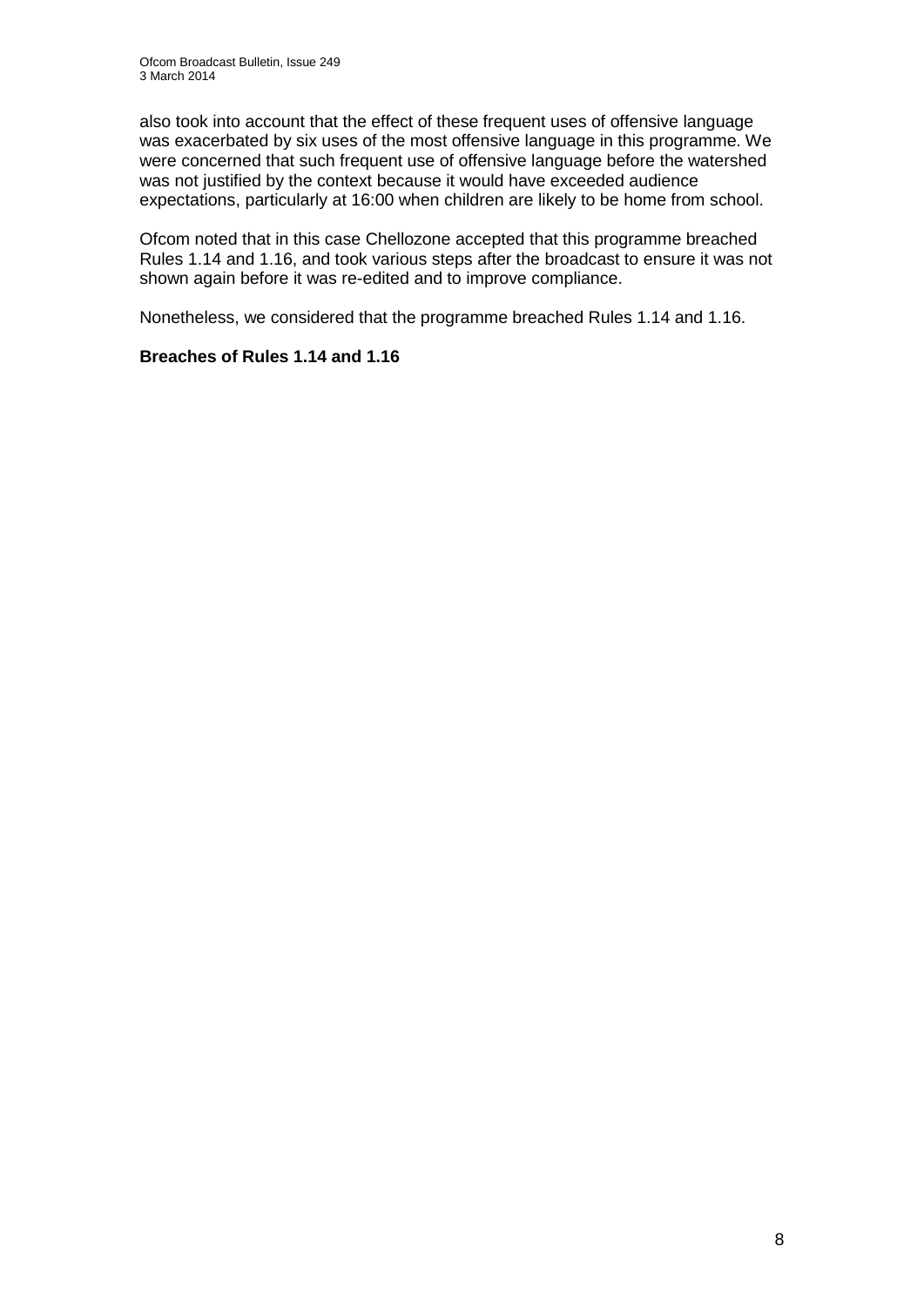also took into account that the effect of these frequent uses of offensive language was exacerbated by six uses of the most offensive language in this programme. We were concerned that such frequent use of offensive language before the watershed was not justified by the context because it would have exceeded audience expectations, particularly at 16:00 when children are likely to be home from school.

Ofcom noted that in this case Chellozone accepted that this programme breached Rules 1.14 and 1.16, and took various steps after the broadcast to ensure it was not shown again before it was re-edited and to improve compliance.

Nonetheless, we considered that the programme breached Rules 1.14 and 1.16.

**Breaches of Rules 1.14 and 1.16**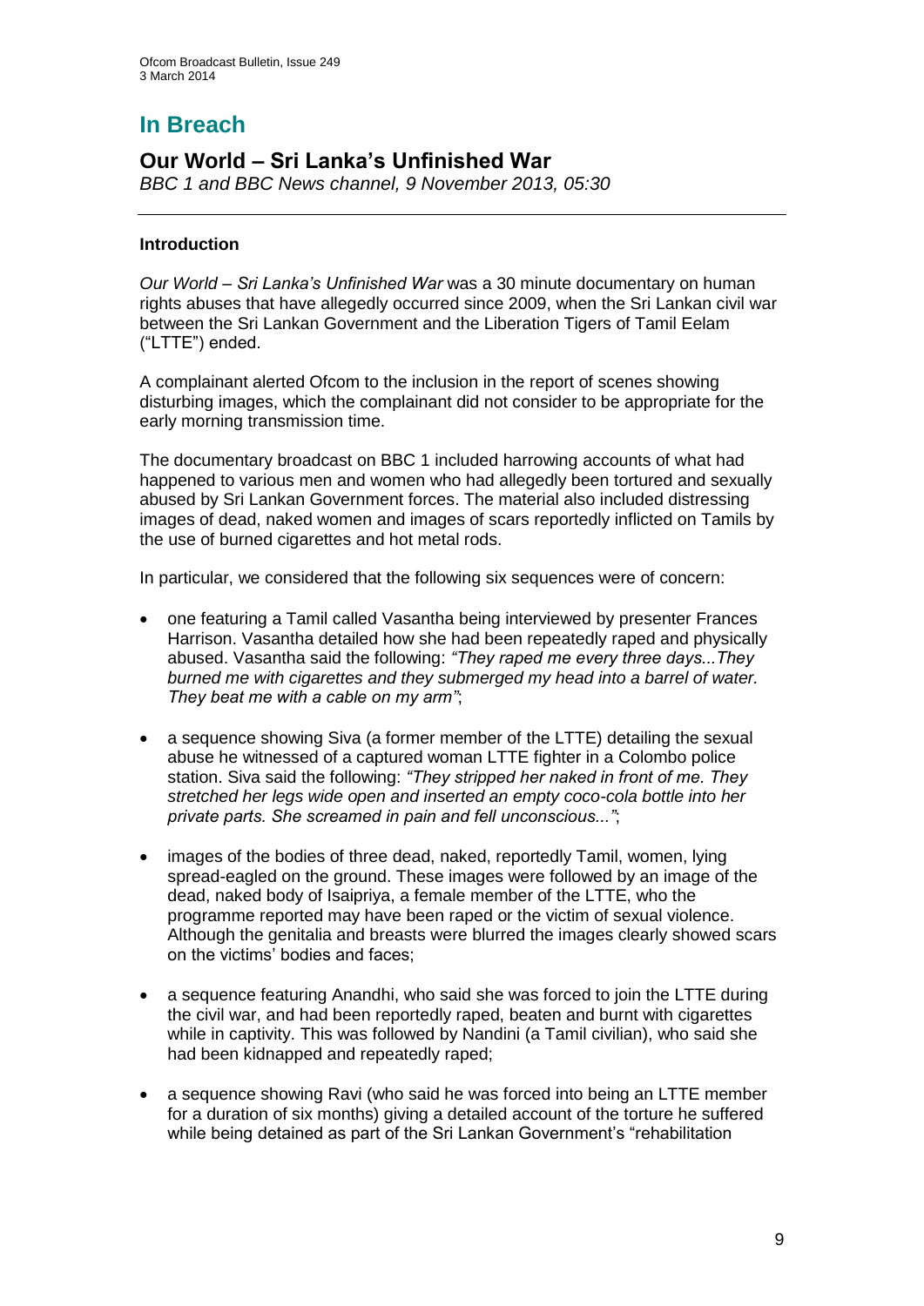# In Breach

## Our World – Sri Lanka's Unfinished War

*BBC 1 and BBC News channel, 9 November 2013, 05:30*

### Introduction

*Our World – Sri Lanka's Unfinished War* was a 30 minute documentary on human rights abuses that have allegedly occurred since 2009, when the Sri Lankan civil war between the Sri Lankan Government and the Liberation Tigers of Tamil Eelam ("LTTE") ended.

A complainant alerted Ofcom to the inclusion in the report of scenes showing disturbing images, which the complainant did not consider to be appropriate for the early morning transmission time.

The documentary broadcast on BBC 1 included harrowing accounts of what had happened to various men and women who had allegedly been tortured and sexually abused by Sri Lankan Government forces. The material also included distressing images of dead, naked women and images of scars reportedly inflicted on Tamils by the use of burned cigarettes and hot metal rods.

In particular, we considered that the following six sequences were of concern:

- one featuring a Tamil called Vasantha being interviewed by presenter Frances Harrison. Vasantha detailed how she had been repeatedly raped and physically abused. Vasantha said the following: *"They raped me every three days...They burned me with cigarettes and they submerged my head into a barrel of water. They beat me with a cable on my arm"*;
- a sequence showing Siva (a former member of the LTTE) detailing the sexual abuse he witnessed of a captured woman LTTE fighter in a Colombo police station. Siva said the following: *"They stripped her naked in front of me. They stretched her legs wide open and inserted an empty coco-cola bottle into her private parts. She screamed in pain and fell unconscious..."*;
- images of the bodies of three dead, naked, reportedly Tamil, women, lying spread-eagled on the ground. These images were followed by an image of the dead, naked body of Isaipriya, a female member of the LTTE, who the programme reported may have been raped or the victim of sexual violence. Although the genitalia and breasts were blurred the images clearly showed scars on the victims' bodies and faces;
- a sequence featuring Anandhi, who said she was forced to join the LTTE during the civil war, and had been reportedly raped, beaten and burnt with cigarettes while in captivity. This was followed by Nandini (a Tamil civilian), who said she had been kidnapped and repeatedly raped;
- a sequence showing Ravi (who said he was forced into being an LTTE member for a duration of six months) giving a detailed account of the torture he suffered while being detained as part of the Sri Lankan Government's "rehabilitation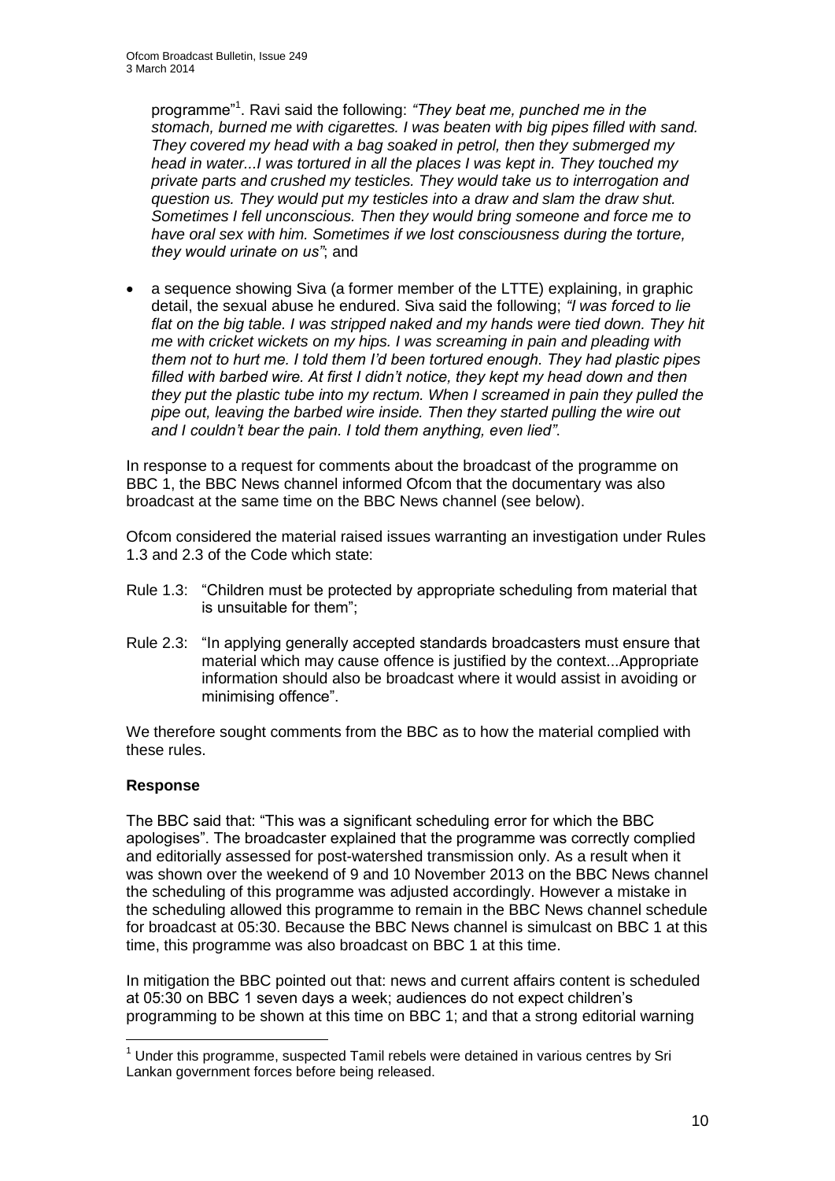programme"[1]. Ravi said the following: *"They beat me, punched me in the stomach, burned me with cigarettes. I was beaten with big pipes filled with sand. They covered my head with a bag soaked in petrol, then they submerged my head in water...I was tortured in all the places I was kept in. They touched my private parts and crushed my testicles. They would take us to interrogation and question us. They would put my testicles into a draw and slam the draw shut. Sometimes I fell unconscious. Then they would bring someone and force me to have oral sex with him. Sometimes if we lost consciousness during the torture, they would urinate on us"*; and

- a sequence showing Siva (a former member of the LTTE) explaining, in graphic detail, the sexual abuse he endured. Siva said the following; *"I was forced to lie flat on the big table. I was stripped naked and my hands were tied down. They hit me with cricket wickets on my hips. I was screaming in pain and pleading with them not to hurt me. I told them I'd been tortured enough. They had plastic pipes filled with barbed wire. At first I didn't notice, they kept my head down and then they put the plastic tube into my rectum. When I screamed in pain they pulled the pipe out, leaving the barbed wire inside. Then they started pulling the wire out and I couldn't bear the pain. I told them anything, even lied"*.

In response to a request for comments about the broadcast of the programme on BBC 1, the BBC News channel informed Ofcom that the documentary was also broadcast at the same time on the BBC News channel (see below).

Ofcom considered the material raised issues warranting an investigation under Rules 1.3 and 2.3 of the Code which state:

Rule 1.3: "Children must be protected by appropriate scheduling from material that is unsuitable for them";

Rule 2.3: "In applying generally accepted standards broadcasters must ensure that material which may cause offence is justified by the context...Appropriate information should also be broadcast where it would assist in avoiding or minimising offence".

We therefore sought comments from the BBC as to how the material complied with these rules.

**Response**

The BBC said that: "This was a significant scheduling error for which the BBC apologises". The broadcaster explained that the programme was correctly complied and editorially assessed for post-watershed transmission only. As a result when it was shown over the weekend of 9 and 10 November 2013 on the BBC News channel the scheduling of this programme was adjusted accordingly. However a mistake in the scheduling allowed this programme to remain in the BBC News channel schedule for broadcast at 05:30. Because the BBC News channel is simulcast on BBC 1 at this time, this programme was also broadcast on BBC 1 at this time.

In mitigation the BBC pointed out that: news and current affairs content is scheduled at 05:30 on BBC 1 seven days a week; audiences do not expect children's programming to be shown at this time on BBC 1; and that a strong editorial warning

[1] Under this programme, suspected Tamil rebels were detained in various centres by Sri Lankan government forces before being released.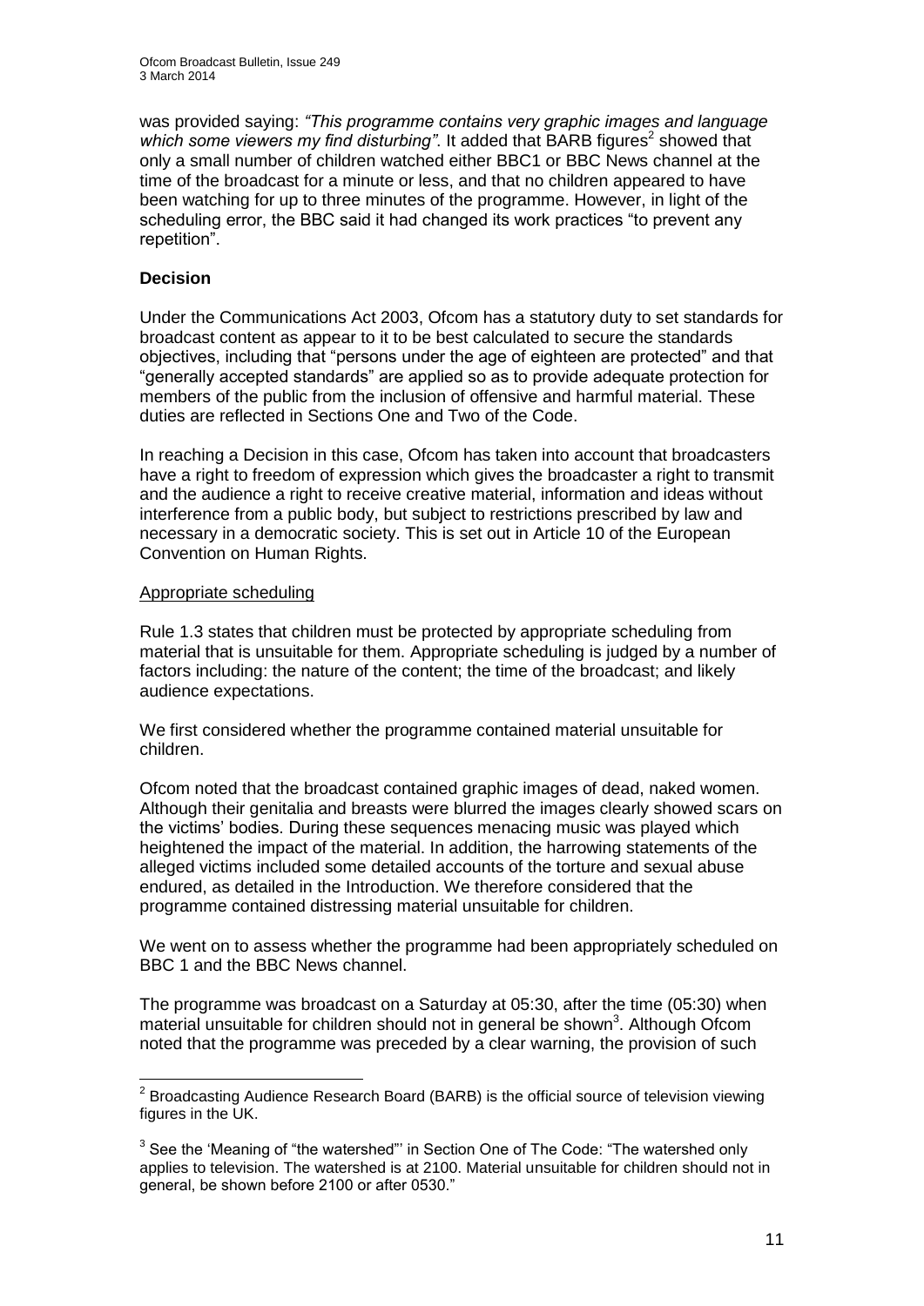was provided saying: *"This programme contains very graphic images and language which some viewers my find disturbing"*. It added that BARB figures[2] showed that only a small number of children watched either BBC1 or BBC News channel at the time of the broadcast for a minute or less, and that no children appeared to have been watching for up to three minutes of the programme. However, in light of the scheduling error, the BBC said it had changed its work practices "to prevent any repetition".

**Decision**

Under the Communications Act 2003, Ofcom has a statutory duty to set standards for broadcast content as appear to it to be best calculated to secure the standards objectives, including that "persons under the age of eighteen are protected" and that "generally accepted standards" are applied so as to provide adequate protection for members of the public from the inclusion of offensive and harmful material. These duties are reflected in Sections One and Two of the Code.

In reaching a Decision in this case, Ofcom has taken into account that broadcasters have a right to freedom of expression which gives the broadcaster a right to transmit and the audience a right to receive creative material, information and ideas without interference from a public body, but subject to restrictions prescribed by law and necessary in a democratic society. This is set out in Article 10 of the European Convention on Human Rights.

<u>Appropriate scheduling</u>

Rule 1.3 states that children must be protected by appropriate scheduling from material that is unsuitable for them. Appropriate scheduling is judged by a number of factors including: the nature of the content; the time of the broadcast; and likely audience expectations.

We first considered whether the programme contained material unsuitable for children.

Ofcom noted that the broadcast contained graphic images of dead, naked women. Although their genitalia and breasts were blurred the images clearly showed scars on the victims' bodies. During these sequences menacing music was played which heightened the impact of the material. In addition, the harrowing statements of the alleged victims included some detailed accounts of the torture and sexual abuse endured, as detailed in the Introduction. We therefore considered that the programme contained distressing material unsuitable for children.

We went on to assess whether the programme had been appropriately scheduled on BBC 1 and the BBC News channel.

The programme was broadcast on a Saturday at 05:30, after the time (05:30) when material unsuitable for children should not in general be shown[3]. Although Ofcom noted that the programme was preceded by a clear warning, the provision of such

---

[2] Broadcasting Audience Research Board (BARB) is the official source of television viewing figures in the UK.

[3] See the 'Meaning of "the watershed"' in Section One of The Code: "The watershed only applies to television. The watershed is at 2100. Material unsuitable for children should not in general, be shown before 2100 or after 0530."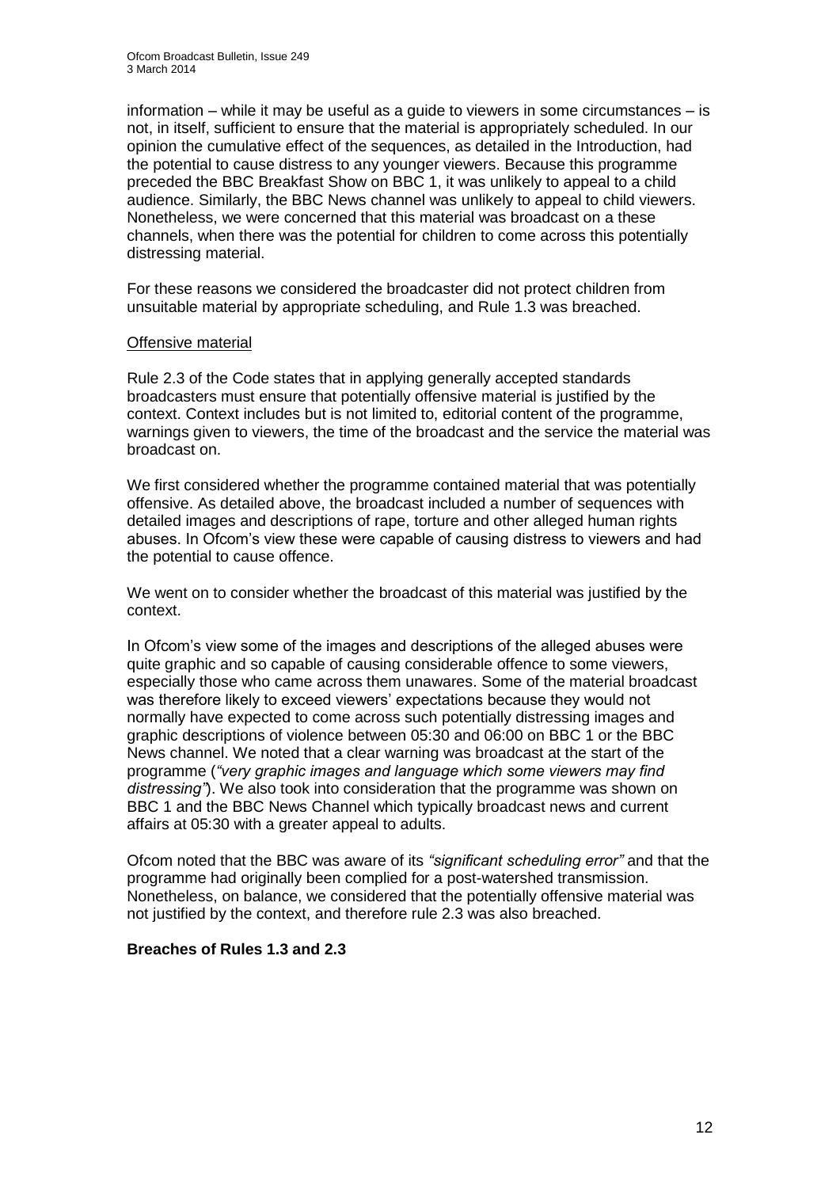information – while it may be useful as a guide to viewers in some circumstances – is not, in itself, sufficient to ensure that the material is appropriately scheduled. In our opinion the cumulative effect of the sequences, as detailed in the Introduction, had the potential to cause distress to any younger viewers. Because this programme preceded the BBC Breakfast Show on BBC 1, it was unlikely to appeal to a child audience. Similarly, the BBC News channel was unlikely to appeal to child viewers. Nonetheless, we were concerned that this material was broadcast on a these channels, when there was the potential for children to come across this potentially distressing material.

For these reasons we considered the broadcaster did not protect children from unsuitable material by appropriate scheduling, and Rule 1.3 was breached.

Offensive material

Rule 2.3 of the Code states that in applying generally accepted standards broadcasters must ensure that potentially offensive material is justified by the context. Context includes but is not limited to, editorial content of the programme, warnings given to viewers, the time of the broadcast and the service the material was broadcast on.

We first considered whether the programme contained material that was potentially offensive. As detailed above, the broadcast included a number of sequences with detailed images and descriptions of rape, torture and other alleged human rights abuses. In Ofcom's view these were capable of causing distress to viewers and had the potential to cause offence.

We went on to consider whether the broadcast of this material was justified by the context.

In Ofcom's view some of the images and descriptions of the alleged abuses were quite graphic and so capable of causing considerable offence to some viewers, especially those who came across them unawares. Some of the material broadcast was therefore likely to exceed viewers' expectations because they would not normally have expected to come across such potentially distressing images and graphic descriptions of violence between 05:30 and 06:00 on BBC 1 or the BBC News channel. We noted that a clear warning was broadcast at the start of the programme (*"very graphic images and language which some viewers may find distressing"*). We also took into consideration that the programme was shown on BBC 1 and the BBC News Channel which typically broadcast news and current affairs at 05:30 with a greater appeal to adults.

Ofcom noted that the BBC was aware of its *"significant scheduling error"* and that the programme had originally been complied for a post-watershed transmission. Nonetheless, on balance, we considered that the potentially offensive material was not justified by the context, and therefore rule 2.3 was also breached.

**Breaches of Rules 1.3 and 2.3**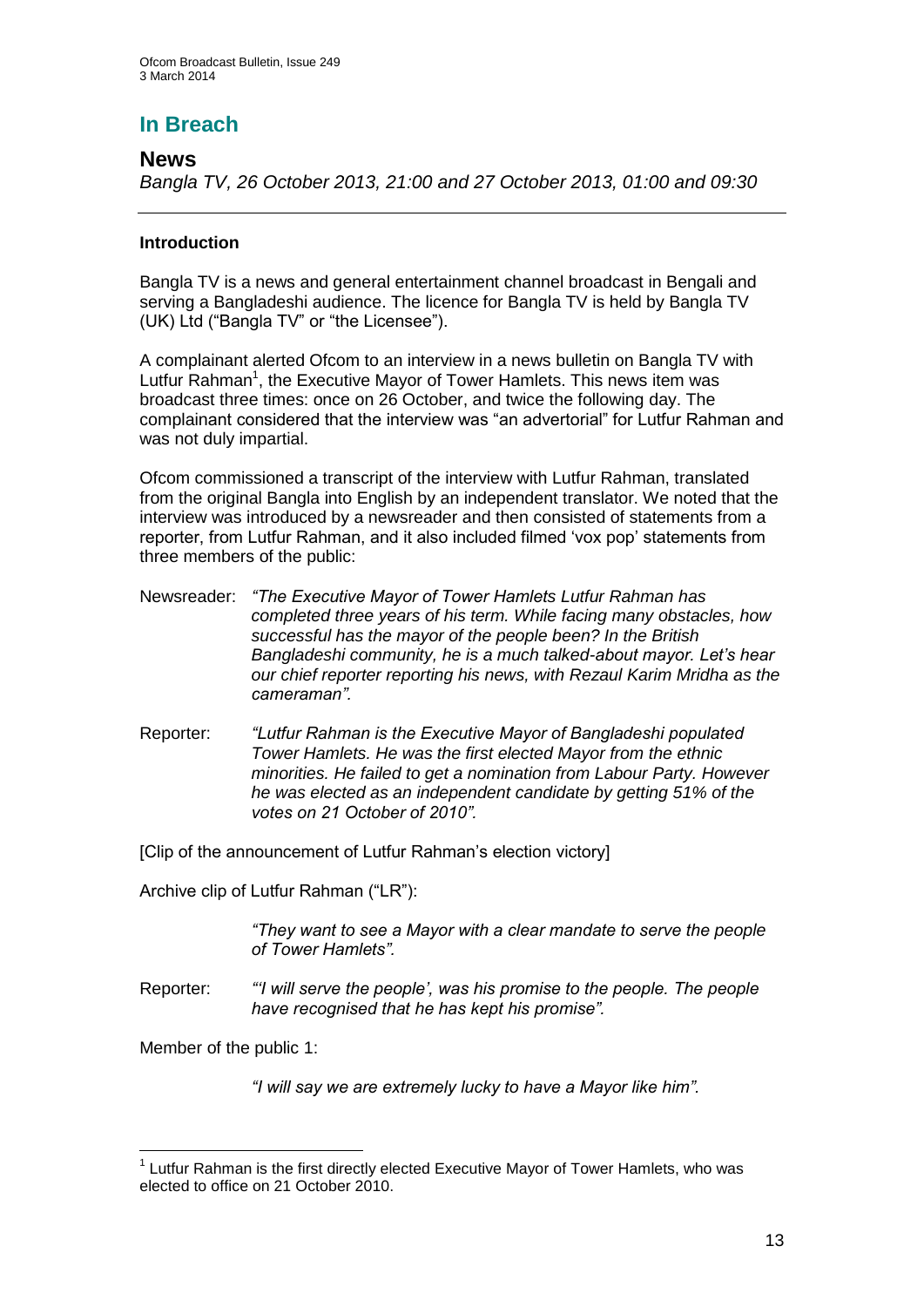# In Breach

## News

*Bangla TV, 26 October 2013, 21:00 and 27 October 2013, 01:00 and 09:30*

---

**Introduction**

Bangla TV is a news and general entertainment channel broadcast in Bengali and serving a Bangladeshi audience. The licence for Bangla TV is held by Bangla TV (UK) Ltd ("Bangla TV" or "the Licensee").

A complainant alerted Ofcom to an interview in a news bulletin on Bangla TV with Lutfur Rahman[1], the Executive Mayor of Tower Hamlets. This news item was broadcast three times: once on 26 October, and twice the following day. The complainant considered that the interview was "an advertorial" for Lutfur Rahman and was not duly impartial.

Ofcom commissioned a transcript of the interview with Lutfur Rahman, translated from the original Bangla into English by an independent translator. We noted that the interview was introduced by a newsreader and then consisted of statements from a reporter, from Lutfur Rahman, and it also included filmed 'vox pop' statements from three members of the public:

Newsreader: *"The Executive Mayor of Tower Hamlets Lutfur Rahman has completed three years of his term. While facing many obstacles, how successful has the mayor of the people been? In the British Bangladeshi community, he is a much talked-about mayor. Let's hear our chief reporter reporting his news, with Rezaul Karim Mridha as the cameraman".*

Reporter: *"Lutfur Rahman is the Executive Mayor of Bangladeshi populated Tower Hamlets. He was the first elected Mayor from the ethnic minorities. He failed to get a nomination from Labour Party. However he was elected as an independent candidate by getting 51% of the votes on 21 October of 2010".*

[Clip of the announcement of Lutfur Rahman's election victory]

Archive clip of Lutfur Rahman ("LR"):

*"They want to see a Mayor with a clear mandate to serve the people of Tower Hamlets".*

Reporter: *"'I will serve the people', was his promise to the people. The people have recognised that he has kept his promise".*

Member of the public 1:

*"I will say we are extremely lucky to have a Mayor like him".*

---

[1] Lutfur Rahman is the first directly elected Executive Mayor of Tower Hamlets, who was elected to office on 21 October 2010.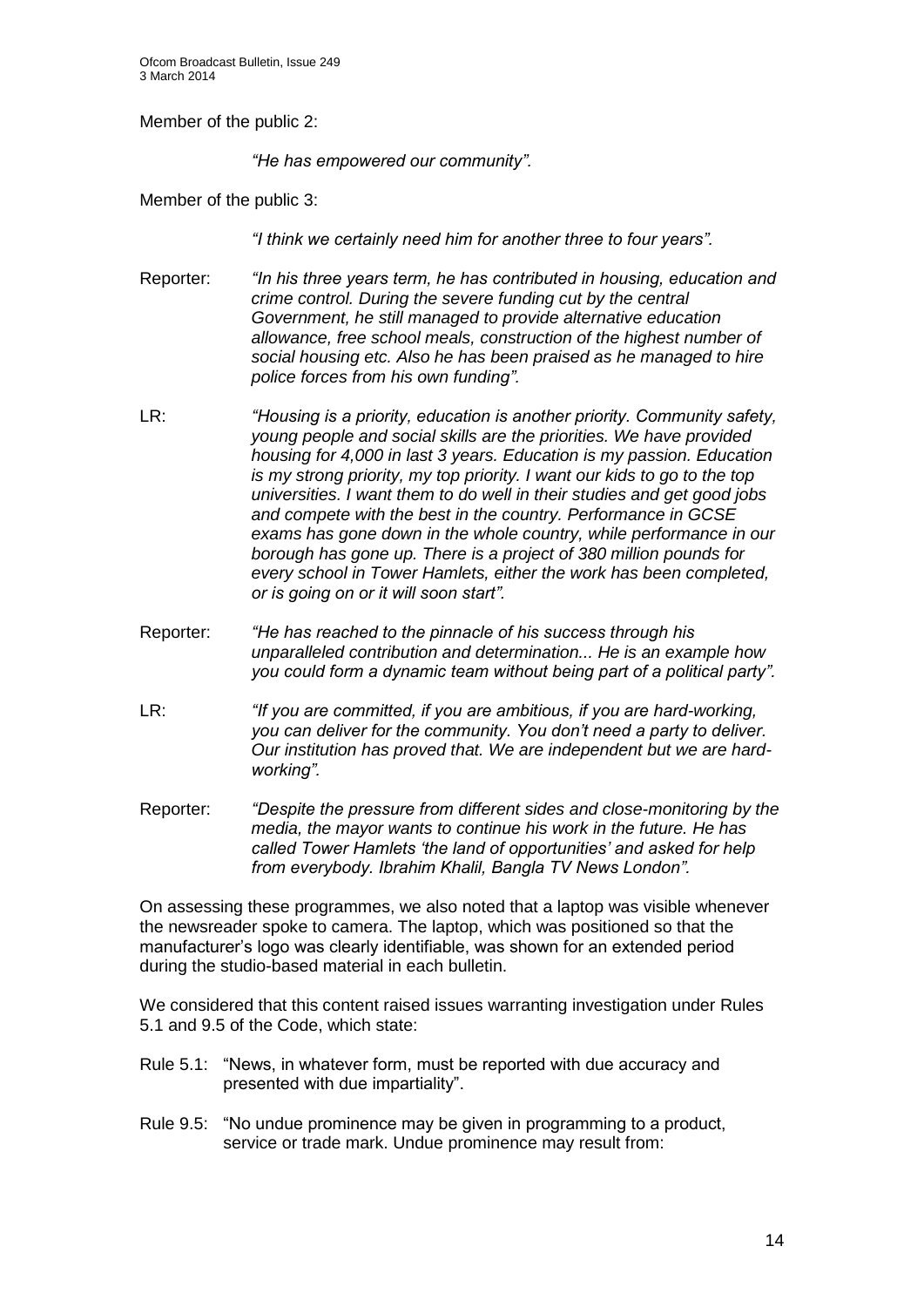Member of the public 2:

*"He has empowered our community".*

Member of the public 3:

*"I think we certainly need him for another three to four years".*

Reporter: *"In his three years term, he has contributed in housing, education and crime control. During the severe funding cut by the central Government, he still managed to provide alternative education allowance, free school meals, construction of the highest number of social housing etc. Also he has been praised as he managed to hire police forces from his own funding".*

LR: *"Housing is a priority, education is another priority. Community safety, young people and social skills are the priorities. We have provided housing for 4,000 in last 3 years. Education is my passion. Education is my strong priority, my top priority. I want our kids to go to the top universities. I want them to do well in their studies and get good jobs and compete with the best in the country. Performance in GCSE exams has gone down in the whole country, while performance in our borough has gone up. There is a project of 380 million pounds for every school in Tower Hamlets, either the work has been completed, or is going on or it will soon start".*

Reporter: *"He has reached to the pinnacle of his success through his unparalleled contribution and determination... He is an example how you could form a dynamic team without being part of a political party".*

LR: *"If you are committed, if you are ambitious, if you are hard-working, you can deliver for the community. You don't need a party to deliver. Our institution has proved that. We are independent but we are hard-working".*

Reporter: *"Despite the pressure from different sides and close-monitoring by the media, the mayor wants to continue his work in the future. He has called Tower Hamlets 'the land of opportunities' and asked for help from everybody. Ibrahim Khalil, Bangla TV News London".*

On assessing these programmes, we also noted that a laptop was visible whenever the newsreader spoke to camera. The laptop, which was positioned so that the manufacturer's logo was clearly identifiable, was shown for an extended period during the studio-based material in each bulletin.

We considered that this content raised issues warranting investigation under Rules 5.1 and 9.5 of the Code, which state:

Rule 5.1: "News, in whatever form, must be reported with due accuracy and presented with due impartiality".

Rule 9.5: "No undue prominence may be given in programming to a product, service or trade mark. Undue prominence may result from: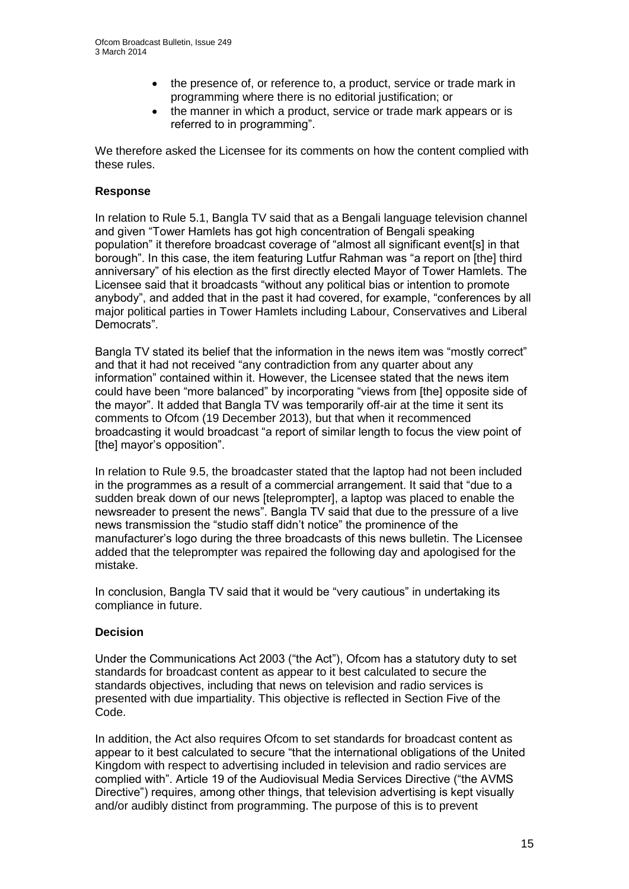- the presence of, or reference to, a product, service or trade mark in programming where there is no editorial justification; or
- the manner in which a product, service or trade mark appears or is referred to in programming".

We therefore asked the Licensee for its comments on how the content complied with these rules.

**Response**

In relation to Rule 5.1, Bangla TV said that as a Bengali language television channel and given "Tower Hamlets has got high concentration of Bengali speaking population" it therefore broadcast coverage of "almost all significant event[s] in that borough". In this case, the item featuring Lutfur Rahman was "a report on [the] third anniversary" of his election as the first directly elected Mayor of Tower Hamlets. The Licensee said that it broadcasts "without any political bias or intention to promote anybody", and added that in the past it had covered, for example, "conferences by all major political parties in Tower Hamlets including Labour, Conservatives and Liberal Democrats".

Bangla TV stated its belief that the information in the news item was "mostly correct" and that it had not received "any contradiction from any quarter about any information" contained within it. However, the Licensee stated that the news item could have been "more balanced" by incorporating "views from [the] opposite side of the mayor". It added that Bangla TV was temporarily off-air at the time it sent its comments to Ofcom (19 December 2013), but that when it recommenced broadcasting it would broadcast "a report of similar length to focus the view point of [the] mayor's opposition".

In relation to Rule 9.5, the broadcaster stated that the laptop had not been included in the programmes as a result of a commercial arrangement. It said that "due to a sudden break down of our news [teleprompter], a laptop was placed to enable the newsreader to present the news". Bangla TV said that due to the pressure of a live news transmission the "studio staff didn't notice" the prominence of the manufacturer's logo during the three broadcasts of this news bulletin. The Licensee added that the teleprompter was repaired the following day and apologised for the mistake.

In conclusion, Bangla TV said that it would be "very cautious" in undertaking its compliance in future.

**Decision**

Under the Communications Act 2003 ("the Act"), Ofcom has a statutory duty to set standards for broadcast content as appear to it best calculated to secure the standards objectives, including that news on television and radio services is presented with due impartiality. This objective is reflected in Section Five of the Code.

In addition, the Act also requires Ofcom to set standards for broadcast content as appear to it best calculated to secure "that the international obligations of the United Kingdom with respect to advertising included in television and radio services are complied with". Article 19 of the Audiovisual Media Services Directive ("the AVMS Directive") requires, among other things, that television advertising is kept visually and/or audibly distinct from programming. The purpose of this is to prevent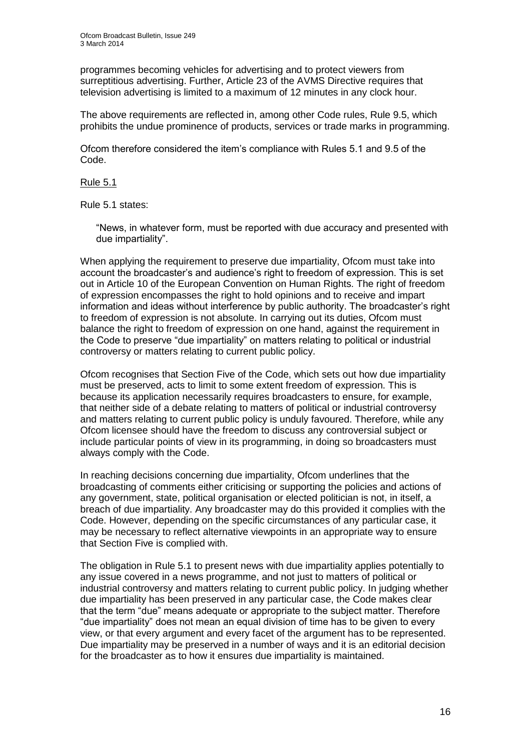programmes becoming vehicles for advertising and to protect viewers from surreptitious advertising. Further, Article 23 of the AVMS Directive requires that television advertising is limited to a maximum of 12 minutes in any clock hour.

The above requirements are reflected in, among other Code rules, Rule 9.5, which prohibits the undue prominence of products, services or trade marks in programming.

Ofcom therefore considered the item's compliance with Rules 5.1 and 9.5 of the Code.

Rule 5.1

Rule 5.1 states:

> "News, in whatever form, must be reported with due accuracy and presented with due impartiality".

When applying the requirement to preserve due impartiality, Ofcom must take into account the broadcaster's and audience's right to freedom of expression. This is set out in Article 10 of the European Convention on Human Rights. The right of freedom of expression encompasses the right to hold opinions and to receive and impart information and ideas without interference by public authority. The broadcaster's right to freedom of expression is not absolute. In carrying out its duties, Ofcom must balance the right to freedom of expression on one hand, against the requirement in the Code to preserve "due impartiality" on matters relating to political or industrial controversy or matters relating to current public policy.

Ofcom recognises that Section Five of the Code, which sets out how due impartiality must be preserved, acts to limit to some extent freedom of expression. This is because its application necessarily requires broadcasters to ensure, for example, that neither side of a debate relating to matters of political or industrial controversy and matters relating to current public policy is unduly favoured. Therefore, while any Ofcom licensee should have the freedom to discuss any controversial subject or include particular points of view in its programming, in doing so broadcasters must always comply with the Code.

In reaching decisions concerning due impartiality, Ofcom underlines that the broadcasting of comments either criticising or supporting the policies and actions of any government, state, political organisation or elected politician is not, in itself, a breach of due impartiality. Any broadcaster may do this provided it complies with the Code. However, depending on the specific circumstances of any particular case, it may be necessary to reflect alternative viewpoints in an appropriate way to ensure that Section Five is complied with.

The obligation in Rule 5.1 to present news with due impartiality applies potentially to any issue covered in a news programme, and not just to matters of political or industrial controversy and matters relating to current public policy. In judging whether due impartiality has been preserved in any particular case, the Code makes clear that the term "due" means adequate or appropriate to the subject matter. Therefore "due impartiality" does not mean an equal division of time has to be given to every view, or that every argument and every facet of the argument has to be represented. Due impartiality may be preserved in a number of ways and it is an editorial decision for the broadcaster as to how it ensures due impartiality is maintained.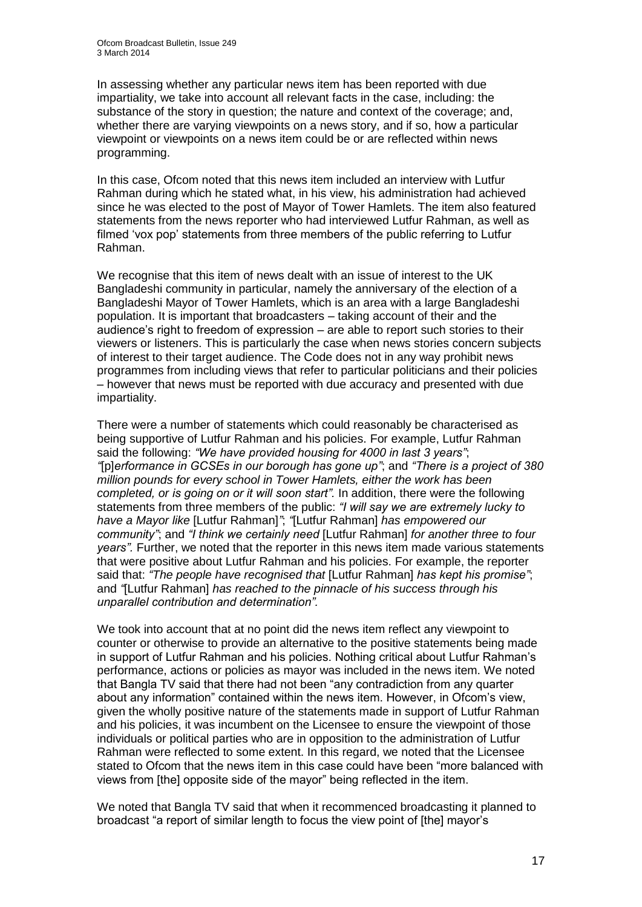In assessing whether any particular news item has been reported with due impartiality, we take into account all relevant facts in the case, including: the substance of the story in question; the nature and context of the coverage; and, whether there are varying viewpoints on a news story, and if so, how a particular viewpoint or viewpoints on a news item could be or are reflected within news programming.

In this case, Ofcom noted that this news item included an interview with Lutfur Rahman during which he stated what, in his view, his administration had achieved since he was elected to the post of Mayor of Tower Hamlets. The item also featured statements from the news reporter who had interviewed Lutfur Rahman, as well as filmed 'vox pop' statements from three members of the public referring to Lutfur Rahman.

We recognise that this item of news dealt with an issue of interest to the UK Bangladeshi community in particular, namely the anniversary of the election of a Bangladeshi Mayor of Tower Hamlets, which is an area with a large Bangladeshi population. It is important that broadcasters – taking account of their and the audience's right to freedom of expression – are able to report such stories to their viewers or listeners. This is particularly the case when news stories concern subjects of interest to their target audience. The Code does not in any way prohibit news programmes from including views that refer to particular politicians and their policies – however that news must be reported with due accuracy and presented with due impartiality.

There were a number of statements which could reasonably be characterised as being supportive of Lutfur Rahman and his policies. For example, Lutfur Rahman said the following: *"We have provided housing for 4000 in last 3 years"*; *"*[p]*erformance in GCSEs in our borough has gone up"*; and *"There is a project of 380 million pounds for every school in Tower Hamlets, either the work has been completed, or is going on or it will soon start".* In addition, there were the following statements from three members of the public: *"I will say we are extremely lucky to have a Mayor like* [Lutfur Rahman]*"*; *"*[Lutfur Rahman] *has empowered our community"*; and *"I think we certainly need* [Lutfur Rahman] *for another three to four years".* Further, we noted that the reporter in this news item made various statements that were positive about Lutfur Rahman and his policies. For example, the reporter said that: *"The people have recognised that* [Lutfur Rahman] *has kept his promise"*; and *"*[Lutfur Rahman] *has reached to the pinnacle of his success through his unparallel contribution and determination".*

We took into account that at no point did the news item reflect any viewpoint to counter or otherwise to provide an alternative to the positive statements being made in support of Lutfur Rahman and his policies. Nothing critical about Lutfur Rahman's performance, actions or policies as mayor was included in the news item. We noted that Bangla TV said that there had not been "any contradiction from any quarter about any information" contained within the news item. However, in Ofcom's view, given the wholly positive nature of the statements made in support of Lutfur Rahman and his policies, it was incumbent on the Licensee to ensure the viewpoint of those individuals or political parties who are in opposition to the administration of Lutfur Rahman were reflected to some extent. In this regard, we noted that the Licensee stated to Ofcom that the news item in this case could have been "more balanced with views from [the] opposite side of the mayor" being reflected in the item.

We noted that Bangla TV said that when it recommenced broadcasting it planned to broadcast "a report of similar length to focus the view point of [the] mayor's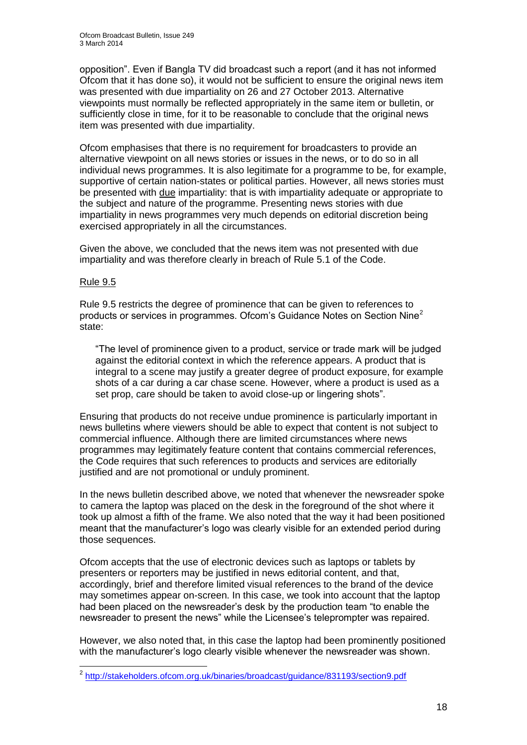opposition". Even if Bangla TV did broadcast such a report (and it has not informed Ofcom that it has done so), it would not be sufficient to ensure the original news item was presented with due impartiality on 26 and 27 October 2013. Alternative viewpoints must normally be reflected appropriately in the same item or bulletin, or sufficiently close in time, for it to be reasonable to conclude that the original news item was presented with due impartiality.

Ofcom emphasises that there is no requirement for broadcasters to provide an alternative viewpoint on all news stories or issues in the news, or to do so in all individual news programmes. It is also legitimate for a programme to be, for example, supportive of certain nation-states or political parties. However, all news stories must be presented with due impartiality: that is with impartiality adequate or appropriate to the subject and nature of the programme. Presenting news stories with due impartiality in news programmes very much depends on editorial discretion being exercised appropriately in all the circumstances.

Given the above, we concluded that the news item was not presented with due impartiality and was therefore clearly in breach of Rule 5.1 of the Code.

Rule 9.5

Rule 9.5 restricts the degree of prominence that can be given to references to products or services in programmes. Ofcom's Guidance Notes on Section Nine[2] state:

> "The level of prominence given to a product, service or trade mark will be judged against the editorial context in which the reference appears. A product that is integral to a scene may justify a greater degree of product exposure, for example shots of a car during a car chase scene. However, where a product is used as a set prop, care should be taken to avoid close-up or lingering shots".

Ensuring that products do not receive undue prominence is particularly important in news bulletins where viewers should be able to expect that content is not subject to commercial influence. Although there are limited circumstances where news programmes may legitimately feature content that contains commercial references, the Code requires that such references to products and services are editorially justified and are not promotional or unduly prominent.

In the news bulletin described above, we noted that whenever the newsreader spoke to camera the laptop was placed on the desk in the foreground of the shot where it took up almost a fifth of the frame. We also noted that the way it had been positioned meant that the manufacturer's logo was clearly visible for an extended period during those sequences.

Ofcom accepts that the use of electronic devices such as laptops or tablets by presenters or reporters may be justified in news editorial content, and that, accordingly, brief and therefore limited visual references to the brand of the device may sometimes appear on-screen. In this case, we took into account that the laptop had been placed on the newsreader's desk by the production team "to enable the newsreader to present the news" while the Licensee's teleprompter was repaired.

However, we also noted that, in this case the laptop had been prominently positioned with the manufacturer's logo clearly visible whenever the newsreader was shown.

[2] http://stakeholders.ofcom.org.uk/binaries/broadcast/guidance/831193/section9.pdf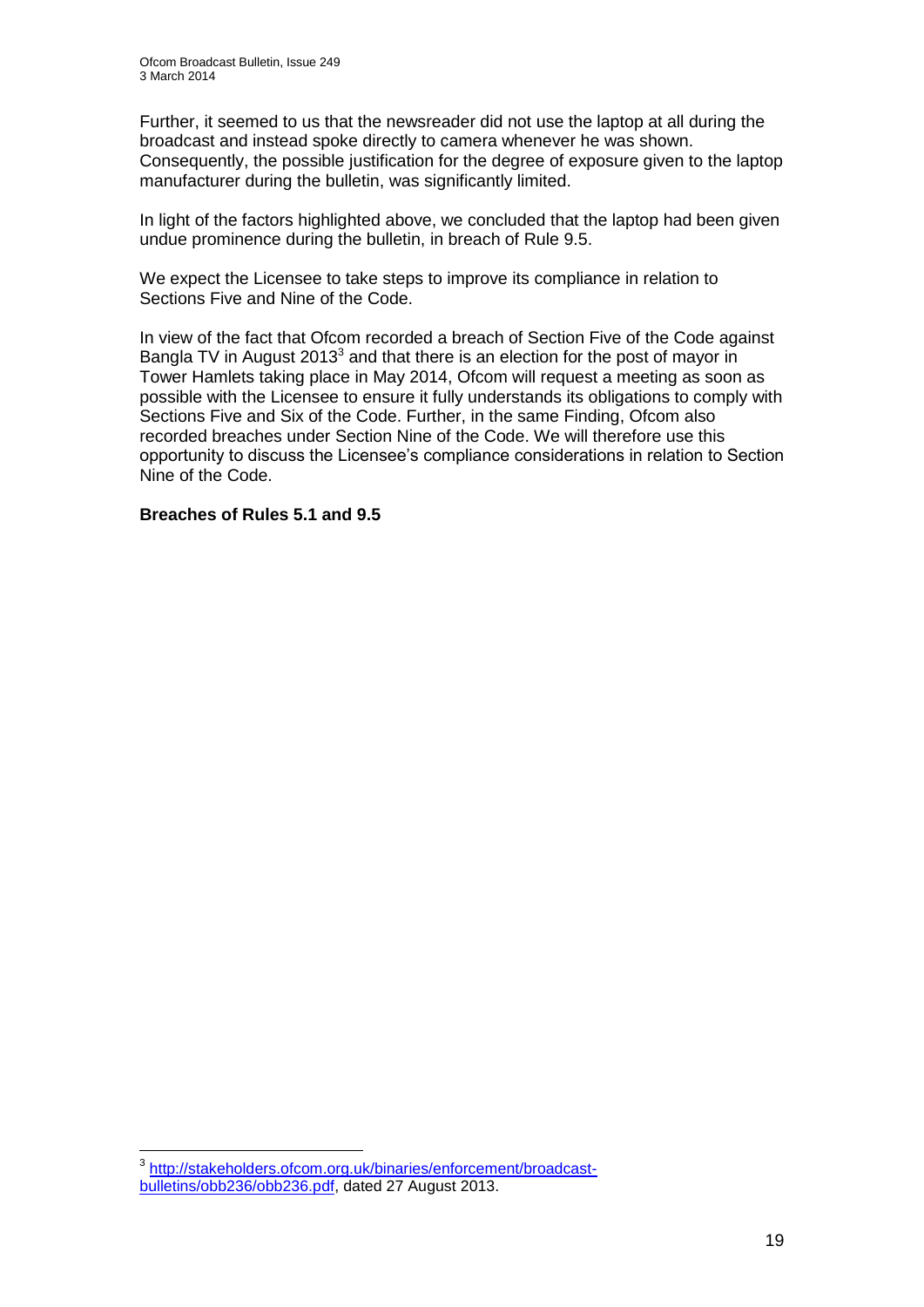Further, it seemed to us that the newsreader did not use the laptop at all during the broadcast and instead spoke directly to camera whenever he was shown. Consequently, the possible justification for the degree of exposure given to the laptop manufacturer during the bulletin, was significantly limited.

In light of the factors highlighted above, we concluded that the laptop had been given undue prominence during the bulletin, in breach of Rule 9.5.

We expect the Licensee to take steps to improve its compliance in relation to Sections Five and Nine of the Code.

In view of the fact that Ofcom recorded a breach of Section Five of the Code against Bangla TV in August 2013[3] and that there is an election for the post of mayor in Tower Hamlets taking place in May 2014, Ofcom will request a meeting as soon as possible with the Licensee to ensure it fully understands its obligations to comply with Sections Five and Six of the Code. Further, in the same Finding, Ofcom also recorded breaches under Section Nine of the Code. We will therefore use this opportunity to discuss the Licensee's compliance considerations in relation to Section Nine of the Code.

**Breaches of Rules 5.1 and 9.5**

[3] http://stakeholders.ofcom.org.uk/binaries/enforcement/broadcast-bulletins/obb236/obb236.pdf, dated 27 August 2013.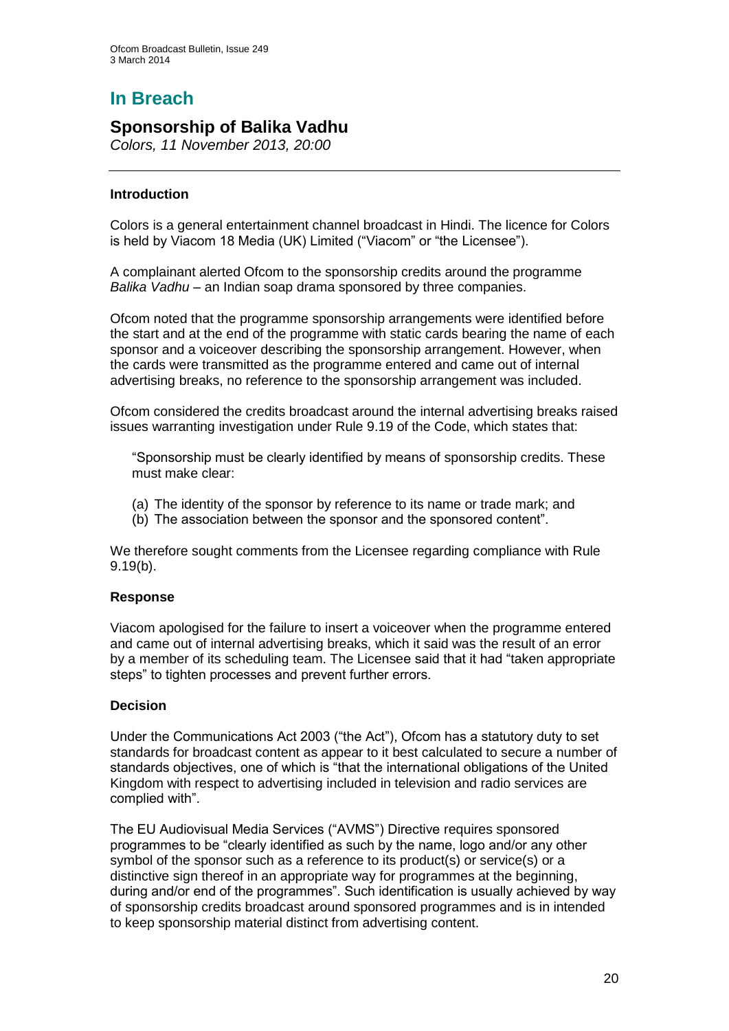# In Breach

## Sponsorship of Balika Vadhu

*Colors, 11 November 2013, 20:00*

### Introduction

Colors is a general entertainment channel broadcast in Hindi. The licence for Colors is held by Viacom 18 Media (UK) Limited ("Viacom" or "the Licensee").

A complainant alerted Ofcom to the sponsorship credits around the programme *Balika Vadhu* – an Indian soap drama sponsored by three companies.

Ofcom noted that the programme sponsorship arrangements were identified before the start and at the end of the programme with static cards bearing the name of each sponsor and a voiceover describing the sponsorship arrangement. However, when the cards were transmitted as the programme entered and came out of internal advertising breaks, no reference to the sponsorship arrangement was included.

Ofcom considered the credits broadcast around the internal advertising breaks raised issues warranting investigation under Rule 9.19 of the Code, which states that:

> "Sponsorship must be clearly identified by means of sponsorship credits. These must make clear:
>
> (a) The identity of the sponsor by reference to its name or trade mark; and
> (b) The association between the sponsor and the sponsored content".

We therefore sought comments from the Licensee regarding compliance with Rule 9.19(b).

### Response

Viacom apologised for the failure to insert a voiceover when the programme entered and came out of internal advertising breaks, which it said was the result of an error by a member of its scheduling team. The Licensee said that it had "taken appropriate steps" to tighten processes and prevent further errors.

### Decision

Under the Communications Act 2003 ("the Act"), Ofcom has a statutory duty to set standards for broadcast content as appear to it best calculated to secure a number of standards objectives, one of which is "that the international obligations of the United Kingdom with respect to advertising included in television and radio services are complied with".

The EU Audiovisual Media Services ("AVMS") Directive requires sponsored programmes to be "clearly identified as such by the name, logo and/or any other symbol of the sponsor such as a reference to its product(s) or service(s) or a distinctive sign thereof in an appropriate way for programmes at the beginning, during and/or end of the programmes". Such identification is usually achieved by way of sponsorship credits broadcast around sponsored programmes and is in intended to keep sponsorship material distinct from advertising content.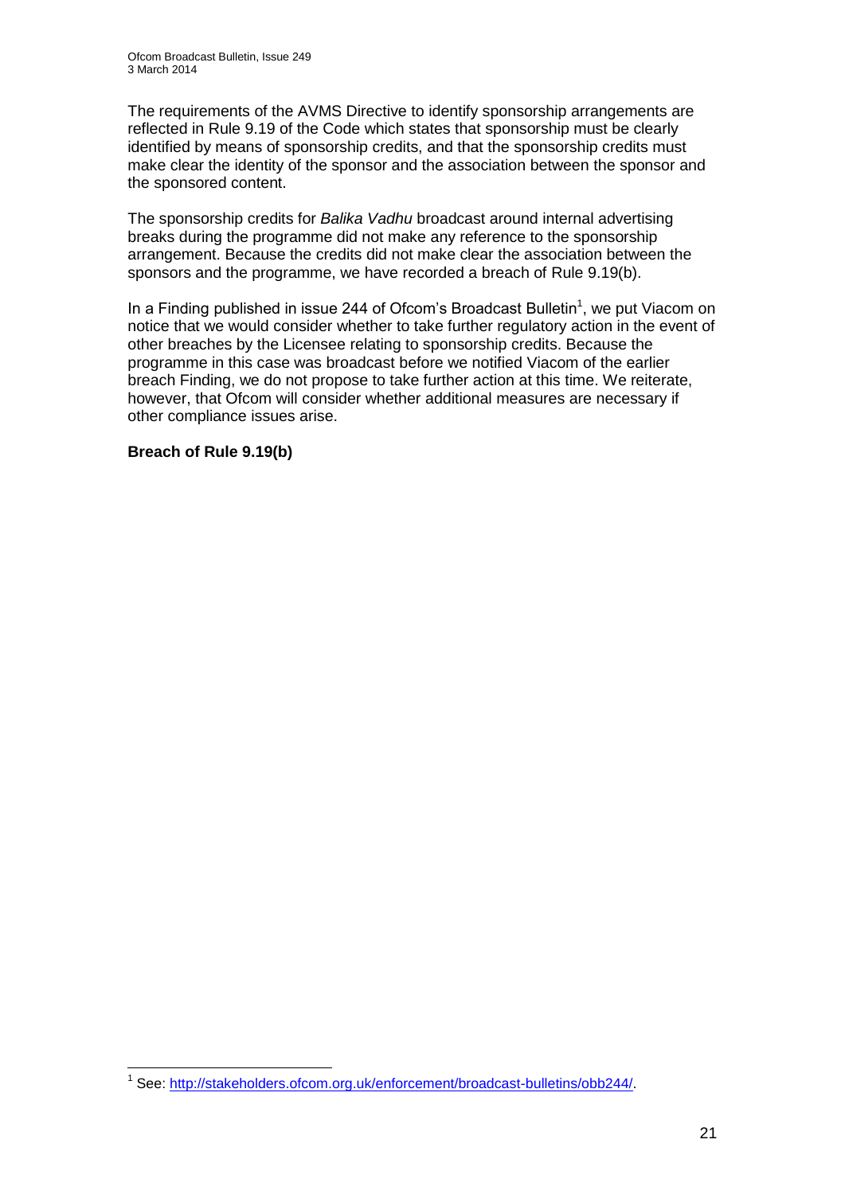The requirements of the AVMS Directive to identify sponsorship arrangements are reflected in Rule 9.19 of the Code which states that sponsorship must be clearly identified by means of sponsorship credits, and that the sponsorship credits must make clear the identity of the sponsor and the association between the sponsor and the sponsored content.

The sponsorship credits for *Balika Vadhu* broadcast around internal advertising breaks during the programme did not make any reference to the sponsorship arrangement. Because the credits did not make clear the association between the sponsors and the programme, we have recorded a breach of Rule 9.19(b).

In a Finding published in issue 244 of Ofcom's Broadcast Bulletin[1], we put Viacom on notice that we would consider whether to take further regulatory action in the event of other breaches by the Licensee relating to sponsorship credits. Because the programme in this case was broadcast before we notified Viacom of the earlier breach Finding, we do not propose to take further action at this time. We reiterate, however, that Ofcom will consider whether additional measures are necessary if other compliance issues arise.

**Breach of Rule 9.19(b)**

[1] See: http://stakeholders.ofcom.org.uk/enforcement/broadcast-bulletins/obb244/.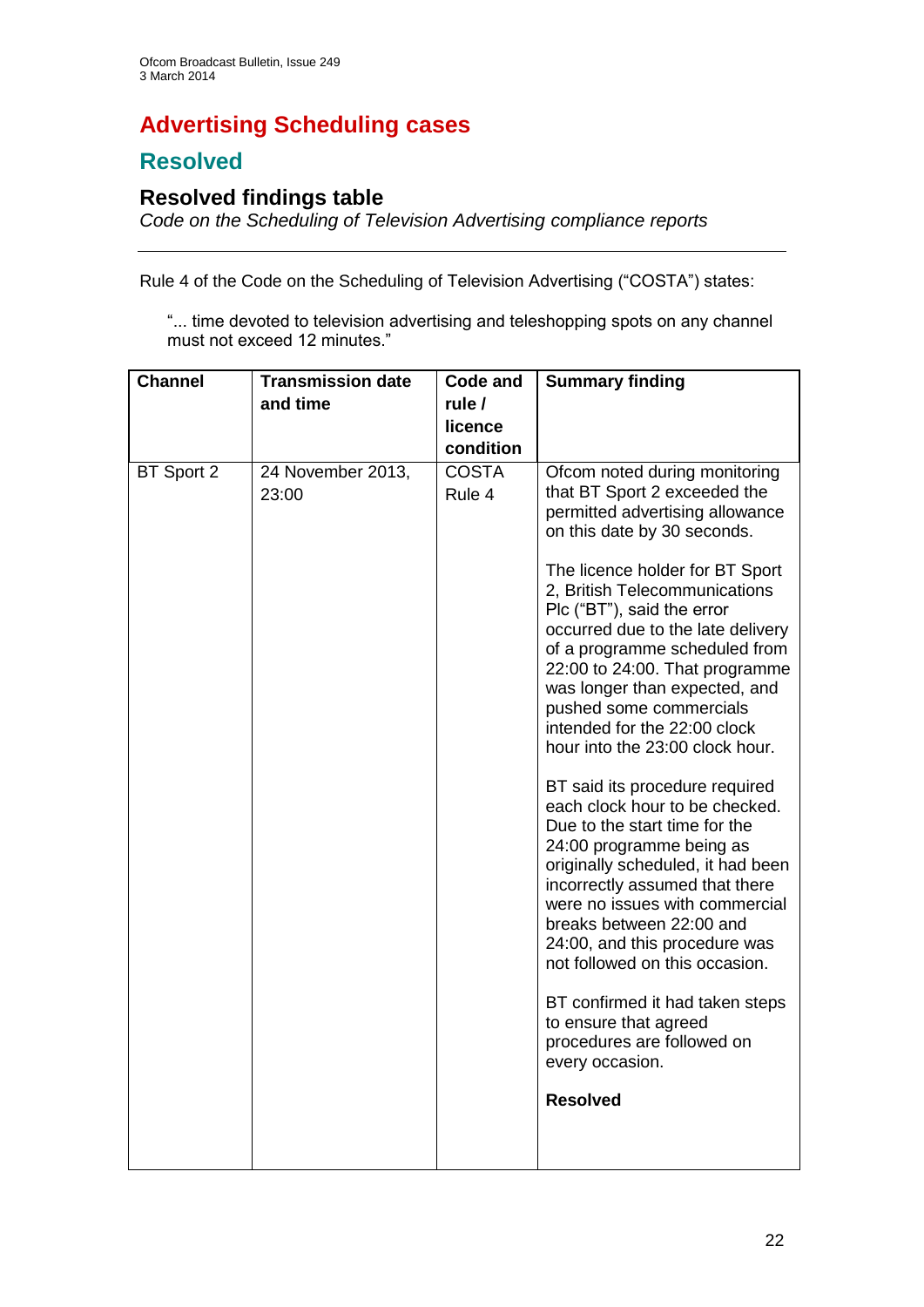# Advertising Scheduling cases

## Resolved

### Resolved findings table

*Code on the Scheduling of Television Advertising compliance reports*

---

Rule 4 of the Code on the Scheduling of Television Advertising ("COSTA") states:

> "... time devoted to television advertising and teleshopping spots on any channel must not exceed 12 minutes."

| Channel | Transmission date and time | Code and rule / licence condition | Summary finding |
|---|---|---|---|
| BT Sport 2 | 24 November 2013, 23:00 | COSTA Rule 4 | Ofcom noted during monitoring that BT Sport 2 exceeded the permitted advertising allowance on this date by 30 seconds.<br><br>The licence holder for BT Sport 2, British Telecommunications Plc ("BT"), said the error occurred due to the late delivery of a programme scheduled from 22:00 to 24:00. That programme was longer than expected, and pushed some commercials intended for the 22:00 clock hour into the 23:00 clock hour.<br><br>BT said its procedure required each clock hour to be checked. Due to the start time for the 24:00 programme being as originally scheduled, it had been incorrectly assumed that there were no issues with commercial breaks between 22:00 and 24:00, and this procedure was not followed on this occasion.<br><br>BT confirmed it had taken steps to ensure that agreed procedures are followed on every occasion.<br><br>**Resolved** |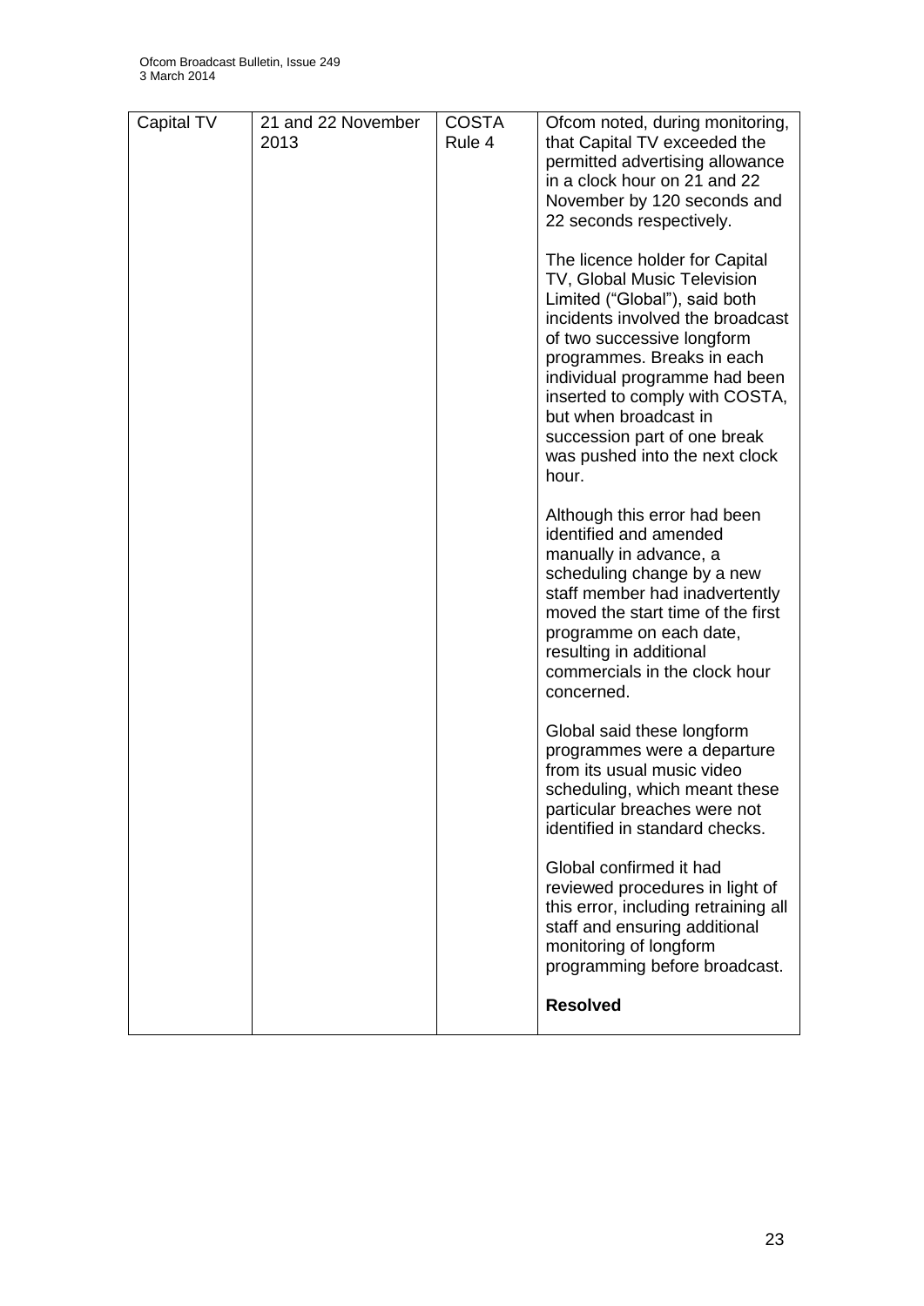| Capital TV | 21 and 22 November 2013 | COSTA Rule 4 | Ofcom noted, during monitoring, that Capital TV exceeded the permitted advertising allowance in a clock hour on 21 and 22 November by 120 seconds and 22 seconds respectively.<br><br>The licence holder for Capital TV, Global Music Television Limited ("Global"), said both incidents involved the broadcast of two successive longform programmes. Breaks in each individual programme had been inserted to comply with COSTA, but when broadcast in succession part of one break was pushed into the next clock hour.<br><br>Although this error had been identified and amended manually in advance, a scheduling change by a new staff member had inadvertently moved the start time of the first programme on each date, resulting in additional commercials in the clock hour concerned.<br><br>Global said these longform programmes were a departure from its usual music video scheduling, which meant these particular breaches were not identified in standard checks.<br><br>Global confirmed it had reviewed procedures in light of this error, including retraining all staff and ensuring additional monitoring of longform programming before broadcast.<br><br>**Resolved** |
|---|---|---|---|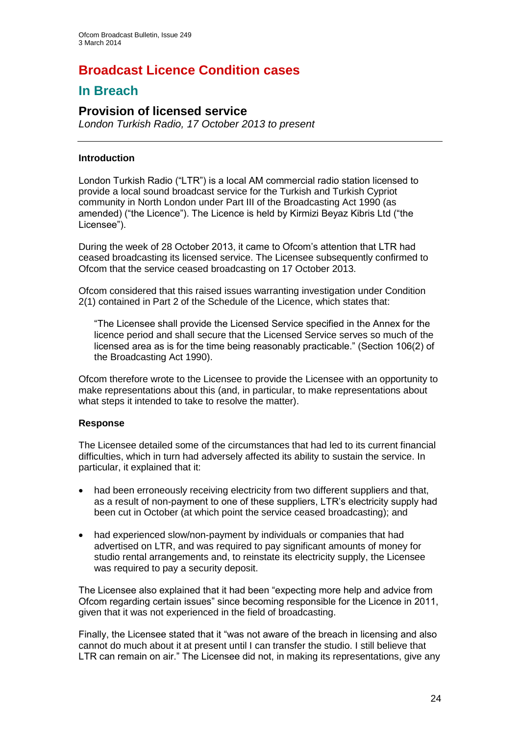# Broadcast Licence Condition cases

## In Breach

### Provision of licensed service

*London Turkish Radio, 17 October 2013 to present*

---

**Introduction**

London Turkish Radio ("LTR") is a local AM commercial radio station licensed to provide a local sound broadcast service for the Turkish and Turkish Cypriot community in North London under Part III of the Broadcasting Act 1990 (as amended) ("the Licence"). The Licence is held by Kirmizi Beyaz Kibris Ltd ("the Licensee").

During the week of 28 October 2013, it came to Ofcom's attention that LTR had ceased broadcasting its licensed service. The Licensee subsequently confirmed to Ofcom that the service ceased broadcasting on 17 October 2013.

Ofcom considered that this raised issues warranting investigation under Condition 2(1) contained in Part 2 of the Schedule of the Licence, which states that:

> "The Licensee shall provide the Licensed Service specified in the Annex for the licence period and shall secure that the Licensed Service serves so much of the licensed area as is for the time being reasonably practicable." (Section 106(2) of the Broadcasting Act 1990).

Ofcom therefore wrote to the Licensee to provide the Licensee with an opportunity to make representations about this (and, in particular, to make representations about what steps it intended to take to resolve the matter).

**Response**

The Licensee detailed some of the circumstances that had led to its current financial difficulties, which in turn had adversely affected its ability to sustain the service. In particular, it explained that it:

- had been erroneously receiving electricity from two different suppliers and that, as a result of non-payment to one of these suppliers, LTR's electricity supply had been cut in October (at which point the service ceased broadcasting); and
- had experienced slow/non-payment by individuals or companies that had advertised on LTR, and was required to pay significant amounts of money for studio rental arrangements and, to reinstate its electricity supply, the Licensee was required to pay a security deposit.

The Licensee also explained that it had been "expecting more help and advice from Ofcom regarding certain issues" since becoming responsible for the Licence in 2011, given that it was not experienced in the field of broadcasting.

Finally, the Licensee stated that it "was not aware of the breach in licensing and also cannot do much about it at present until I can transfer the studio. I still believe that LTR can remain on air." The Licensee did not, in making its representations, give any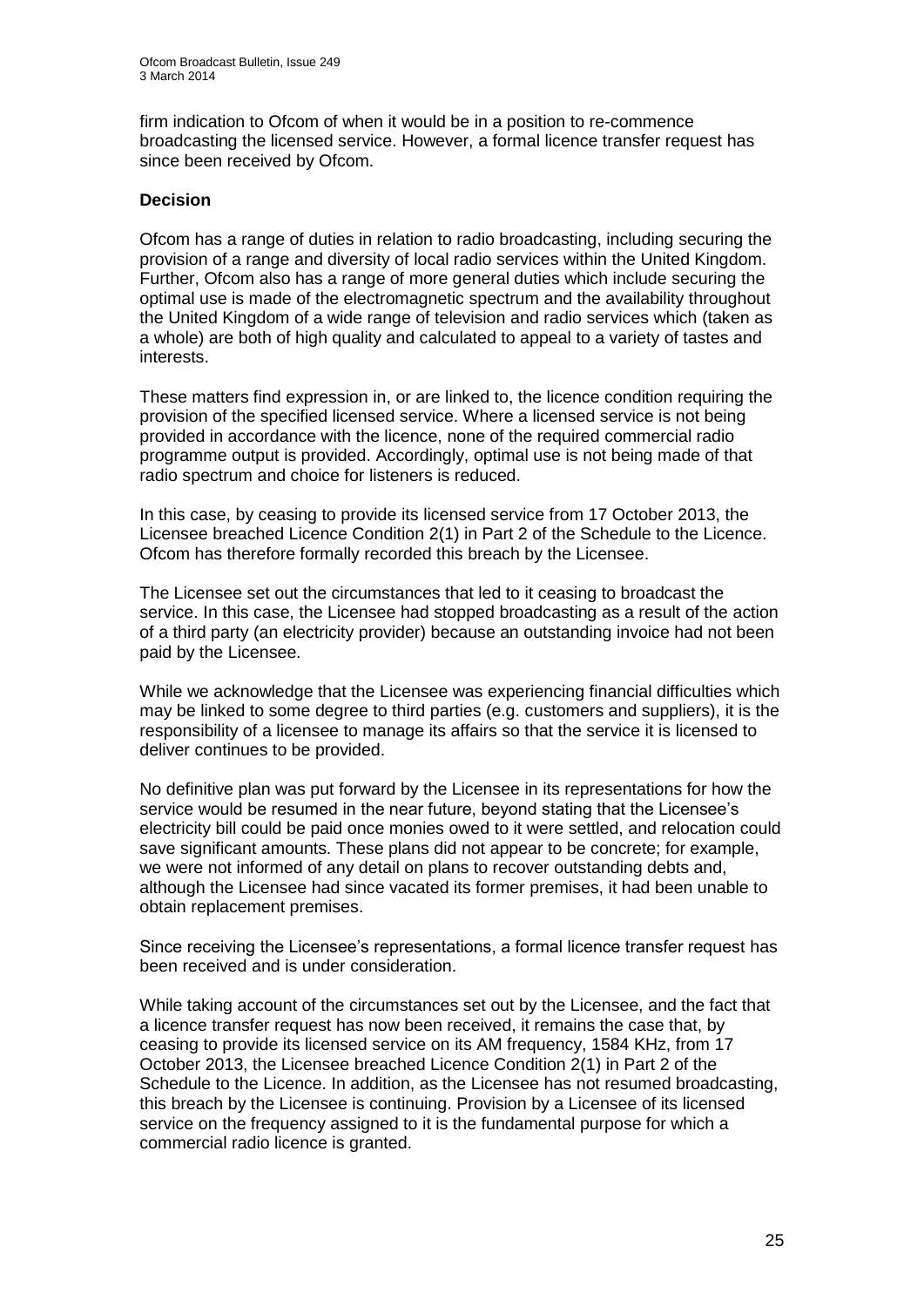firm indication to Ofcom of when it would be in a position to re-commence broadcasting the licensed service. However, a formal licence transfer request has since been received by Ofcom.

**Decision**

Ofcom has a range of duties in relation to radio broadcasting, including securing the provision of a range and diversity of local radio services within the United Kingdom. Further, Ofcom also has a range of more general duties which include securing the optimal use is made of the electromagnetic spectrum and the availability throughout the United Kingdom of a wide range of television and radio services which (taken as a whole) are both of high quality and calculated to appeal to a variety of tastes and interests.

These matters find expression in, or are linked to, the licence condition requiring the provision of the specified licensed service. Where a licensed service is not being provided in accordance with the licence, none of the required commercial radio programme output is provided. Accordingly, optimal use is not being made of that radio spectrum and choice for listeners is reduced.

In this case, by ceasing to provide its licensed service from 17 October 2013, the Licensee breached Licence Condition 2(1) in Part 2 of the Schedule to the Licence. Ofcom has therefore formally recorded this breach by the Licensee.

The Licensee set out the circumstances that led to it ceasing to broadcast the service. In this case, the Licensee had stopped broadcasting as a result of the action of a third party (an electricity provider) because an outstanding invoice had not been paid by the Licensee.

While we acknowledge that the Licensee was experiencing financial difficulties which may be linked to some degree to third parties (e.g. customers and suppliers), it is the responsibility of a licensee to manage its affairs so that the service it is licensed to deliver continues to be provided.

No definitive plan was put forward by the Licensee in its representations for how the service would be resumed in the near future, beyond stating that the Licensee's electricity bill could be paid once monies owed to it were settled, and relocation could save significant amounts. These plans did not appear to be concrete; for example, we were not informed of any detail on plans to recover outstanding debts and, although the Licensee had since vacated its former premises, it had been unable to obtain replacement premises.

Since receiving the Licensee's representations, a formal licence transfer request has been received and is under consideration.

While taking account of the circumstances set out by the Licensee, and the fact that a licence transfer request has now been received, it remains the case that, by ceasing to provide its licensed service on its AM frequency, 1584 KHz, from 17 October 2013, the Licensee breached Licence Condition 2(1) in Part 2 of the Schedule to the Licence. In addition, as the Licensee has not resumed broadcasting, this breach by the Licensee is continuing. Provision by a Licensee of its licensed service on the frequency assigned to it is the fundamental purpose for which a commercial radio licence is granted.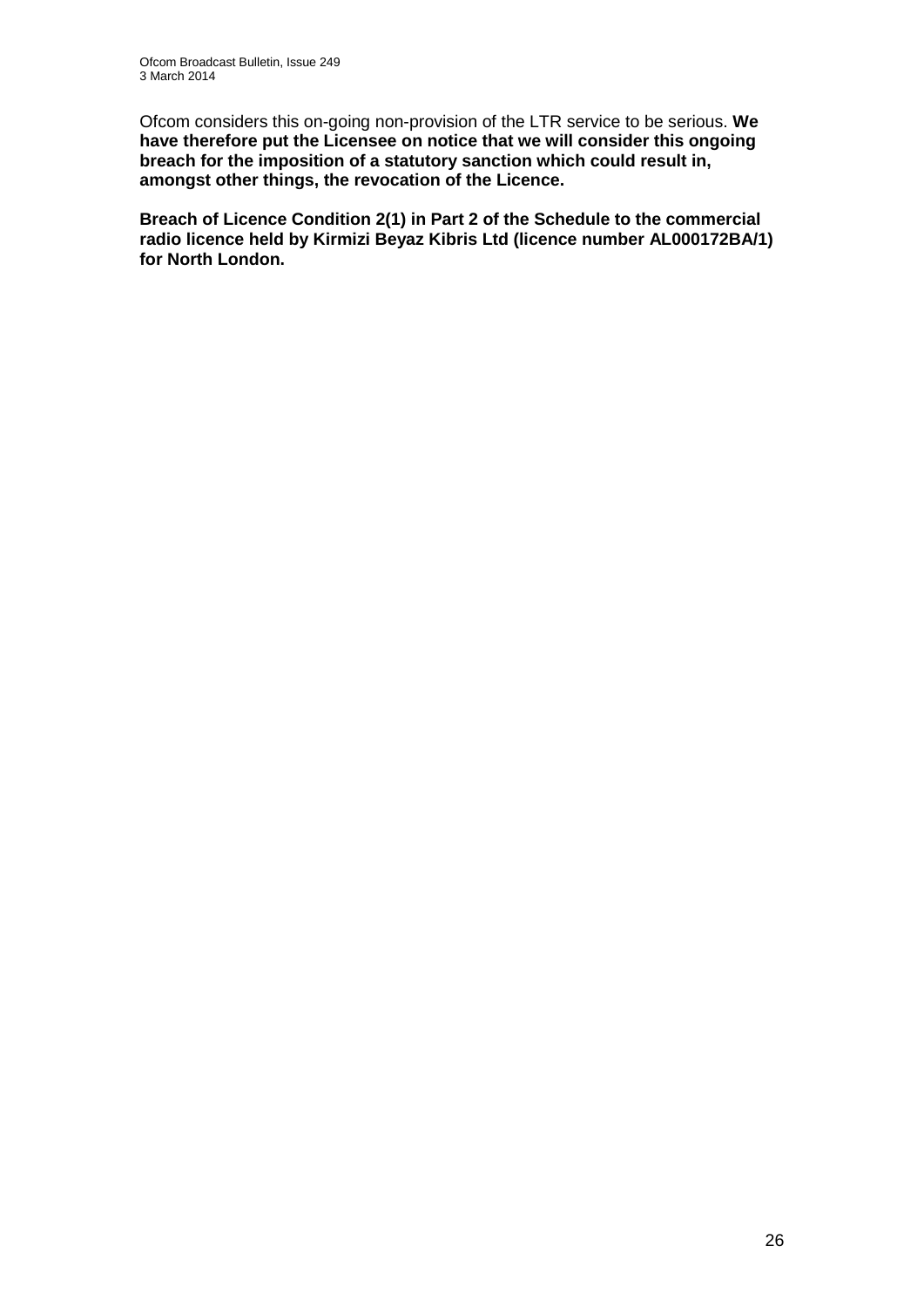Ofcom considers this on-going non-provision of the LTR service to be serious. **We have therefore put the Licensee on notice that we will consider this ongoing breach for the imposition of a statutory sanction which could result in, amongst other things, the revocation of the Licence.**

**Breach of Licence Condition 2(1) in Part 2 of the Schedule to the commercial radio licence held by Kirmizi Beyaz Kibris Ltd (licence number AL000172BA/1) for North London.**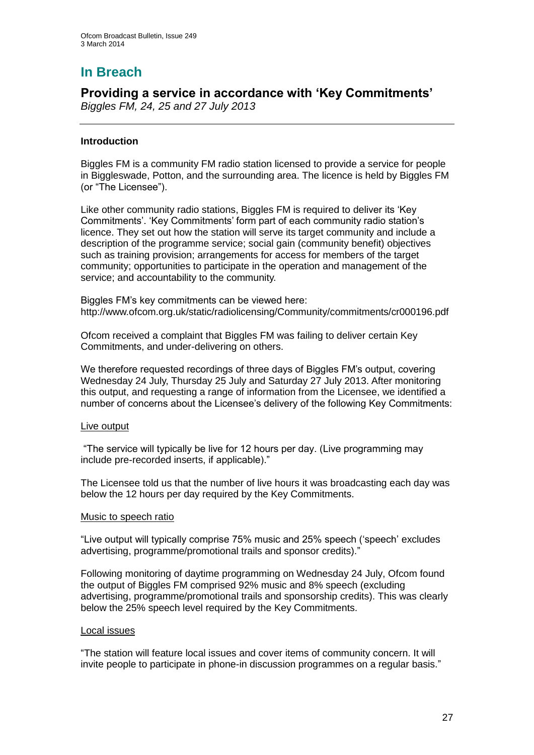# In Breach

## Providing a service in accordance with 'Key Commitments'

*Biggles FM, 24, 25 and 27 July 2013*

### Introduction

Biggles FM is a community FM radio station licensed to provide a service for people in Biggleswade, Potton, and the surrounding area. The licence is held by Biggles FM (or "The Licensee").

Like other community radio stations, Biggles FM is required to deliver its 'Key Commitments'. 'Key Commitments' form part of each community radio station's licence. They set out how the station will serve its target community and include a description of the programme service; social gain (community benefit) objectives such as training provision; arrangements for access for members of the target community; opportunities to participate in the operation and management of the service; and accountability to the community.

Biggles FM's key commitments can be viewed here: http://www.ofcom.org.uk/static/radiolicensing/Community/commitments/cr000196.pdf

Ofcom received a complaint that Biggles FM was failing to deliver certain Key Commitments, and under-delivering on others.

We therefore requested recordings of three days of Biggles FM's output, covering Wednesday 24 July, Thursday 25 July and Saturday 27 July 2013. After monitoring this output, and requesting a range of information from the Licensee, we identified a number of concerns about the Licensee's delivery of the following Key Commitments:

<u>Live output</u>

"The service will typically be live for 12 hours per day. (Live programming may include pre-recorded inserts, if applicable)."

The Licensee told us that the number of live hours it was broadcasting each day was below the 12 hours per day required by the Key Commitments.

<u>Music to speech ratio</u>

"Live output will typically comprise 75% music and 25% speech ('speech' excludes advertising, programme/promotional trails and sponsor credits)."

Following monitoring of daytime programming on Wednesday 24 July, Ofcom found the output of Biggles FM comprised 92% music and 8% speech (excluding advertising, programme/promotional trails and sponsorship credits). This was clearly below the 25% speech level required by the Key Commitments.

<u>Local issues</u>

"The station will feature local issues and cover items of community concern. It will invite people to participate in phone-in discussion programmes on a regular basis."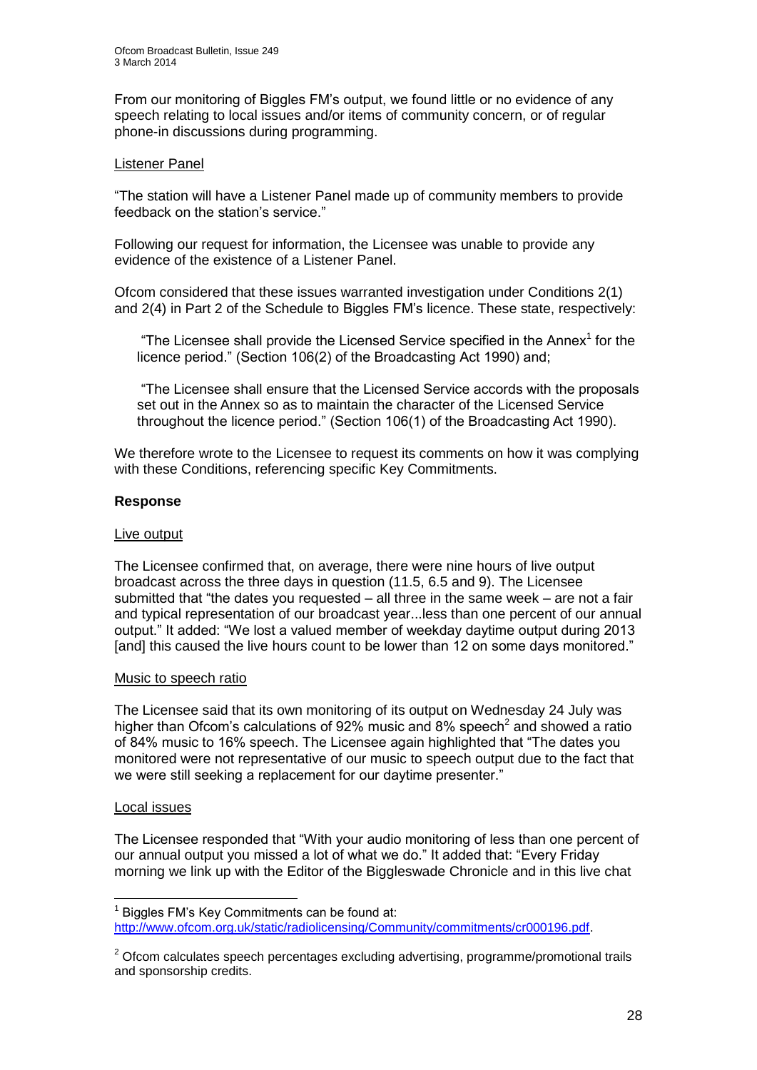From our monitoring of Biggles FM's output, we found little or no evidence of any speech relating to local issues and/or items of community concern, or of regular phone-in discussions during programming.

Listener Panel

"The station will have a Listener Panel made up of community members to provide feedback on the station's service."

Following our request for information, the Licensee was unable to provide any evidence of the existence of a Listener Panel.

Ofcom considered that these issues warranted investigation under Conditions 2(1) and 2(4) in Part 2 of the Schedule to Biggles FM's licence. These state, respectively:

> "The Licensee shall provide the Licensed Service specified in the Annex[1] for the licence period." (Section 106(2) of the Broadcasting Act 1990) and;
>
> "The Licensee shall ensure that the Licensed Service accords with the proposals set out in the Annex so as to maintain the character of the Licensed Service throughout the licence period." (Section 106(1) of the Broadcasting Act 1990).

We therefore wrote to the Licensee to request its comments on how it was complying with these Conditions, referencing specific Key Commitments.

**Response**

Live output

The Licensee confirmed that, on average, there were nine hours of live output broadcast across the three days in question (11.5, 6.5 and 9). The Licensee submitted that "the dates you requested – all three in the same week – are not a fair and typical representation of our broadcast year...less than one percent of our annual output." It added: "We lost a valued member of weekday daytime output during 2013 [and] this caused the live hours count to be lower than 12 on some days monitored."

Music to speech ratio

The Licensee said that its own monitoring of its output on Wednesday 24 July was higher than Ofcom's calculations of 92% music and 8% speech[2] and showed a ratio of 84% music to 16% speech. The Licensee again highlighted that "The dates you monitored were not representative of our music to speech output due to the fact that we were still seeking a replacement for our daytime presenter."

Local issues

The Licensee responded that "With your audio monitoring of less than one percent of our annual output you missed a lot of what we do." It added that: "Every Friday morning we link up with the Editor of the Biggleswade Chronicle and in this live chat

---

[1] Biggles FM's Key Commitments can be found at: http://www.ofcom.org.uk/static/radiolicensing/Community/commitments/cr000196.pdf.

[2] Ofcom calculates speech percentages excluding advertising, programme/promotional trails and sponsorship credits.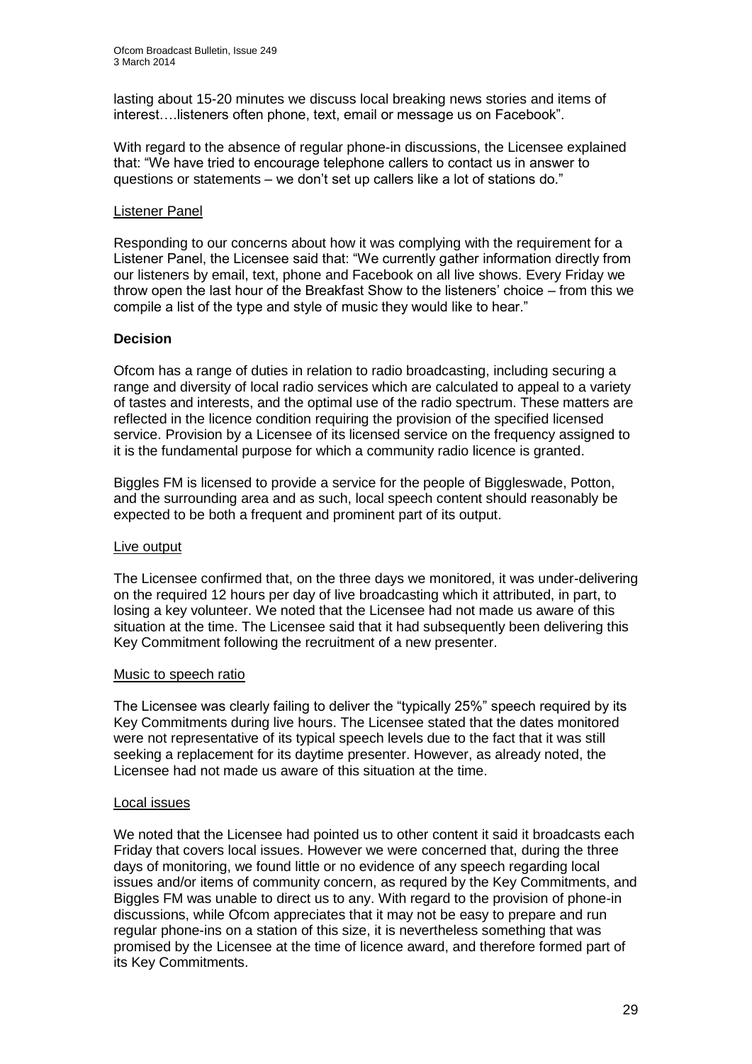lasting about 15-20 minutes we discuss local breaking news stories and items of interest….listeners often phone, text, email or message us on Facebook".

With regard to the absence of regular phone-in discussions, the Licensee explained that: "We have tried to encourage telephone callers to contact us in answer to questions or statements – we don't set up callers like a lot of stations do."

Listener Panel

Responding to our concerns about how it was complying with the requirement for a Listener Panel, the Licensee said that: "We currently gather information directly from our listeners by email, text, phone and Facebook on all live shows. Every Friday we throw open the last hour of the Breakfast Show to the listeners' choice – from this we compile a list of the type and style of music they would like to hear."

**Decision**

Ofcom has a range of duties in relation to radio broadcasting, including securing a range and diversity of local radio services which are calculated to appeal to a variety of tastes and interests, and the optimal use of the radio spectrum. These matters are reflected in the licence condition requiring the provision of the specified licensed service. Provision by a Licensee of its licensed service on the frequency assigned to it is the fundamental purpose for which a community radio licence is granted.

Biggles FM is licensed to provide a service for the people of Biggleswade, Potton, and the surrounding area and as such, local speech content should reasonably be expected to be both a frequent and prominent part of its output.

Live output

The Licensee confirmed that, on the three days we monitored, it was under-delivering on the required 12 hours per day of live broadcasting which it attributed, in part, to losing a key volunteer. We noted that the Licensee had not made us aware of this situation at the time. The Licensee said that it had subsequently been delivering this Key Commitment following the recruitment of a new presenter.

Music to speech ratio

The Licensee was clearly failing to deliver the "typically 25%" speech required by its Key Commitments during live hours. The Licensee stated that the dates monitored were not representative of its typical speech levels due to the fact that it was still seeking a replacement for its daytime presenter. However, as already noted, the Licensee had not made us aware of this situation at the time.

Local issues

We noted that the Licensee had pointed us to other content it said it broadcasts each Friday that covers local issues. However we were concerned that, during the three days of monitoring, we found little or no evidence of any speech regarding local issues and/or items of community concern, as requred by the Key Commitments, and Biggles FM was unable to direct us to any. With regard to the provision of phone-in discussions, while Ofcom appreciates that it may not be easy to prepare and run regular phone-ins on a station of this size, it is nevertheless something that was promised by the Licensee at the time of licence award, and therefore formed part of its Key Commitments.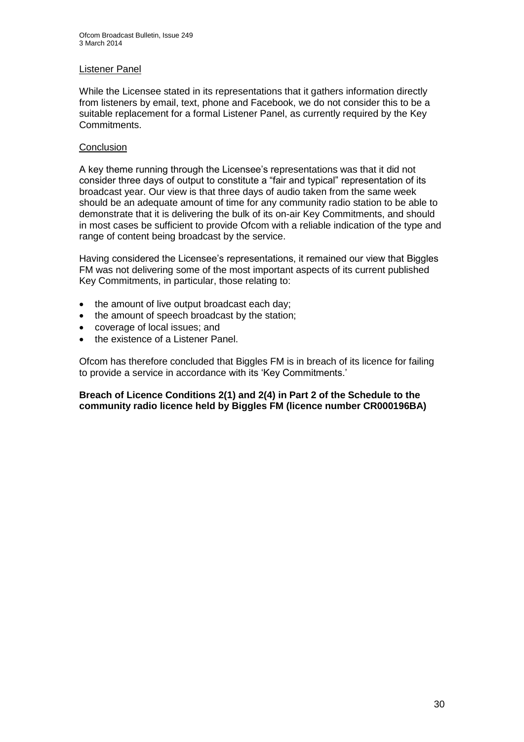Listener Panel

While the Licensee stated in its representations that it gathers information directly from listeners by email, text, phone and Facebook, we do not consider this to be a suitable replacement for a formal Listener Panel, as currently required by the Key Commitments.

Conclusion

A key theme running through the Licensee's representations was that it did not consider three days of output to constitute a "fair and typical" representation of its broadcast year. Our view is that three days of audio taken from the same week should be an adequate amount of time for any community radio station to be able to demonstrate that it is delivering the bulk of its on-air Key Commitments, and should in most cases be sufficient to provide Ofcom with a reliable indication of the type and range of content being broadcast by the service.

Having considered the Licensee's representations, it remained our view that Biggles FM was not delivering some of the most important aspects of its current published Key Commitments, in particular, those relating to:

- the amount of live output broadcast each day;
- the amount of speech broadcast by the station;
- coverage of local issues; and
- the existence of a Listener Panel.

Ofcom has therefore concluded that Biggles FM is in breach of its licence for failing to provide a service in accordance with its 'Key Commitments.'

**Breach of Licence Conditions 2(1) and 2(4) in Part 2 of the Schedule to the community radio licence held by Biggles FM (licence number CR000196BA)**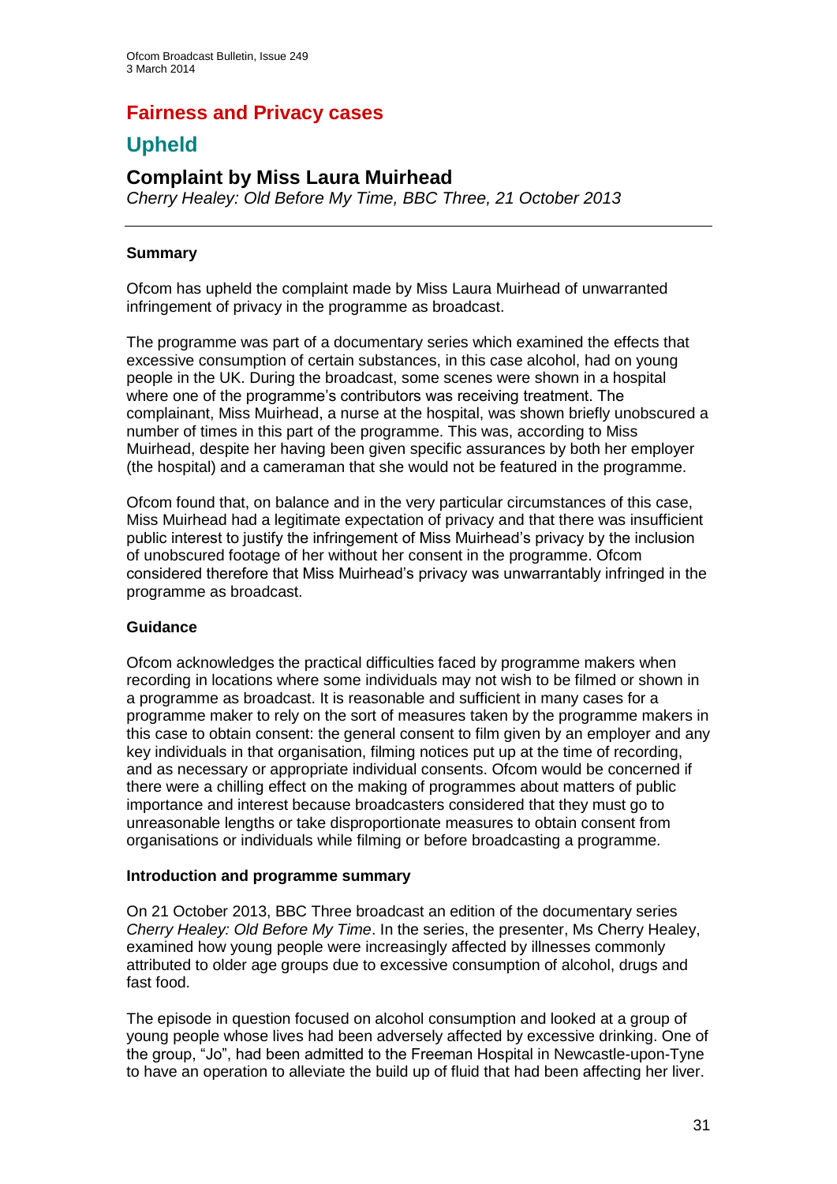# Fairness and Privacy cases

## Upheld

### Complaint by Miss Laura Muirhead

*Cherry Healey: Old Before My Time, BBC Three, 21 October 2013*

---

#### Summary

Ofcom has upheld the complaint made by Miss Laura Muirhead of unwarranted infringement of privacy in the programme as broadcast.

The programme was part of a documentary series which examined the effects that excessive consumption of certain substances, in this case alcohol, had on young people in the UK. During the broadcast, some scenes were shown in a hospital where one of the programme's contributors was receiving treatment. The complainant, Miss Muirhead, a nurse at the hospital, was shown briefly unobscured a number of times in this part of the programme. This was, according to Miss Muirhead, despite her having been given specific assurances by both her employer (the hospital) and a cameraman that she would not be featured in the programme.

Ofcom found that, on balance and in the very particular circumstances of this case, Miss Muirhead had a legitimate expectation of privacy and that there was insufficient public interest to justify the infringement of Miss Muirhead's privacy by the inclusion of unobscured footage of her without her consent in the programme. Ofcom considered therefore that Miss Muirhead's privacy was unwarrantably infringed in the programme as broadcast.

#### Guidance

Ofcom acknowledges the practical difficulties faced by programme makers when recording in locations where some individuals may not wish to be filmed or shown in a programme as broadcast. It is reasonable and sufficient in many cases for a programme maker to rely on the sort of measures taken by the programme makers in this case to obtain consent: the general consent to film given by an employer and any key individuals in that organisation, filming notices put up at the time of recording, and as necessary or appropriate individual consents. Ofcom would be concerned if there were a chilling effect on the making of programmes about matters of public importance and interest because broadcasters considered that they must go to unreasonable lengths or take disproportionate measures to obtain consent from organisations or individuals while filming or before broadcasting a programme.

#### Introduction and programme summary

On 21 October 2013, BBC Three broadcast an edition of the documentary series *Cherry Healey: Old Before My Time*. In the series, the presenter, Ms Cherry Healey, examined how young people were increasingly affected by illnesses commonly attributed to older age groups due to excessive consumption of alcohol, drugs and fast food.

The episode in question focused on alcohol consumption and looked at a group of young people whose lives had been adversely affected by excessive drinking. One of the group, "Jo", had been admitted to the Freeman Hospital in Newcastle-upon-Tyne to have an operation to alleviate the build up of fluid that had been affecting her liver.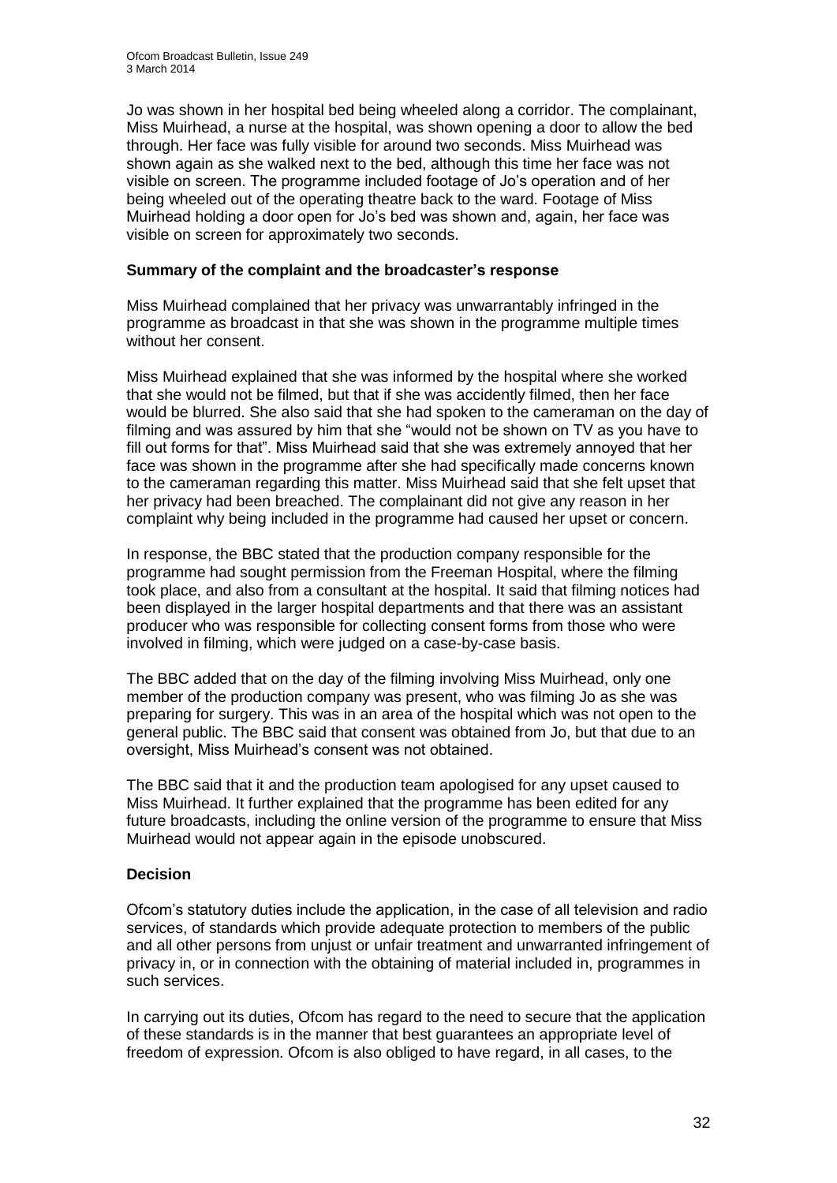Jo was shown in her hospital bed being wheeled along a corridor. The complainant, Miss Muirhead, a nurse at the hospital, was shown opening a door to allow the bed through. Her face was fully visible for around two seconds. Miss Muirhead was shown again as she walked next to the bed, although this time her face was not visible on screen. The programme included footage of Jo's operation and of her being wheeled out of the operating theatre back to the ward. Footage of Miss Muirhead holding a door open for Jo's bed was shown and, again, her face was visible on screen for approximately two seconds.

### Summary of the complaint and the broadcaster's response

Miss Muirhead complained that her privacy was unwarrantably infringed in the programme as broadcast in that she was shown in the programme multiple times without her consent.

Miss Muirhead explained that she was informed by the hospital where she worked that she would not be filmed, but that if she was accidently filmed, then her face would be blurred. She also said that she had spoken to the cameraman on the day of filming and was assured by him that she "would not be shown on TV as you have to fill out forms for that". Miss Muirhead said that she was extremely annoyed that her face was shown in the programme after she had specifically made concerns known to the cameraman regarding this matter. Miss Muirhead said that she felt upset that her privacy had been breached. The complainant did not give any reason in her complaint why being included in the programme had caused her upset or concern.

In response, the BBC stated that the production company responsible for the programme had sought permission from the Freeman Hospital, where the filming took place, and also from a consultant at the hospital. It said that filming notices had been displayed in the larger hospital departments and that there was an assistant producer who was responsible for collecting consent forms from those who were involved in filming, which were judged on a case-by-case basis.

The BBC added that on the day of the filming involving Miss Muirhead, only one member of the production company was present, who was filming Jo as she was preparing for surgery. This was in an area of the hospital which was not open to the general public. The BBC said that consent was obtained from Jo, but that due to an oversight, Miss Muirhead's consent was not obtained.

The BBC said that it and the production team apologised for any upset caused to Miss Muirhead. It further explained that the programme has been edited for any future broadcasts, including the online version of the programme to ensure that Miss Muirhead would not appear again in the episode unobscured.

### Decision

Ofcom's statutory duties include the application, in the case of all television and radio services, of standards which provide adequate protection to members of the public and all other persons from unjust or unfair treatment and unwarranted infringement of privacy in, or in connection with the obtaining of material included in, programmes in such services.

In carrying out its duties, Ofcom has regard to the need to secure that the application of these standards is in the manner that best guarantees an appropriate level of freedom of expression. Ofcom is also obliged to have regard, in all cases, to the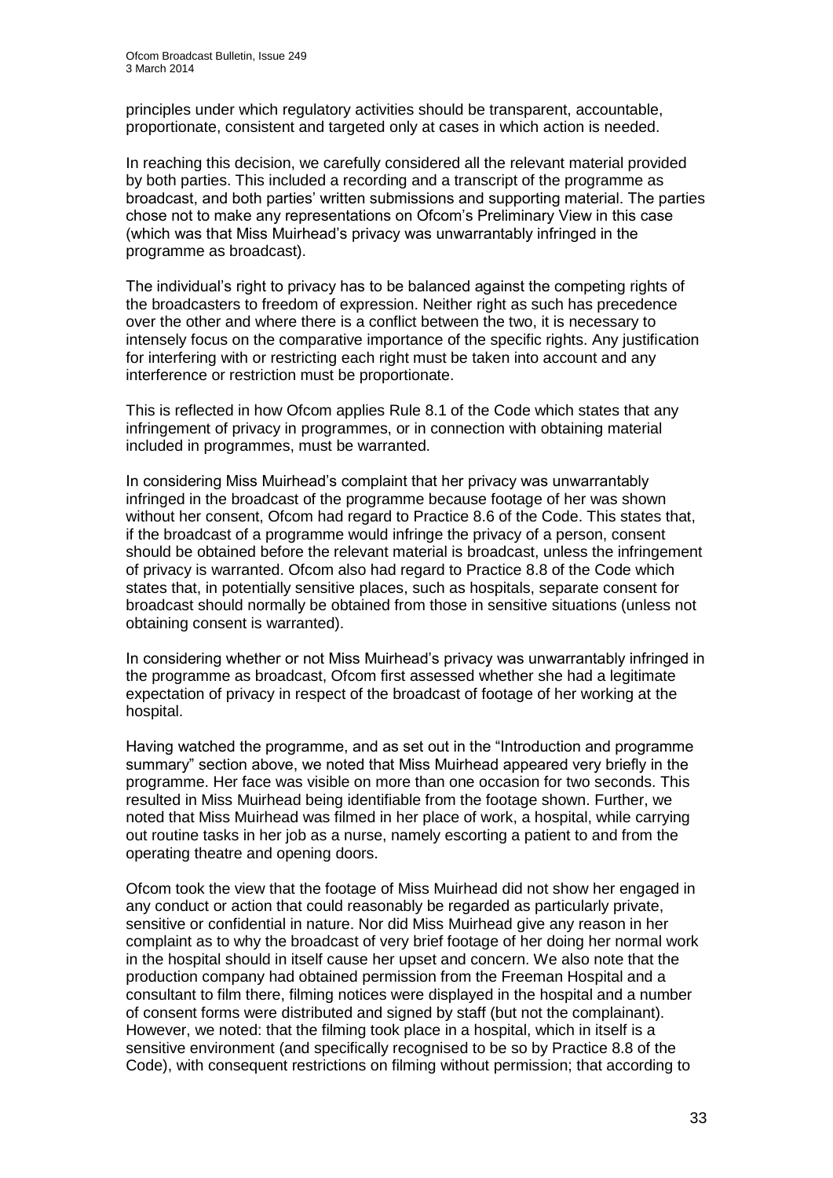principles under which regulatory activities should be transparent, accountable, proportionate, consistent and targeted only at cases in which action is needed.

In reaching this decision, we carefully considered all the relevant material provided by both parties. This included a recording and a transcript of the programme as broadcast, and both parties' written submissions and supporting material. The parties chose not to make any representations on Ofcom's Preliminary View in this case (which was that Miss Muirhead's privacy was unwarrantably infringed in the programme as broadcast).

The individual's right to privacy has to be balanced against the competing rights of the broadcasters to freedom of expression. Neither right as such has precedence over the other and where there is a conflict between the two, it is necessary to intensely focus on the comparative importance of the specific rights. Any justification for interfering with or restricting each right must be taken into account and any interference or restriction must be proportionate.

This is reflected in how Ofcom applies Rule 8.1 of the Code which states that any infringement of privacy in programmes, or in connection with obtaining material included in programmes, must be warranted.

In considering Miss Muirhead's complaint that her privacy was unwarrantably infringed in the broadcast of the programme because footage of her was shown without her consent, Ofcom had regard to Practice 8.6 of the Code. This states that, if the broadcast of a programme would infringe the privacy of a person, consent should be obtained before the relevant material is broadcast, unless the infringement of privacy is warranted. Ofcom also had regard to Practice 8.8 of the Code which states that, in potentially sensitive places, such as hospitals, separate consent for broadcast should normally be obtained from those in sensitive situations (unless not obtaining consent is warranted).

In considering whether or not Miss Muirhead's privacy was unwarrantably infringed in the programme as broadcast, Ofcom first assessed whether she had a legitimate expectation of privacy in respect of the broadcast of footage of her working at the hospital.

Having watched the programme, and as set out in the "Introduction and programme summary" section above, we noted that Miss Muirhead appeared very briefly in the programme. Her face was visible on more than one occasion for two seconds. This resulted in Miss Muirhead being identifiable from the footage shown. Further, we noted that Miss Muirhead was filmed in her place of work, a hospital, while carrying out routine tasks in her job as a nurse, namely escorting a patient to and from the operating theatre and opening doors.

Ofcom took the view that the footage of Miss Muirhead did not show her engaged in any conduct or action that could reasonably be regarded as particularly private, sensitive or confidential in nature. Nor did Miss Muirhead give any reason in her complaint as to why the broadcast of very brief footage of her doing her normal work in the hospital should in itself cause her upset and concern. We also note that the production company had obtained permission from the Freeman Hospital and a consultant to film there, filming notices were displayed in the hospital and a number of consent forms were distributed and signed by staff (but not the complainant). However, we noted: that the filming took place in a hospital, which in itself is a sensitive environment (and specifically recognised to be so by Practice 8.8 of the Code), with consequent restrictions on filming without permission; that according to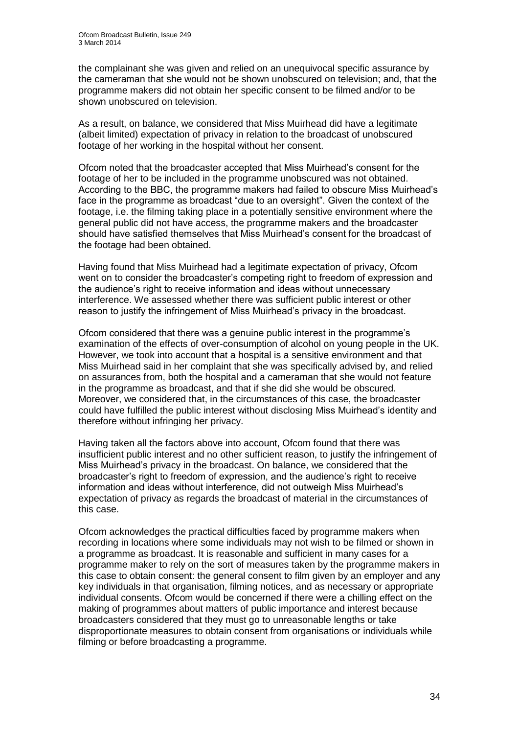the complainant she was given and relied on an unequivocal specific assurance by the cameraman that she would not be shown unobscured on television; and, that the programme makers did not obtain her specific consent to be filmed and/or to be shown unobscured on television.

As a result, on balance, we considered that Miss Muirhead did have a legitimate (albeit limited) expectation of privacy in relation to the broadcast of unobscured footage of her working in the hospital without her consent.

Ofcom noted that the broadcaster accepted that Miss Muirhead's consent for the footage of her to be included in the programme unobscured was not obtained. According to the BBC, the programme makers had failed to obscure Miss Muirhead's face in the programme as broadcast "due to an oversight". Given the context of the footage, i.e. the filming taking place in a potentially sensitive environment where the general public did not have access, the programme makers and the broadcaster should have satisfied themselves that Miss Muirhead's consent for the broadcast of the footage had been obtained.

Having found that Miss Muirhead had a legitimate expectation of privacy, Ofcom went on to consider the broadcaster's competing right to freedom of expression and the audience's right to receive information and ideas without unnecessary interference. We assessed whether there was sufficient public interest or other reason to justify the infringement of Miss Muirhead's privacy in the broadcast.

Ofcom considered that there was a genuine public interest in the programme's examination of the effects of over-consumption of alcohol on young people in the UK. However, we took into account that a hospital is a sensitive environment and that Miss Muirhead said in her complaint that she was specifically advised by, and relied on assurances from, both the hospital and a cameraman that she would not feature in the programme as broadcast, and that if she did she would be obscured. Moreover, we considered that, in the circumstances of this case, the broadcaster could have fulfilled the public interest without disclosing Miss Muirhead's identity and therefore without infringing her privacy.

Having taken all the factors above into account, Ofcom found that there was insufficient public interest and no other sufficient reason, to justify the infringement of Miss Muirhead's privacy in the broadcast. On balance, we considered that the broadcaster's right to freedom of expression, and the audience's right to receive information and ideas without interference, did not outweigh Miss Muirhead's expectation of privacy as regards the broadcast of material in the circumstances of this case.

Ofcom acknowledges the practical difficulties faced by programme makers when recording in locations where some individuals may not wish to be filmed or shown in a programme as broadcast. It is reasonable and sufficient in many cases for a programme maker to rely on the sort of measures taken by the programme makers in this case to obtain consent: the general consent to film given by an employer and any key individuals in that organisation, filming notices, and as necessary or appropriate individual consents. Ofcom would be concerned if there were a chilling effect on the making of programmes about matters of public importance and interest because broadcasters considered that they must go to unreasonable lengths or take disproportionate measures to obtain consent from organisations or individuals while filming or before broadcasting a programme.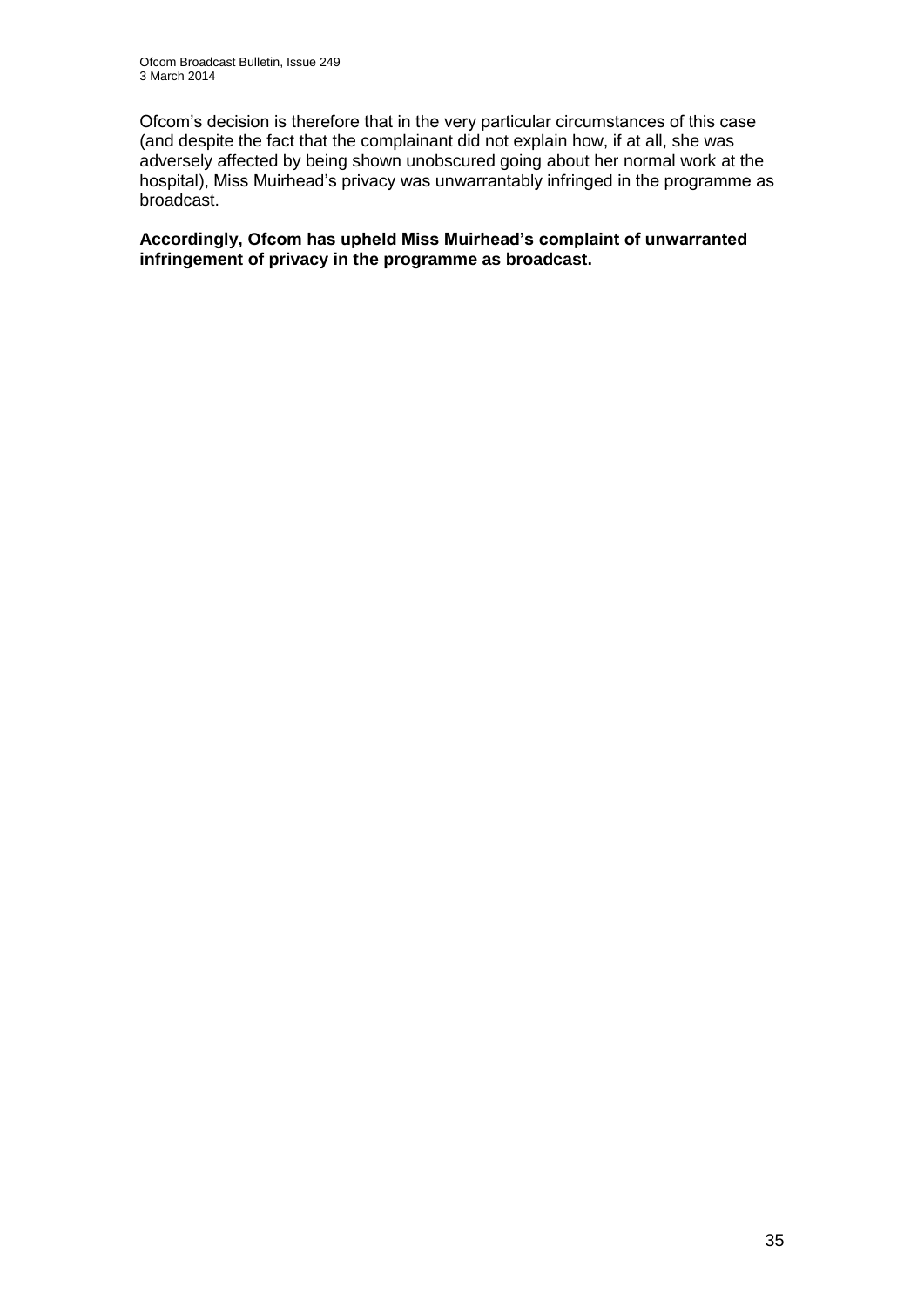Ofcom's decision is therefore that in the very particular circumstances of this case (and despite the fact that the complainant did not explain how, if at all, she was adversely affected by being shown unobscured going about her normal work at the hospital), Miss Muirhead's privacy was unwarrantably infringed in the programme as broadcast.

**Accordingly, Ofcom has upheld Miss Muirhead's complaint of unwarranted infringement of privacy in the programme as broadcast.**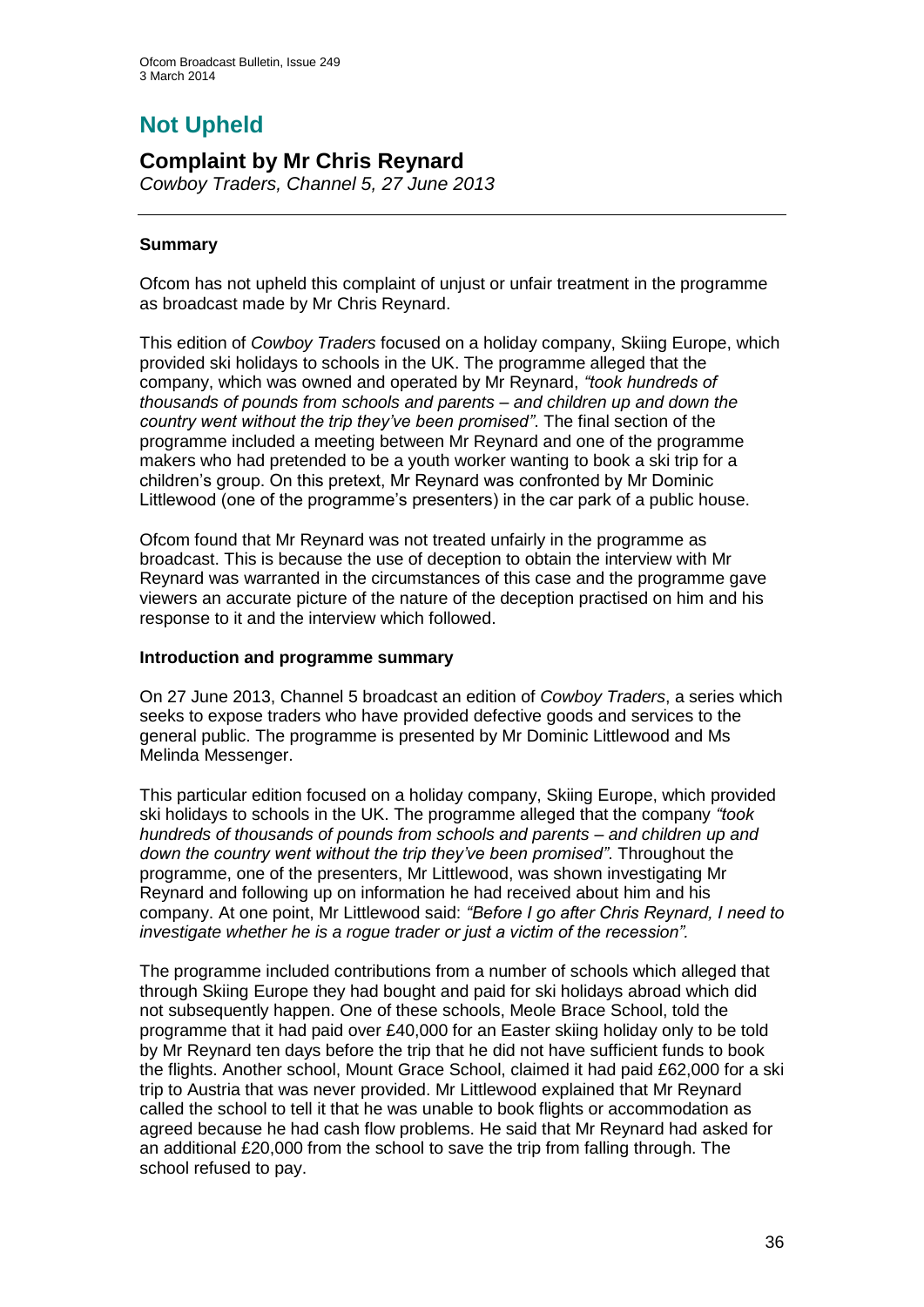# Not Upheld

## Complaint by Mr Chris Reynard

*Cowboy Traders, Channel 5, 27 June 2013*

---

### Summary

Ofcom has not upheld this complaint of unjust or unfair treatment in the programme as broadcast made by Mr Chris Reynard.

This edition of *Cowboy Traders* focused on a holiday company, Skiing Europe, which provided ski holidays to schools in the UK. The programme alleged that the company, which was owned and operated by Mr Reynard, *"took hundreds of thousands of pounds from schools and parents – and children up and down the country went without the trip they've been promised"*. The final section of the programme included a meeting between Mr Reynard and one of the programme makers who had pretended to be a youth worker wanting to book a ski trip for a children's group. On this pretext, Mr Reynard was confronted by Mr Dominic Littlewood (one of the programme's presenters) in the car park of a public house.

Ofcom found that Mr Reynard was not treated unfairly in the programme as broadcast. This is because the use of deception to obtain the interview with Mr Reynard was warranted in the circumstances of this case and the programme gave viewers an accurate picture of the nature of the deception practised on him and his response to it and the interview which followed.

### Introduction and programme summary

On 27 June 2013, Channel 5 broadcast an edition of *Cowboy Traders*, a series which seeks to expose traders who have provided defective goods and services to the general public. The programme is presented by Mr Dominic Littlewood and Ms Melinda Messenger.

This particular edition focused on a holiday company, Skiing Europe, which provided ski holidays to schools in the UK. The programme alleged that the company *"took hundreds of thousands of pounds from schools and parents – and children up and down the country went without the trip they've been promised"*. Throughout the programme, one of the presenters, Mr Littlewood, was shown investigating Mr Reynard and following up on information he had received about him and his company. At one point, Mr Littlewood said: *"Before I go after Chris Reynard, I need to investigate whether he is a rogue trader or just a victim of the recession"*.

The programme included contributions from a number of schools which alleged that through Skiing Europe they had bought and paid for ski holidays abroad which did not subsequently happen. One of these schools, Meole Brace School, told the programme that it had paid over £40,000 for an Easter skiing holiday only to be told by Mr Reynard ten days before the trip that he did not have sufficient funds to book the flights. Another school, Mount Grace School, claimed it had paid £62,000 for a ski trip to Austria that was never provided. Mr Littlewood explained that Mr Reynard called the school to tell it that he was unable to book flights or accommodation as agreed because he had cash flow problems. He said that Mr Reynard had asked for an additional £20,000 from the school to save the trip from falling through. The school refused to pay.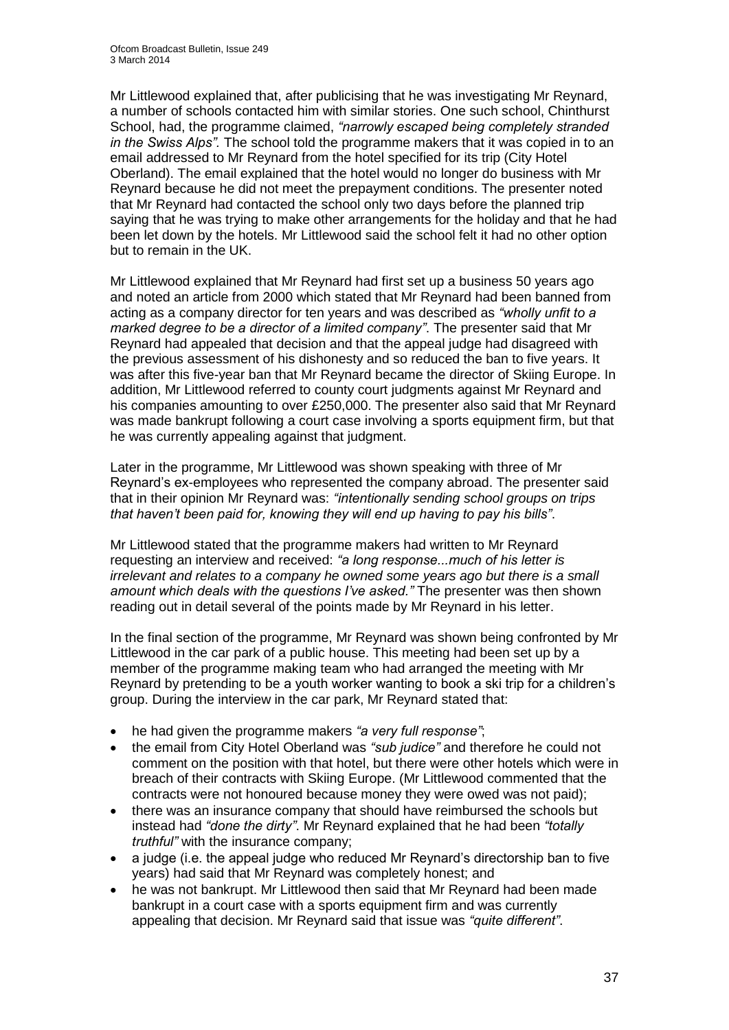Mr Littlewood explained that, after publicising that he was investigating Mr Reynard, a number of schools contacted him with similar stories. One such school, Chinthurst School, had, the programme claimed, *"narrowly escaped being completely stranded in the Swiss Alps"*. The school told the programme makers that it was copied in to an email addressed to Mr Reynard from the hotel specified for its trip (City Hotel Oberland). The email explained that the hotel would no longer do business with Mr Reynard because he did not meet the prepayment conditions. The presenter noted that Mr Reynard had contacted the school only two days before the planned trip saying that he was trying to make other arrangements for the holiday and that he had been let down by the hotels. Mr Littlewood said the school felt it had no other option but to remain in the UK.

Mr Littlewood explained that Mr Reynard had first set up a business 50 years ago and noted an article from 2000 which stated that Mr Reynard had been banned from acting as a company director for ten years and was described as *"wholly unfit to a marked degree to be a director of a limited company"*. The presenter said that Mr Reynard had appealed that decision and that the appeal judge had disagreed with the previous assessment of his dishonesty and so reduced the ban to five years. It was after this five-year ban that Mr Reynard became the director of Skiing Europe. In addition, Mr Littlewood referred to county court judgments against Mr Reynard and his companies amounting to over £250,000. The presenter also said that Mr Reynard was made bankrupt following a court case involving a sports equipment firm, but that he was currently appealing against that judgment.

Later in the programme, Mr Littlewood was shown speaking with three of Mr Reynard's ex-employees who represented the company abroad. The presenter said that in their opinion Mr Reynard was: *"intentionally sending school groups on trips that haven't been paid for, knowing they will end up having to pay his bills"*.

Mr Littlewood stated that the programme makers had written to Mr Reynard requesting an interview and received: *"a long response...much of his letter is irrelevant and relates to a company he owned some years ago but there is a small amount which deals with the questions I've asked."* The presenter was then shown reading out in detail several of the points made by Mr Reynard in his letter.

In the final section of the programme, Mr Reynard was shown being confronted by Mr Littlewood in the car park of a public house. This meeting had been set up by a member of the programme making team who had arranged the meeting with Mr Reynard by pretending to be a youth worker wanting to book a ski trip for a children's group. During the interview in the car park, Mr Reynard stated that:

- he had given the programme makers *"a very full response"*;
- the email from City Hotel Oberland was *"sub judice"* and therefore he could not comment on the position with that hotel, but there were other hotels which were in breach of their contracts with Skiing Europe. (Mr Littlewood commented that the contracts were not honoured because money they were owed was not paid);
- there was an insurance company that should have reimbursed the schools but instead had *"done the dirty"*. Mr Reynard explained that he had been *"totally truthful"* with the insurance company;
- a judge (i.e. the appeal judge who reduced Mr Reynard's directorship ban to five years) had said that Mr Reynard was completely honest; and
- he was not bankrupt. Mr Littlewood then said that Mr Reynard had been made bankrupt in a court case with a sports equipment firm and was currently appealing that decision. Mr Reynard said that issue was *"quite different"*.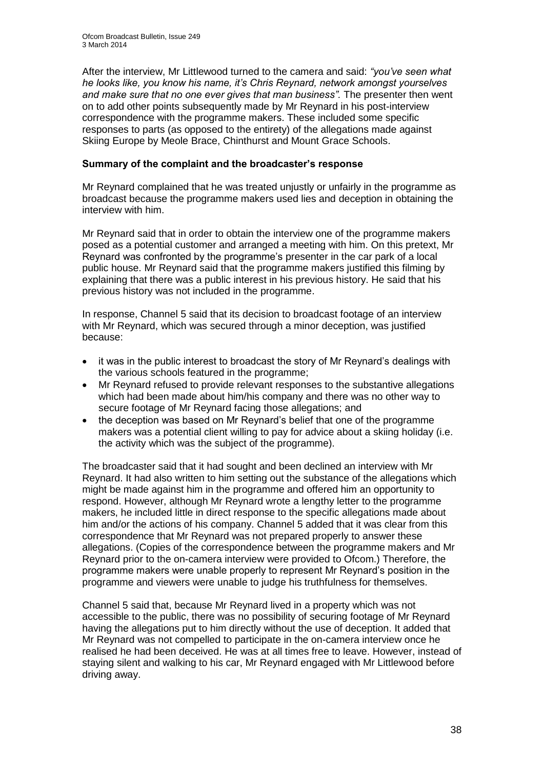After the interview, Mr Littlewood turned to the camera and said: *"you've seen what he looks like, you know his name, it's Chris Reynard, network amongst yourselves and make sure that no one ever gives that man business".* The presenter then went on to add other points subsequently made by Mr Reynard in his post-interview correspondence with the programme makers. These included some specific responses to parts (as opposed to the entirety) of the allegations made against Skiing Europe by Meole Brace, Chinthurst and Mount Grace Schools.

### Summary of the complaint and the broadcaster's response

Mr Reynard complained that he was treated unjustly or unfairly in the programme as broadcast because the programme makers used lies and deception in obtaining the interview with him.

Mr Reynard said that in order to obtain the interview one of the programme makers posed as a potential customer and arranged a meeting with him. On this pretext, Mr Reynard was confronted by the programme's presenter in the car park of a local public house. Mr Reynard said that the programme makers justified this filming by explaining that there was a public interest in his previous history. He said that his previous history was not included in the programme.

In response, Channel 5 said that its decision to broadcast footage of an interview with Mr Reynard, which was secured through a minor deception, was justified because:

- it was in the public interest to broadcast the story of Mr Reynard's dealings with the various schools featured in the programme;
- Mr Reynard refused to provide relevant responses to the substantive allegations which had been made about him/his company and there was no other way to secure footage of Mr Reynard facing those allegations; and
- the deception was based on Mr Reynard's belief that one of the programme makers was a potential client willing to pay for advice about a skiing holiday (i.e. the activity which was the subject of the programme).

The broadcaster said that it had sought and been declined an interview with Mr Reynard. It had also written to him setting out the substance of the allegations which might be made against him in the programme and offered him an opportunity to respond. However, although Mr Reynard wrote a lengthy letter to the programme makers, he included little in direct response to the specific allegations made about him and/or the actions of his company. Channel 5 added that it was clear from this correspondence that Mr Reynard was not prepared properly to answer these allegations. (Copies of the correspondence between the programme makers and Mr Reynard prior to the on-camera interview were provided to Ofcom.) Therefore, the programme makers were unable properly to represent Mr Reynard's position in the programme and viewers were unable to judge his truthfulness for themselves.

Channel 5 said that, because Mr Reynard lived in a property which was not accessible to the public, there was no possibility of securing footage of Mr Reynard having the allegations put to him directly without the use of deception. It added that Mr Reynard was not compelled to participate in the on-camera interview once he realised he had been deceived. He was at all times free to leave. However, instead of staying silent and walking to his car, Mr Reynard engaged with Mr Littlewood before driving away.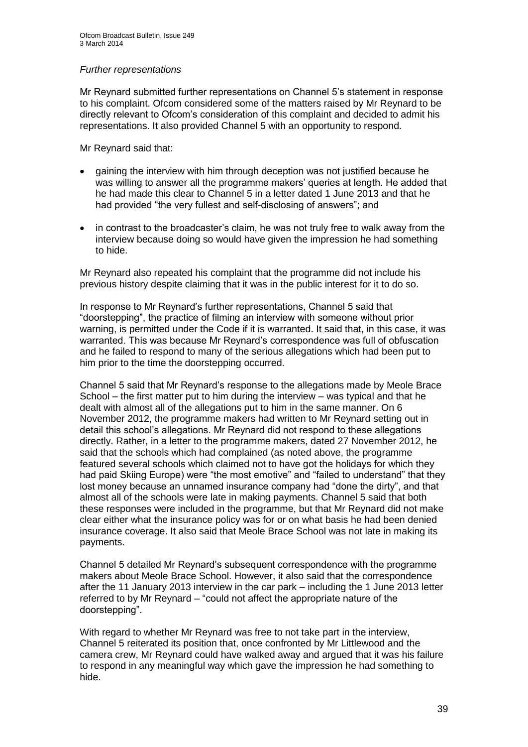*Further representations*

Mr Reynard submitted further representations on Channel 5's statement in response to his complaint. Ofcom considered some of the matters raised by Mr Reynard to be directly relevant to Ofcom's consideration of this complaint and decided to admit his representations. It also provided Channel 5 with an opportunity to respond.

Mr Reynard said that:

- gaining the interview with him through deception was not justified because he was willing to answer all the programme makers' queries at length. He added that he had made this clear to Channel 5 in a letter dated 1 June 2013 and that he had provided "the very fullest and self-disclosing of answers"; and
- in contrast to the broadcaster's claim, he was not truly free to walk away from the interview because doing so would have given the impression he had something to hide.

Mr Reynard also repeated his complaint that the programme did not include his previous history despite claiming that it was in the public interest for it to do so.

In response to Mr Reynard's further representations, Channel 5 said that "doorstepping", the practice of filming an interview with someone without prior warning, is permitted under the Code if it is warranted. It said that, in this case, it was warranted. This was because Mr Reynard's correspondence was full of obfuscation and he failed to respond to many of the serious allegations which had been put to him prior to the time the doorstepping occurred.

Channel 5 said that Mr Reynard's response to the allegations made by Meole Brace School – the first matter put to him during the interview – was typical and that he dealt with almost all of the allegations put to him in the same manner. On 6 November 2012, the programme makers had written to Mr Reynard setting out in detail this school's allegations. Mr Reynard did not respond to these allegations directly. Rather, in a letter to the programme makers, dated 27 November 2012, he said that the schools which had complained (as noted above, the programme featured several schools which claimed not to have got the holidays for which they had paid Skiing Europe) were "the most emotive" and "failed to understand" that they lost money because an unnamed insurance company had "done the dirty", and that almost all of the schools were late in making payments. Channel 5 said that both these responses were included in the programme, but that Mr Reynard did not make clear either what the insurance policy was for or on what basis he had been denied insurance coverage. It also said that Meole Brace School was not late in making its payments.

Channel 5 detailed Mr Reynard's subsequent correspondence with the programme makers about Meole Brace School. However, it also said that the correspondence after the 11 January 2013 interview in the car park – including the 1 June 2013 letter referred to by Mr Reynard – "could not affect the appropriate nature of the doorstepping".

With regard to whether Mr Reynard was free to not take part in the interview, Channel 5 reiterated its position that, once confronted by Mr Littlewood and the camera crew, Mr Reynard could have walked away and argued that it was his failure to respond in any meaningful way which gave the impression he had something to hide.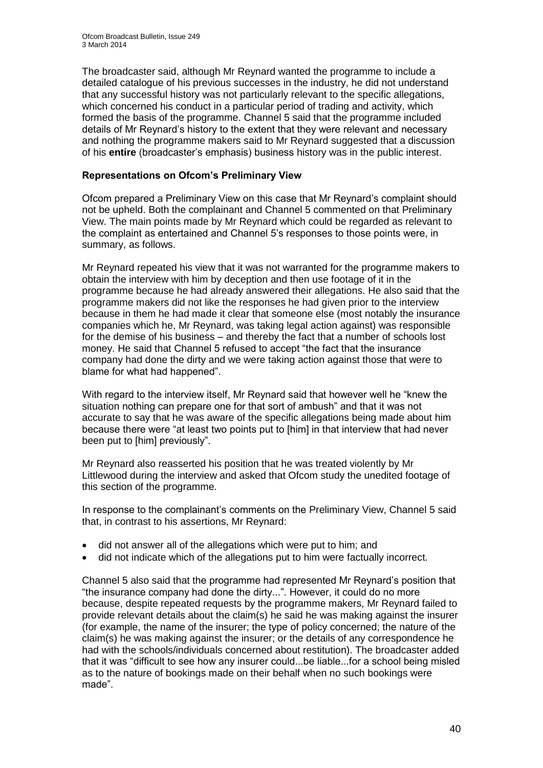The broadcaster said, although Mr Reynard wanted the programme to include a detailed catalogue of his previous successes in the industry, he did not understand that any successful history was not particularly relevant to the specific allegations, which concerned his conduct in a particular period of trading and activity, which formed the basis of the programme. Channel 5 said that the programme included details of Mr Reynard's history to the extent that they were relevant and necessary and nothing the programme makers said to Mr Reynard suggested that a discussion of his **entire** (broadcaster's emphasis) business history was in the public interest.

**Representations on Ofcom's Preliminary View**

Ofcom prepared a Preliminary View on this case that Mr Reynard's complaint should not be upheld. Both the complainant and Channel 5 commented on that Preliminary View. The main points made by Mr Reynard which could be regarded as relevant to the complaint as entertained and Channel 5's responses to those points were, in summary, as follows.

Mr Reynard repeated his view that it was not warranted for the programme makers to obtain the interview with him by deception and then use footage of it in the programme because he had already answered their allegations. He also said that the programme makers did not like the responses he had given prior to the interview because in them he had made it clear that someone else (most notably the insurance companies which he, Mr Reynard, was taking legal action against) was responsible for the demise of his business – and thereby the fact that a number of schools lost money. He said that Channel 5 refused to accept "the fact that the insurance company had done the dirty and we were taking action against those that were to blame for what had happened".

With regard to the interview itself, Mr Reynard said that however well he "knew the situation nothing can prepare one for that sort of ambush" and that it was not accurate to say that he was aware of the specific allegations being made about him because there were "at least two points put to [him] in that interview that had never been put to [him] previously".

Mr Reynard also reasserted his position that he was treated violently by Mr Littlewood during the interview and asked that Ofcom study the unedited footage of this section of the programme.

In response to the complainant's comments on the Preliminary View, Channel 5 said that, in contrast to his assertions, Mr Reynard:

- did not answer all of the allegations which were put to him; and
- did not indicate which of the allegations put to him were factually incorrect.

Channel 5 also said that the programme had represented Mr Reynard's position that "the insurance company had done the dirty...". However, it could do no more because, despite repeated requests by the programme makers, Mr Reynard failed to provide relevant details about the claim(s) he said he was making against the insurer (for example, the name of the insurer; the type of policy concerned; the nature of the claim(s) he was making against the insurer; or the details of any correspondence he had with the schools/individuals concerned about restitution). The broadcaster added that it was "difficult to see how any insurer could...be liable...for a school being misled as to the nature of bookings made on their behalf when no such bookings were made".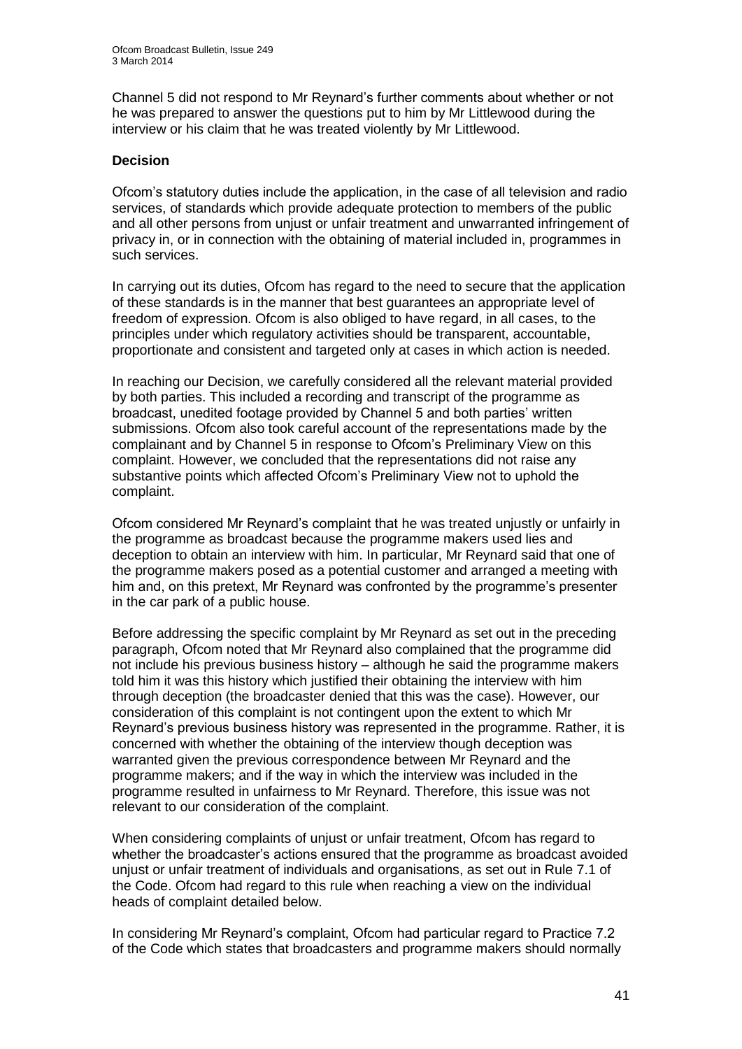Channel 5 did not respond to Mr Reynard's further comments about whether or not he was prepared to answer the questions put to him by Mr Littlewood during the interview or his claim that he was treated violently by Mr Littlewood.

**Decision**

Ofcom's statutory duties include the application, in the case of all television and radio services, of standards which provide adequate protection to members of the public and all other persons from unjust or unfair treatment and unwarranted infringement of privacy in, or in connection with the obtaining of material included in, programmes in such services.

In carrying out its duties, Ofcom has regard to the need to secure that the application of these standards is in the manner that best guarantees an appropriate level of freedom of expression. Ofcom is also obliged to have regard, in all cases, to the principles under which regulatory activities should be transparent, accountable, proportionate and consistent and targeted only at cases in which action is needed.

In reaching our Decision, we carefully considered all the relevant material provided by both parties. This included a recording and transcript of the programme as broadcast, unedited footage provided by Channel 5 and both parties' written submissions. Ofcom also took careful account of the representations made by the complainant and by Channel 5 in response to Ofcom's Preliminary View on this complaint. However, we concluded that the representations did not raise any substantive points which affected Ofcom's Preliminary View not to uphold the complaint.

Ofcom considered Mr Reynard's complaint that he was treated unjustly or unfairly in the programme as broadcast because the programme makers used lies and deception to obtain an interview with him. In particular, Mr Reynard said that one of the programme makers posed as a potential customer and arranged a meeting with him and, on this pretext, Mr Reynard was confronted by the programme's presenter in the car park of a public house.

Before addressing the specific complaint by Mr Reynard as set out in the preceding paragraph, Ofcom noted that Mr Reynard also complained that the programme did not include his previous business history – although he said the programme makers told him it was this history which justified their obtaining the interview with him through deception (the broadcaster denied that this was the case). However, our consideration of this complaint is not contingent upon the extent to which Mr Reynard's previous business history was represented in the programme. Rather, it is concerned with whether the obtaining of the interview though deception was warranted given the previous correspondence between Mr Reynard and the programme makers; and if the way in which the interview was included in the programme resulted in unfairness to Mr Reynard. Therefore, this issue was not relevant to our consideration of the complaint.

When considering complaints of unjust or unfair treatment, Ofcom has regard to whether the broadcaster's actions ensured that the programme as broadcast avoided unjust or unfair treatment of individuals and organisations, as set out in Rule 7.1 of the Code. Ofcom had regard to this rule when reaching a view on the individual heads of complaint detailed below.

In considering Mr Reynard's complaint, Ofcom had particular regard to Practice 7.2 of the Code which states that broadcasters and programme makers should normally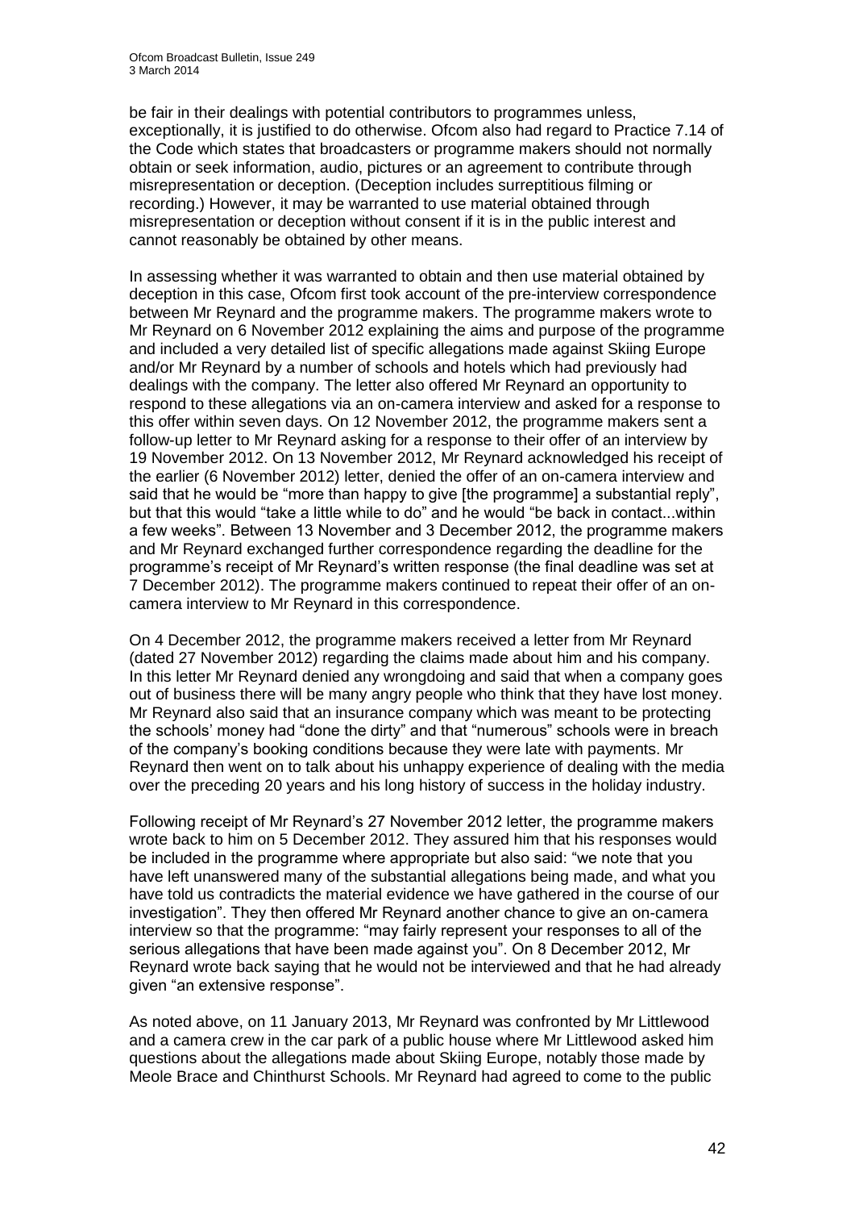be fair in their dealings with potential contributors to programmes unless, exceptionally, it is justified to do otherwise. Ofcom also had regard to Practice 7.14 of the Code which states that broadcasters or programme makers should not normally obtain or seek information, audio, pictures or an agreement to contribute through misrepresentation or deception. (Deception includes surreptitious filming or recording.) However, it may be warranted to use material obtained through misrepresentation or deception without consent if it is in the public interest and cannot reasonably be obtained by other means.

In assessing whether it was warranted to obtain and then use material obtained by deception in this case, Ofcom first took account of the pre-interview correspondence between Mr Reynard and the programme makers. The programme makers wrote to Mr Reynard on 6 November 2012 explaining the aims and purpose of the programme and included a very detailed list of specific allegations made against Skiing Europe and/or Mr Reynard by a number of schools and hotels which had previously had dealings with the company. The letter also offered Mr Reynard an opportunity to respond to these allegations via an on-camera interview and asked for a response to this offer within seven days. On 12 November 2012, the programme makers sent a follow-up letter to Mr Reynard asking for a response to their offer of an interview by 19 November 2012. On 13 November 2012, Mr Reynard acknowledged his receipt of the earlier (6 November 2012) letter, denied the offer of an on-camera interview and said that he would be "more than happy to give [the programme] a substantial reply", but that this would "take a little while to do" and he would "be back in contact...within a few weeks". Between 13 November and 3 December 2012, the programme makers and Mr Reynard exchanged further correspondence regarding the deadline for the programme's receipt of Mr Reynard's written response (the final deadline was set at 7 December 2012). The programme makers continued to repeat their offer of an on-camera interview to Mr Reynard in this correspondence.

On 4 December 2012, the programme makers received a letter from Mr Reynard (dated 27 November 2012) regarding the claims made about him and his company. In this letter Mr Reynard denied any wrongdoing and said that when a company goes out of business there will be many angry people who think that they have lost money. Mr Reynard also said that an insurance company which was meant to be protecting the schools' money had "done the dirty" and that "numerous" schools were in breach of the company's booking conditions because they were late with payments. Mr Reynard then went on to talk about his unhappy experience of dealing with the media over the preceding 20 years and his long history of success in the holiday industry.

Following receipt of Mr Reynard's 27 November 2012 letter, the programme makers wrote back to him on 5 December 2012. They assured him that his responses would be included in the programme where appropriate but also said: "we note that you have left unanswered many of the substantial allegations being made, and what you have told us contradicts the material evidence we have gathered in the course of our investigation". They then offered Mr Reynard another chance to give an on-camera interview so that the programme: "may fairly represent your responses to all of the serious allegations that have been made against you". On 8 December 2012, Mr Reynard wrote back saying that he would not be interviewed and that he had already given "an extensive response".

As noted above, on 11 January 2013, Mr Reynard was confronted by Mr Littlewood and a camera crew in the car park of a public house where Mr Littlewood asked him questions about the allegations made about Skiing Europe, notably those made by Meole Brace and Chinthurst Schools. Mr Reynard had agreed to come to the public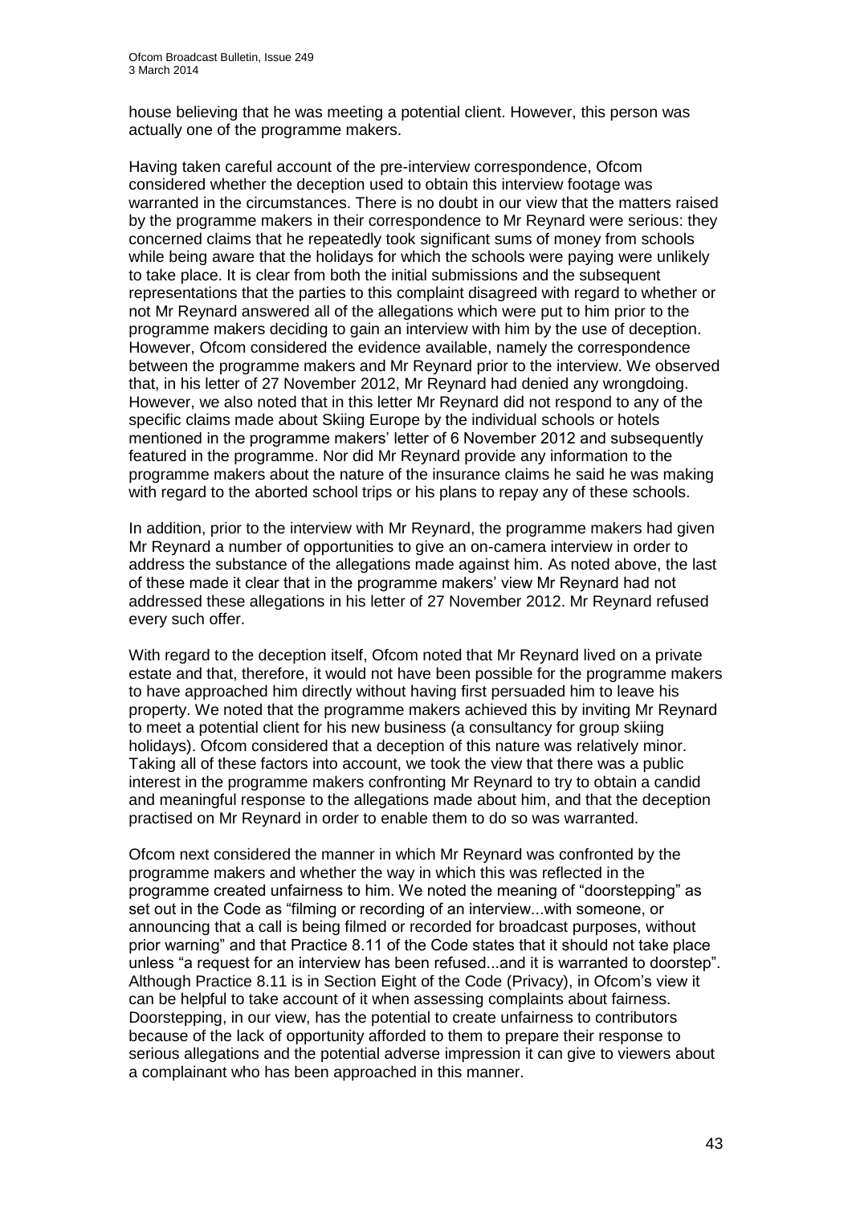house believing that he was meeting a potential client. However, this person was actually one of the programme makers.

Having taken careful account of the pre-interview correspondence, Ofcom considered whether the deception used to obtain this interview footage was warranted in the circumstances. There is no doubt in our view that the matters raised by the programme makers in their correspondence to Mr Reynard were serious: they concerned claims that he repeatedly took significant sums of money from schools while being aware that the holidays for which the schools were paying were unlikely to take place. It is clear from both the initial submissions and the subsequent representations that the parties to this complaint disagreed with regard to whether or not Mr Reynard answered all of the allegations which were put to him prior to the programme makers deciding to gain an interview with him by the use of deception. However, Ofcom considered the evidence available, namely the correspondence between the programme makers and Mr Reynard prior to the interview. We observed that, in his letter of 27 November 2012, Mr Reynard had denied any wrongdoing. However, we also noted that in this letter Mr Reynard did not respond to any of the specific claims made about Skiing Europe by the individual schools or hotels mentioned in the programme makers' letter of 6 November 2012 and subsequently featured in the programme. Nor did Mr Reynard provide any information to the programme makers about the nature of the insurance claims he said he was making with regard to the aborted school trips or his plans to repay any of these schools.

In addition, prior to the interview with Mr Reynard, the programme makers had given Mr Reynard a number of opportunities to give an on-camera interview in order to address the substance of the allegations made against him. As noted above, the last of these made it clear that in the programme makers' view Mr Reynard had not addressed these allegations in his letter of 27 November 2012. Mr Reynard refused every such offer.

With regard to the deception itself, Ofcom noted that Mr Reynard lived on a private estate and that, therefore, it would not have been possible for the programme makers to have approached him directly without having first persuaded him to leave his property. We noted that the programme makers achieved this by inviting Mr Reynard to meet a potential client for his new business (a consultancy for group skiing holidays). Ofcom considered that a deception of this nature was relatively minor. Taking all of these factors into account, we took the view that there was a public interest in the programme makers confronting Mr Reynard to try to obtain a candid and meaningful response to the allegations made about him, and that the deception practised on Mr Reynard in order to enable them to do so was warranted.

Ofcom next considered the manner in which Mr Reynard was confronted by the programme makers and whether the way in which this was reflected in the programme created unfairness to him. We noted the meaning of "doorstepping" as set out in the Code as "filming or recording of an interview...with someone, or announcing that a call is being filmed or recorded for broadcast purposes, without prior warning" and that Practice 8.11 of the Code states that it should not take place unless "a request for an interview has been refused...and it is warranted to doorstep". Although Practice 8.11 is in Section Eight of the Code (Privacy), in Ofcom's view it can be helpful to take account of it when assessing complaints about fairness. Doorstepping, in our view, has the potential to create unfairness to contributors because of the lack of opportunity afforded to them to prepare their response to serious allegations and the potential adverse impression it can give to viewers about a complainant who has been approached in this manner.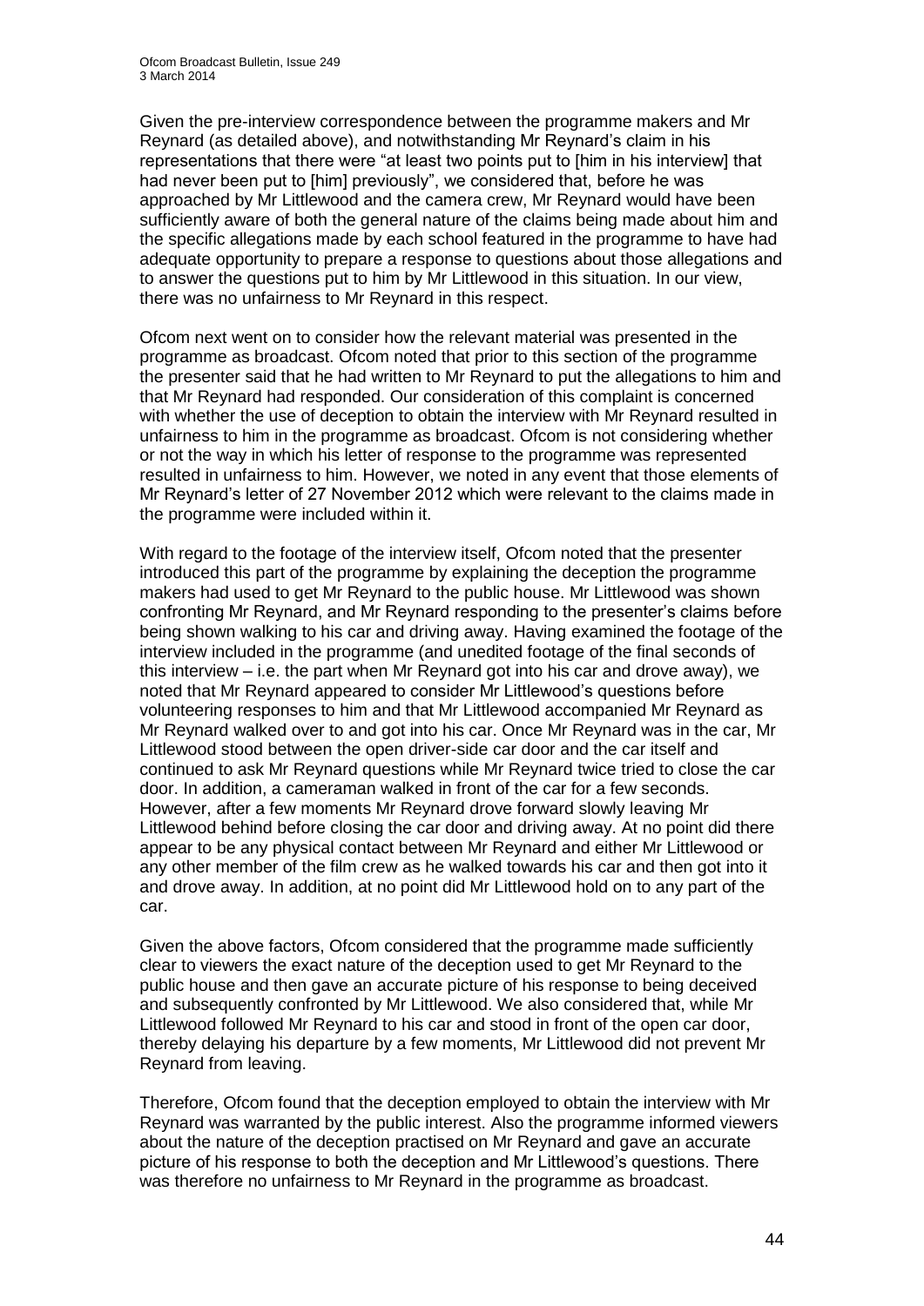Given the pre-interview correspondence between the programme makers and Mr Reynard (as detailed above), and notwithstanding Mr Reynard's claim in his representations that there were "at least two points put to [him in his interview] that had never been put to [him] previously", we considered that, before he was approached by Mr Littlewood and the camera crew, Mr Reynard would have been sufficiently aware of both the general nature of the claims being made about him and the specific allegations made by each school featured in the programme to have had adequate opportunity to prepare a response to questions about those allegations and to answer the questions put to him by Mr Littlewood in this situation. In our view, there was no unfairness to Mr Reynard in this respect.

Ofcom next went on to consider how the relevant material was presented in the programme as broadcast. Ofcom noted that prior to this section of the programme the presenter said that he had written to Mr Reynard to put the allegations to him and that Mr Reynard had responded. Our consideration of this complaint is concerned with whether the use of deception to obtain the interview with Mr Reynard resulted in unfairness to him in the programme as broadcast. Ofcom is not considering whether or not the way in which his letter of response to the programme was represented resulted in unfairness to him. However, we noted in any event that those elements of Mr Reynard's letter of 27 November 2012 which were relevant to the claims made in the programme were included within it.

With regard to the footage of the interview itself, Ofcom noted that the presenter introduced this part of the programme by explaining the deception the programme makers had used to get Mr Reynard to the public house. Mr Littlewood was shown confronting Mr Reynard, and Mr Reynard responding to the presenter's claims before being shown walking to his car and driving away. Having examined the footage of the interview included in the programme (and unedited footage of the final seconds of this interview – i.e. the part when Mr Reynard got into his car and drove away), we noted that Mr Reynard appeared to consider Mr Littlewood's questions before volunteering responses to him and that Mr Littlewood accompanied Mr Reynard as Mr Reynard walked over to and got into his car. Once Mr Reynard was in the car, Mr Littlewood stood between the open driver-side car door and the car itself and continued to ask Mr Reynard questions while Mr Reynard twice tried to close the car door. In addition, a cameraman walked in front of the car for a few seconds. However, after a few moments Mr Reynard drove forward slowly leaving Mr Littlewood behind before closing the car door and driving away. At no point did there appear to be any physical contact between Mr Reynard and either Mr Littlewood or any other member of the film crew as he walked towards his car and then got into it and drove away. In addition, at no point did Mr Littlewood hold on to any part of the car.

Given the above factors, Ofcom considered that the programme made sufficiently clear to viewers the exact nature of the deception used to get Mr Reynard to the public house and then gave an accurate picture of his response to being deceived and subsequently confronted by Mr Littlewood. We also considered that, while Mr Littlewood followed Mr Reynard to his car and stood in front of the open car door, thereby delaying his departure by a few moments, Mr Littlewood did not prevent Mr Reynard from leaving.

Therefore, Ofcom found that the deception employed to obtain the interview with Mr Reynard was warranted by the public interest. Also the programme informed viewers about the nature of the deception practised on Mr Reynard and gave an accurate picture of his response to both the deception and Mr Littlewood's questions. There was therefore no unfairness to Mr Reynard in the programme as broadcast.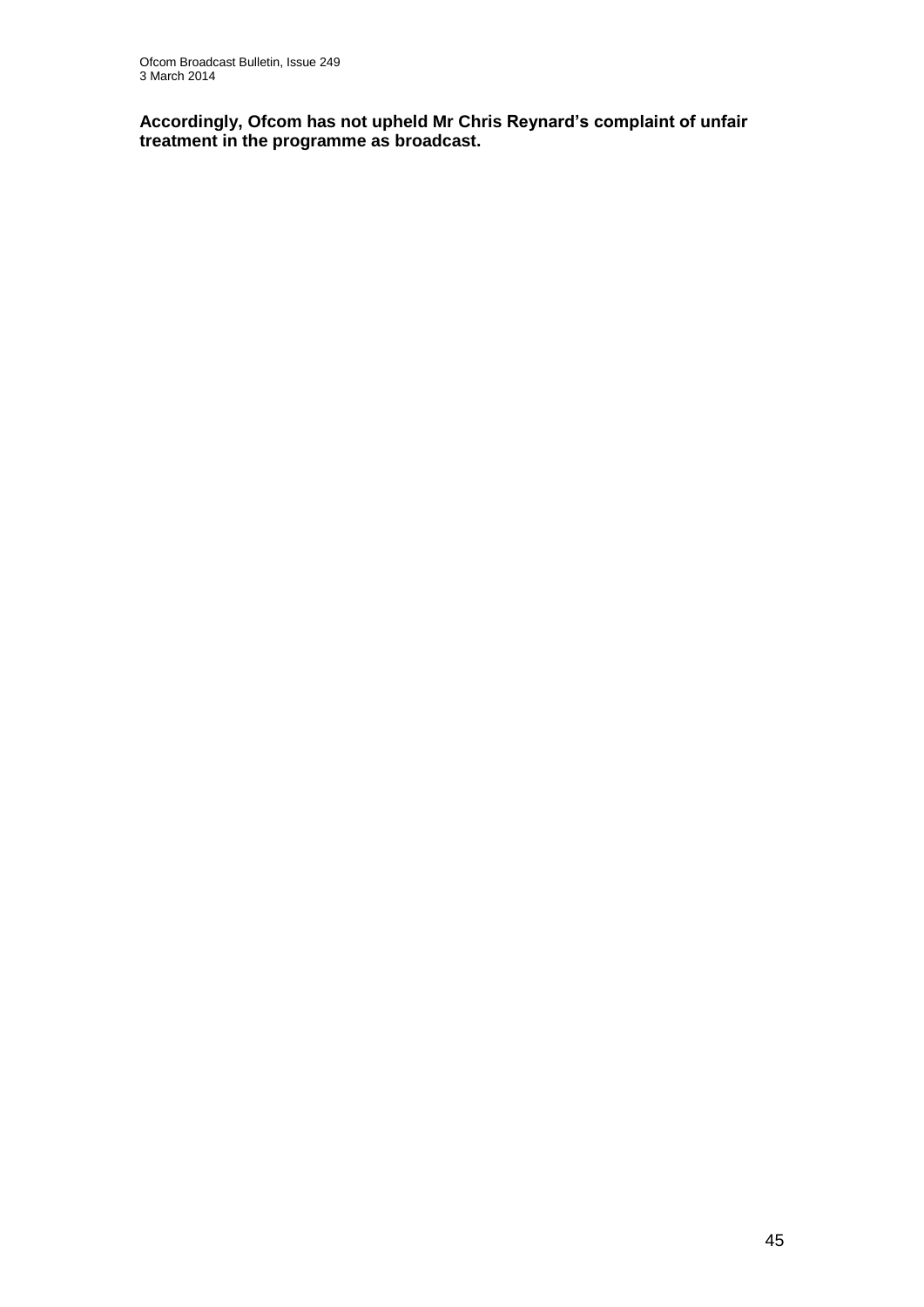**Accordingly, Ofcom has not upheld Mr Chris Reynard's complaint of unfair treatment in the programme as broadcast.**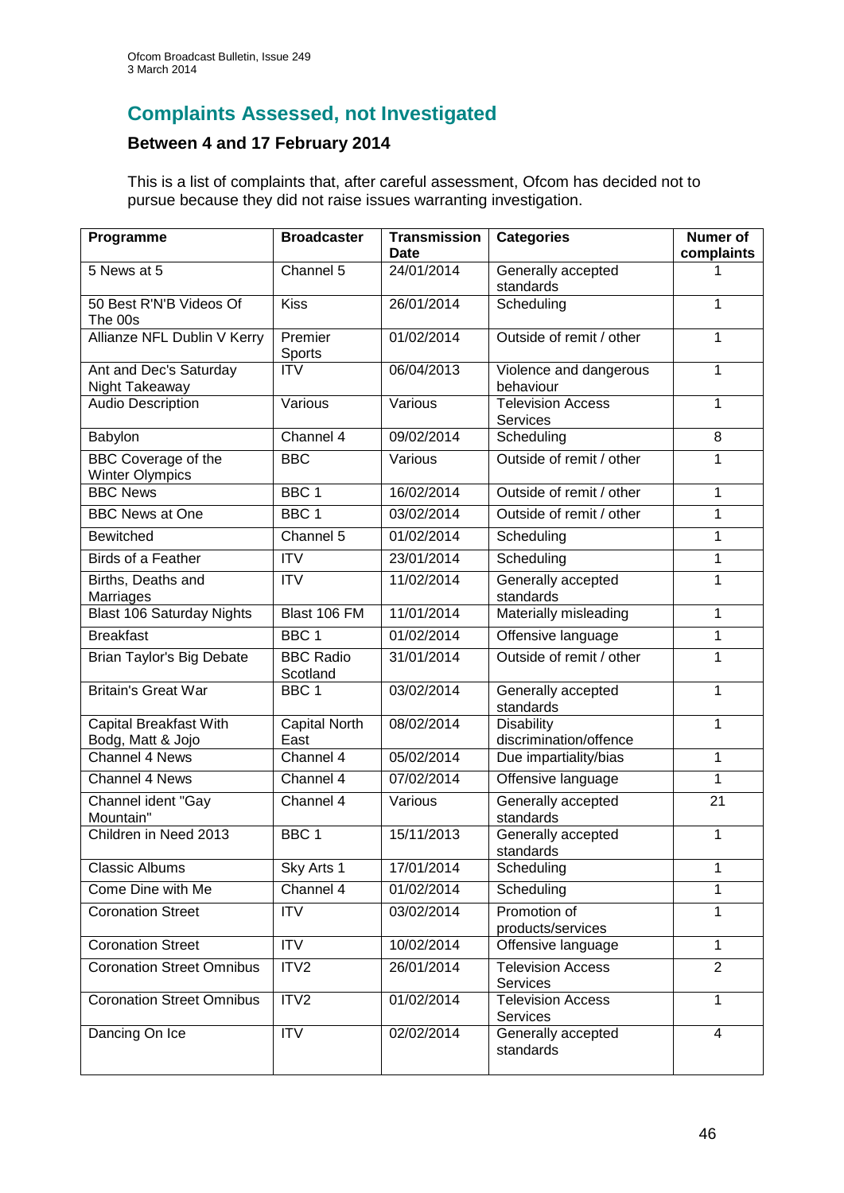## Complaints Assessed, not Investigated

### Between 4 and 17 February 2014

This is a list of complaints that, after careful assessment, Ofcom has decided not to pursue because they did not raise issues warranting investigation.

| Programme | Broadcaster | Transmission Date | Categories | Numer of complaints |
|---|---|---|---|---|
| 5 News at 5 | Channel 5 | 24/01/2014 | Generally accepted standards | 1 |
| 50 Best R'N'B Videos Of The 00s | Kiss | 26/01/2014 | Scheduling | 1 |
| Allianze NFL Dublin V Kerry | Premier Sports | 01/02/2014 | Outside of remit / other | 1 |
| Ant and Dec's Saturday Night Takeaway | ITV | 06/04/2013 | Violence and dangerous behaviour | 1 |
| Audio Description | Various | Various | Television Access Services | 1 |
| Babylon | Channel 4 | 09/02/2014 | Scheduling | 8 |
| BBC Coverage of the Winter Olympics | BBC | Various | Outside of remit / other | 1 |
| BBC News | BBC 1 | 16/02/2014 | Outside of remit / other | 1 |
| BBC News at One | BBC 1 | 03/02/2014 | Outside of remit / other | 1 |
| Bewitched | Channel 5 | 01/02/2014 | Scheduling | 1 |
| Birds of a Feather | ITV | 23/01/2014 | Scheduling | 1 |
| Births, Deaths and Marriages | ITV | 11/02/2014 | Generally accepted standards | 1 |
| Blast 106 Saturday Nights | Blast 106 FM | 11/01/2014 | Materially misleading | 1 |
| Breakfast | BBC 1 | 01/02/2014 | Offensive language | 1 |
| Brian Taylor's Big Debate | BBC Radio Scotland | 31/01/2014 | Outside of remit / other | 1 |
| Britain's Great War | BBC 1 | 03/02/2014 | Generally accepted standards | 1 |
| Capital Breakfast With Bodg, Matt & Jojo | Capital North East | 08/02/2014 | Disability discrimination/offence | 1 |
| Channel 4 News | Channel 4 | 05/02/2014 | Due impartiality/bias | 1 |
| Channel 4 News | Channel 4 | 07/02/2014 | Offensive language | 1 |
| Channel ident "Gay Mountain" | Channel 4 | Various | Generally accepted standards | 21 |
| Children in Need 2013 | BBC 1 | 15/11/2013 | Generally accepted standards | 1 |
| Classic Albums | Sky Arts 1 | 17/01/2014 | Scheduling | 1 |
| Come Dine with Me | Channel 4 | 01/02/2014 | Scheduling | 1 |
| Coronation Street | ITV | 03/02/2014 | Promotion of products/services | 1 |
| Coronation Street | ITV | 10/02/2014 | Offensive language | 1 |
| Coronation Street Omnibus | ITV2 | 26/01/2014 | Television Access Services | 2 |
| Coronation Street Omnibus | ITV2 | 01/02/2014 | Television Access Services | 1 |
| Dancing On Ice | ITV | 02/02/2014 | Generally accepted standards | 4 |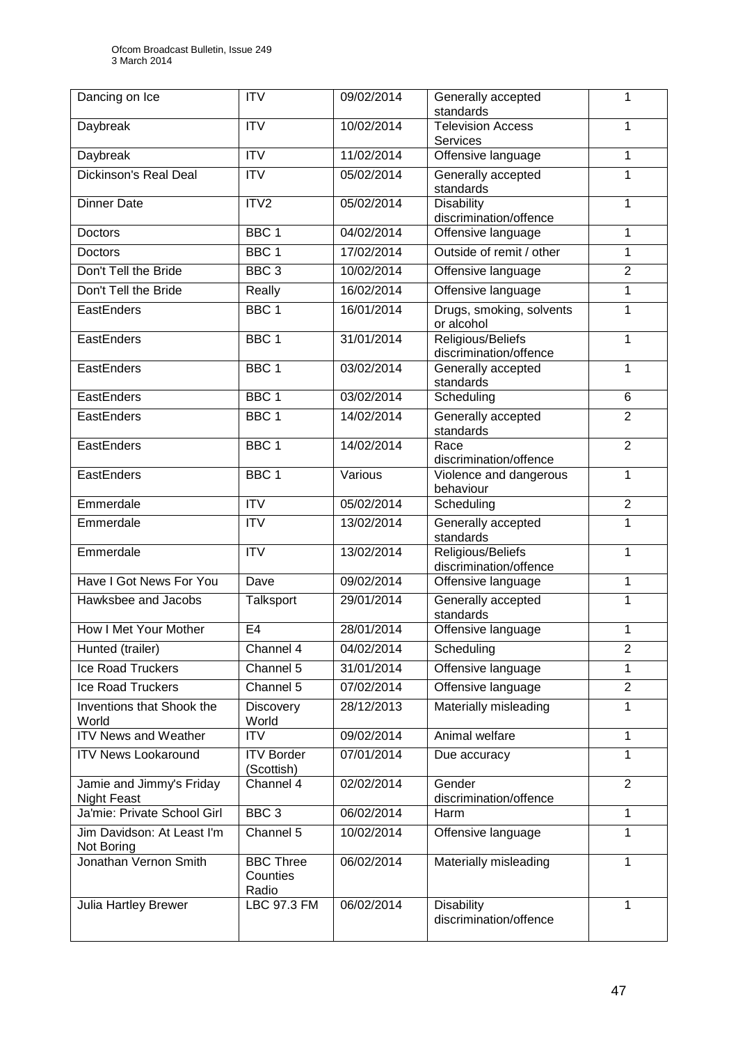| Dancing on Ice | ITV | 09/02/2014 | Generally accepted standards | 1 |
|---|---|---|---|---|
| Daybreak | ITV | 10/02/2014 | Television Access Services | 1 |
| Daybreak | ITV | 11/02/2014 | Offensive language | 1 |
| Dickinson's Real Deal | ITV | 05/02/2014 | Generally accepted standards | 1 |
| Dinner Date | ITV2 | 05/02/2014 | Disability discrimination/offence | 1 |
| Doctors | BBC 1 | 04/02/2014 | Offensive language | 1 |
| Doctors | BBC 1 | 17/02/2014 | Outside of remit / other | 1 |
| Don't Tell the Bride | BBC 3 | 10/02/2014 | Offensive language | 2 |
| Don't Tell the Bride | Really | 16/02/2014 | Offensive language | 1 |
| EastEnders | BBC 1 | 16/01/2014 | Drugs, smoking, solvents or alcohol | 1 |
| EastEnders | BBC 1 | 31/01/2014 | Religious/Beliefs discrimination/offence | 1 |
| EastEnders | BBC 1 | 03/02/2014 | Generally accepted standards | 1 |
| EastEnders | BBC 1 | 03/02/2014 | Scheduling | 6 |
| EastEnders | BBC 1 | 14/02/2014 | Generally accepted standards | 2 |
| EastEnders | BBC 1 | 14/02/2014 | Race discrimination/offence | 2 |
| EastEnders | BBC 1 | Various | Violence and dangerous behaviour | 1 |
| Emmerdale | ITV | 05/02/2014 | Scheduling | 2 |
| Emmerdale | ITV | 13/02/2014 | Generally accepted standards | 1 |
| Emmerdale | ITV | 13/02/2014 | Religious/Beliefs discrimination/offence | 1 |
| Have I Got News For You | Dave | 09/02/2014 | Offensive language | 1 |
| Hawksbee and Jacobs | Talksport | 29/01/2014 | Generally accepted standards | 1 |
| How I Met Your Mother | E4 | 28/01/2014 | Offensive language | 1 |
| Hunted (trailer) | Channel 4 | 04/02/2014 | Scheduling | 2 |
| Ice Road Truckers | Channel 5 | 31/01/2014 | Offensive language | 1 |
| Ice Road Truckers | Channel 5 | 07/02/2014 | Offensive language | 2 |
| Inventions that Shook the World | Discovery World | 28/12/2013 | Materially misleading | 1 |
| ITV News and Weather | ITV | 09/02/2014 | Animal welfare | 1 |
| ITV News Lookaround | ITV Border (Scottish) | 07/01/2014 | Due accuracy | 1 |
| Jamie and Jimmy's Friday Night Feast | Channel 4 | 02/02/2014 | Gender discrimination/offence | 2 |
| Ja'mie: Private School Girl | BBC 3 | 06/02/2014 | Harm | 1 |
| Jim Davidson: At Least I'm Not Boring | Channel 5 | 10/02/2014 | Offensive language | 1 |
| Jonathan Vernon Smith | BBC Three Counties Radio | 06/02/2014 | Materially misleading | 1 |
| Julia Hartley Brewer | LBC 97.3 FM | 06/02/2014 | Disability discrimination/offence | 1 |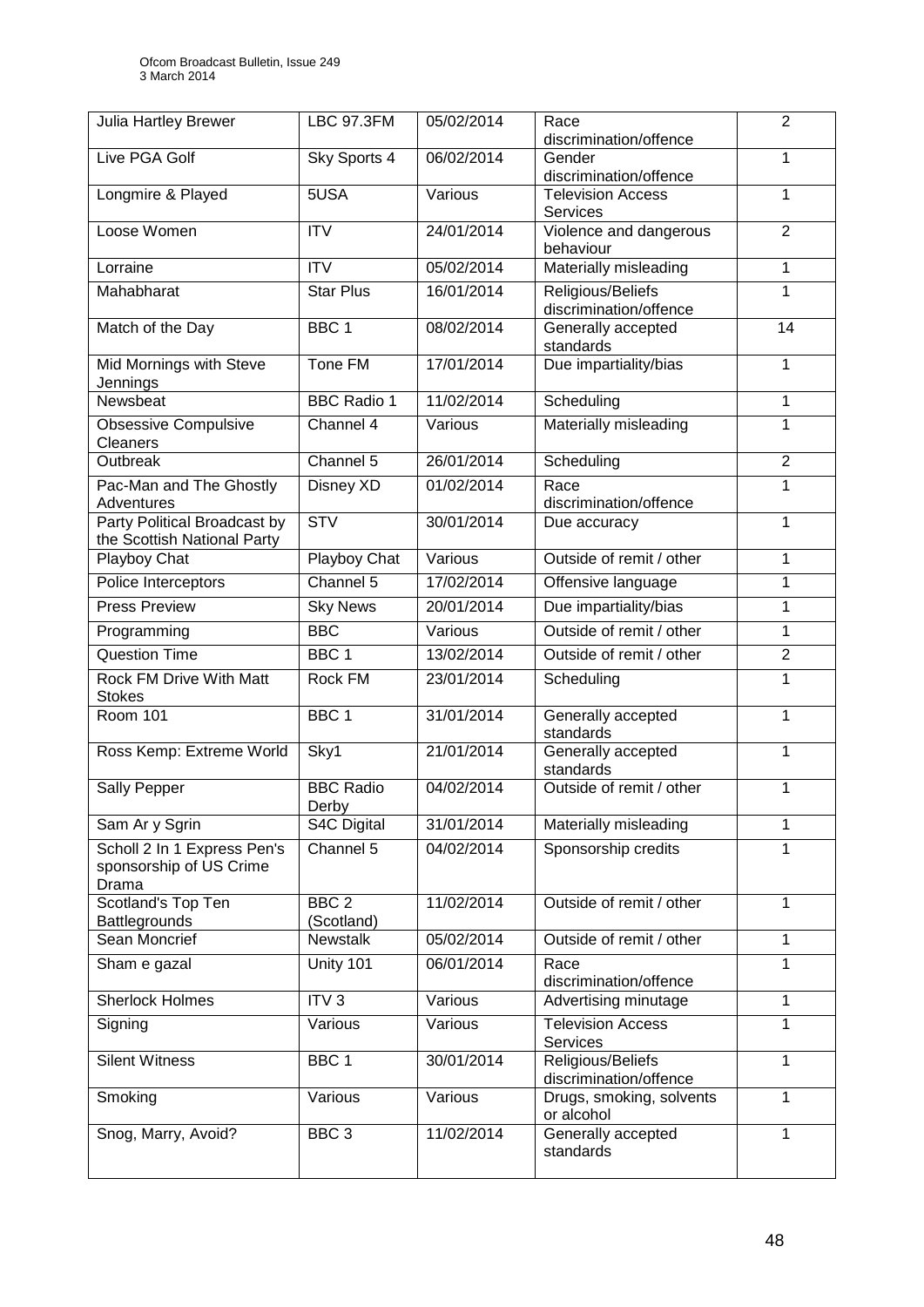| Julia Hartley Brewer | LBC 97.3FM | 05/02/2014 | Race discrimination/offence | 2 |
|---|---|---|---|---|
| Live PGA Golf | Sky Sports 4 | 06/02/2014 | Gender discrimination/offence | 1 |
| Longmire & Played | 5USA | Various | Television Access Services | 1 |
| Loose Women | ITV | 24/01/2014 | Violence and dangerous behaviour | 2 |
| Lorraine | ITV | 05/02/2014 | Materially misleading | 1 |
| Mahabharat | Star Plus | 16/01/2014 | Religious/Beliefs discrimination/offence | 1 |
| Match of the Day | BBC 1 | 08/02/2014 | Generally accepted standards | 14 |
| Mid Mornings with Steve Jennings | Tone FM | 17/01/2014 | Due impartiality/bias | 1 |
| Newsbeat | BBC Radio 1 | 11/02/2014 | Scheduling | 1 |
| Obsessive Compulsive Cleaners | Channel 4 | Various | Materially misleading | 1 |
| Outbreak | Channel 5 | 26/01/2014 | Scheduling | 2 |
| Pac-Man and The Ghostly Adventures | Disney XD | 01/02/2014 | Race discrimination/offence | 1 |
| Party Political Broadcast by the Scottish National Party | STV | 30/01/2014 | Due accuracy | 1 |
| Playboy Chat | Playboy Chat | Various | Outside of remit / other | 1 |
| Police Interceptors | Channel 5 | 17/02/2014 | Offensive language | 1 |
| Press Preview | Sky News | 20/01/2014 | Due impartiality/bias | 1 |
| Programming | BBC | Various | Outside of remit / other | 1 |
| Question Time | BBC 1 | 13/02/2014 | Outside of remit / other | 2 |
| Rock FM Drive With Matt Stokes | Rock FM | 23/01/2014 | Scheduling | 1 |
| Room 101 | BBC 1 | 31/01/2014 | Generally accepted standards | 1 |
| Ross Kemp: Extreme World | Sky1 | 21/01/2014 | Generally accepted standards | 1 |
| Sally Pepper | BBC Radio Derby | 04/02/2014 | Outside of remit / other | 1 |
| Sam Ar y Sgrin | S4C Digital | 31/01/2014 | Materially misleading | 1 |
| Scholl 2 In 1 Express Pen's sponsorship of US Crime Drama | Channel 5 | 04/02/2014 | Sponsorship credits | 1 |
| Scotland's Top Ten Battlegrounds | BBC 2 (Scotland) | 11/02/2014 | Outside of remit / other | 1 |
| Sean Moncrief | Newstalk | 05/02/2014 | Outside of remit / other | 1 |
| Sham e gazal | Unity 101 | 06/01/2014 | Race discrimination/offence | 1 |
| Sherlock Holmes | ITV 3 | Various | Advertising minutage | 1 |
| Signing | Various | Various | Television Access Services | 1 |
| Silent Witness | BBC 1 | 30/01/2014 | Religious/Beliefs discrimination/offence | 1 |
| Smoking | Various | Various | Drugs, smoking, solvents or alcohol | 1 |
| Snog, Marry, Avoid? | BBC 3 | 11/02/2014 | Generally accepted standards | 1 |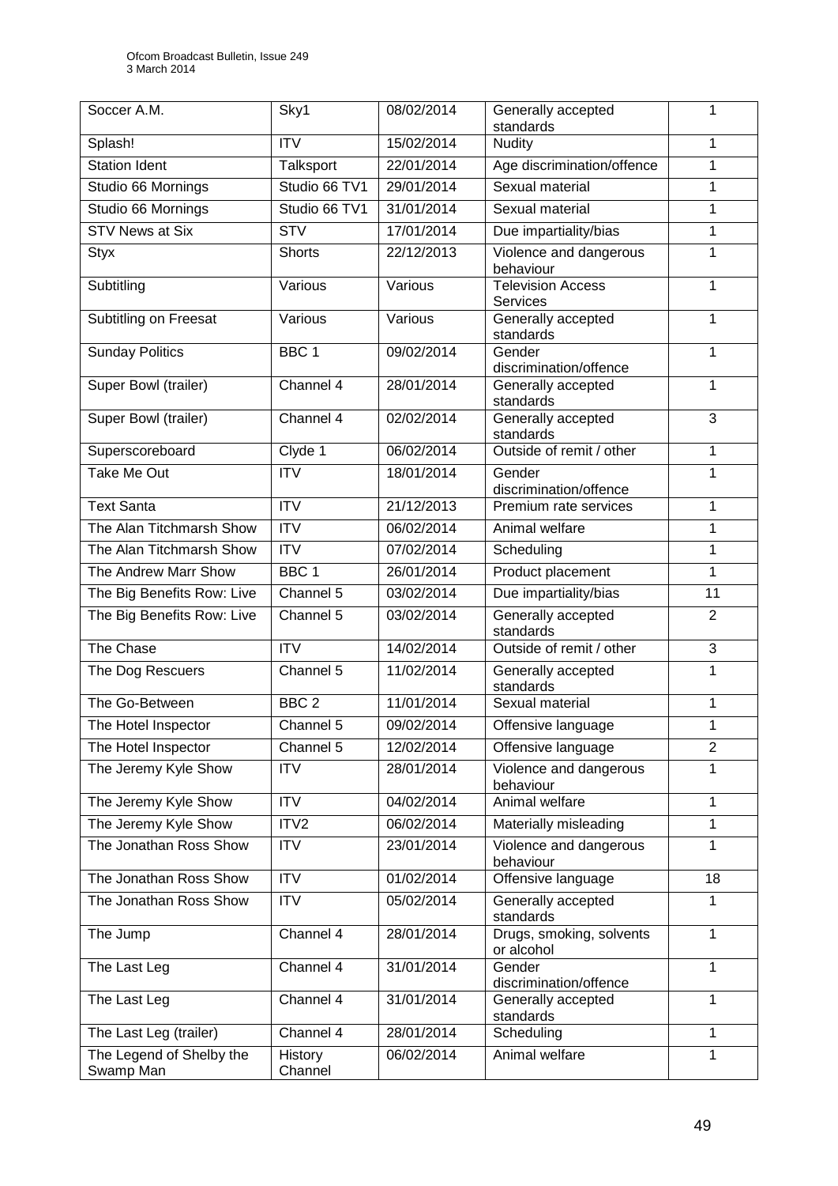| Soccer A.M. | Sky1 | 08/02/2014 | Generally accepted standards | 1 |
|---|---|---|---|---|
| Splash! | ITV | 15/02/2014 | Nudity | 1 |
| Station Ident | Talksport | 22/01/2014 | Age discrimination/offence | 1 |
| Studio 66 Mornings | Studio 66 TV1 | 29/01/2014 | Sexual material | 1 |
| Studio 66 Mornings | Studio 66 TV1 | 31/01/2014 | Sexual material | 1 |
| STV News at Six | STV | 17/01/2014 | Due impartiality/bias | 1 |
| Styx | Shorts | 22/12/2013 | Violence and dangerous behaviour | 1 |
| Subtitling | Various | Various | Television Access Services | 1 |
| Subtitling on Freesat | Various | Various | Generally accepted standards | 1 |
| Sunday Politics | BBC 1 | 09/02/2014 | Gender discrimination/offence | 1 |
| Super Bowl (trailer) | Channel 4 | 28/01/2014 | Generally accepted standards | 1 |
| Super Bowl (trailer) | Channel 4 | 02/02/2014 | Generally accepted standards | 3 |
| Superscoreboard | Clyde 1 | 06/02/2014 | Outside of remit / other | 1 |
| Take Me Out | ITV | 18/01/2014 | Gender discrimination/offence | 1 |
| Text Santa | ITV | 21/12/2013 | Premium rate services | 1 |
| The Alan Titchmarsh Show | ITV | 06/02/2014 | Animal welfare | 1 |
| The Alan Titchmarsh Show | ITV | 07/02/2014 | Scheduling | 1 |
| The Andrew Marr Show | BBC 1 | 26/01/2014 | Product placement | 1 |
| The Big Benefits Row: Live | Channel 5 | 03/02/2014 | Due impartiality/bias | 11 |
| The Big Benefits Row: Live | Channel 5 | 03/02/2014 | Generally accepted standards | 2 |
| The Chase | ITV | 14/02/2014 | Outside of remit / other | 3 |
| The Dog Rescuers | Channel 5 | 11/02/2014 | Generally accepted standards | 1 |
| The Go-Between | BBC 2 | 11/01/2014 | Sexual material | 1 |
| The Hotel Inspector | Channel 5 | 09/02/2014 | Offensive language | 1 |
| The Hotel Inspector | Channel 5 | 12/02/2014 | Offensive language | 2 |
| The Jeremy Kyle Show | ITV | 28/01/2014 | Violence and dangerous behaviour | 1 |
| The Jeremy Kyle Show | ITV | 04/02/2014 | Animal welfare | 1 |
| The Jeremy Kyle Show | ITV2 | 06/02/2014 | Materially misleading | 1 |
| The Jonathan Ross Show | ITV | 23/01/2014 | Violence and dangerous behaviour | 1 |
| The Jonathan Ross Show | ITV | 01/02/2014 | Offensive language | 18 |
| The Jonathan Ross Show | ITV | 05/02/2014 | Generally accepted standards | 1 |
| The Jump | Channel 4 | 28/01/2014 | Drugs, smoking, solvents or alcohol | 1 |
| The Last Leg | Channel 4 | 31/01/2014 | Gender discrimination/offence | 1 |
| The Last Leg | Channel 4 | 31/01/2014 | Generally accepted standards | 1 |
| The Last Leg (trailer) | Channel 4 | 28/01/2014 | Scheduling | 1 |
| The Legend of Shelby the Swamp Man | History Channel | 06/02/2014 | Animal welfare | 1 |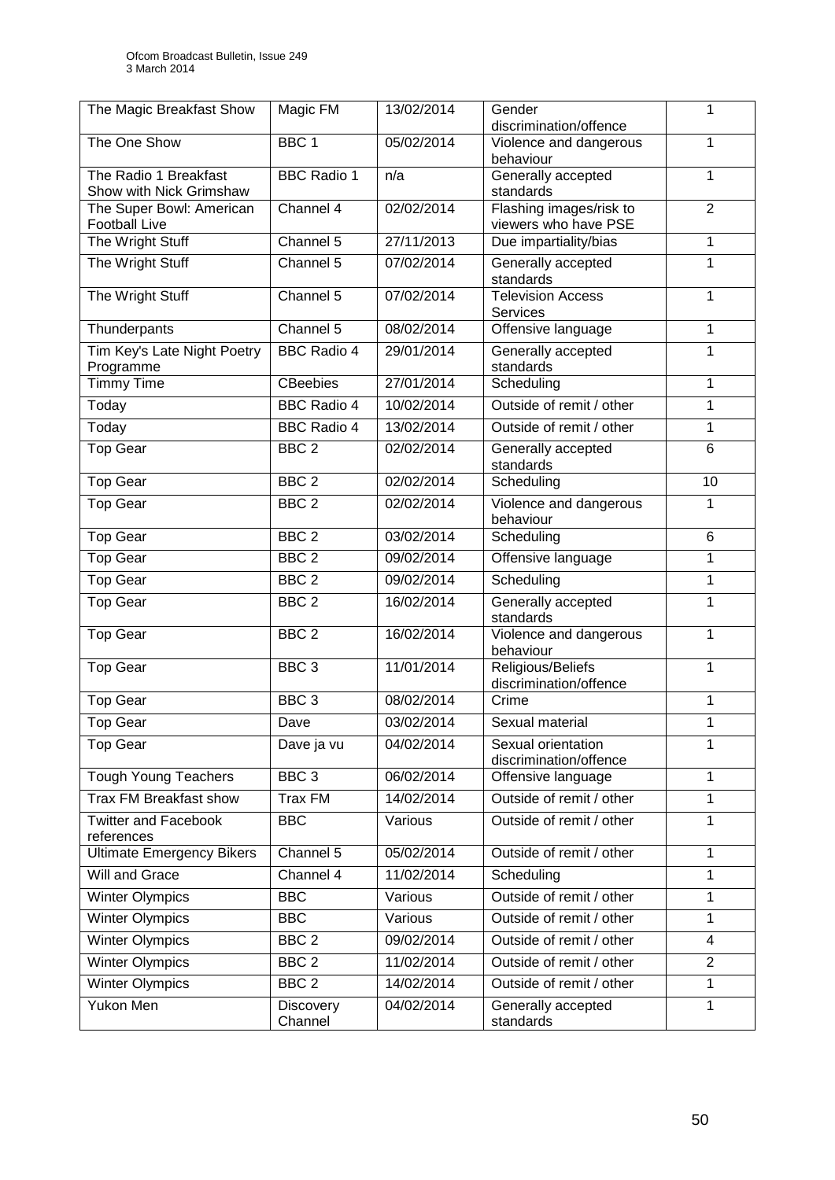| The Magic Breakfast Show | Magic FM | 13/02/2014 | Gender discrimination/offence | 1 |
|---|---|---|---|---|
| The One Show | BBC 1 | 05/02/2014 | Violence and dangerous behaviour | 1 |
| The Radio 1 Breakfast Show with Nick Grimshaw | BBC Radio 1 | n/a | Generally accepted standards | 1 |
| The Super Bowl: American Football Live | Channel 4 | 02/02/2014 | Flashing images/risk to viewers who have PSE | 2 |
| The Wright Stuff | Channel 5 | 27/11/2013 | Due impartiality/bias | 1 |
| The Wright Stuff | Channel 5 | 07/02/2014 | Generally accepted standards | 1 |
| The Wright Stuff | Channel 5 | 07/02/2014 | Television Access Services | 1 |
| Thunderpants | Channel 5 | 08/02/2014 | Offensive language | 1 |
| Tim Key's Late Night Poetry Programme | BBC Radio 4 | 29/01/2014 | Generally accepted standards | 1 |
| Timmy Time | CBeebies | 27/01/2014 | Scheduling | 1 |
| Today | BBC Radio 4 | 10/02/2014 | Outside of remit / other | 1 |
| Today | BBC Radio 4 | 13/02/2014 | Outside of remit / other | 1 |
| Top Gear | BBC 2 | 02/02/2014 | Generally accepted standards | 6 |
| Top Gear | BBC 2 | 02/02/2014 | Scheduling | 10 |
| Top Gear | BBC 2 | 02/02/2014 | Violence and dangerous behaviour | 1 |
| Top Gear | BBC 2 | 03/02/2014 | Scheduling | 6 |
| Top Gear | BBC 2 | 09/02/2014 | Offensive language | 1 |
| Top Gear | BBC 2 | 09/02/2014 | Scheduling | 1 |
| Top Gear | BBC 2 | 16/02/2014 | Generally accepted standards | 1 |
| Top Gear | BBC 2 | 16/02/2014 | Violence and dangerous behaviour | 1 |
| Top Gear | BBC 3 | 11/01/2014 | Religious/Beliefs discrimination/offence | 1 |
| Top Gear | BBC 3 | 08/02/2014 | Crime | 1 |
| Top Gear | Dave | 03/02/2014 | Sexual material | 1 |
| Top Gear | Dave ja vu | 04/02/2014 | Sexual orientation discrimination/offence | 1 |
| Tough Young Teachers | BBC 3 | 06/02/2014 | Offensive language | 1 |
| Trax FM Breakfast show | Trax FM | 14/02/2014 | Outside of remit / other | 1 |
| Twitter and Facebook references | BBC | Various | Outside of remit / other | 1 |
| Ultimate Emergency Bikers | Channel 5 | 05/02/2014 | Outside of remit / other | 1 |
| Will and Grace | Channel 4 | 11/02/2014 | Scheduling | 1 |
| Winter Olympics | BBC | Various | Outside of remit / other | 1 |
| Winter Olympics | BBC | Various | Outside of remit / other | 1 |
| Winter Olympics | BBC 2 | 09/02/2014 | Outside of remit / other | 4 |
| Winter Olympics | BBC 2 | 11/02/2014 | Outside of remit / other | 2 |
| Winter Olympics | BBC 2 | 14/02/2014 | Outside of remit / other | 1 |
| Yukon Men | Discovery Channel | 04/02/2014 | Generally accepted standards | 1 |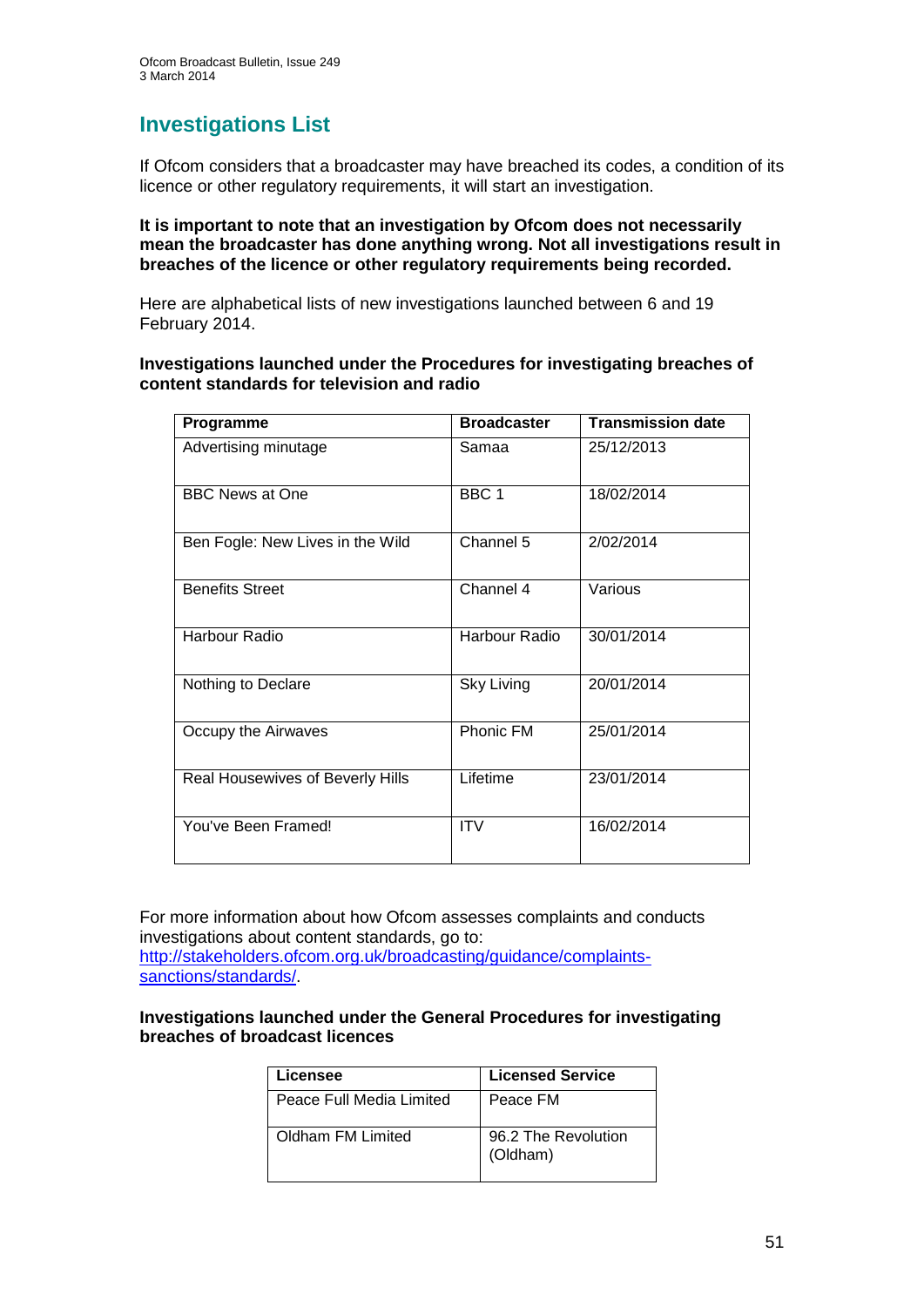# Investigations List

If Ofcom considers that a broadcaster may have breached its codes, a condition of its licence or other regulatory requirements, it will start an investigation.

**It is important to note that an investigation by Ofcom does not necessarily mean the broadcaster has done anything wrong. Not all investigations result in breaches of the licence or other regulatory requirements being recorded.**

Here are alphabetical lists of new investigations launched between 6 and 19 February 2014.

**Investigations launched under the Procedures for investigating breaches of content standards for television and radio**

| Programme | Broadcaster | Transmission date |
|---|---|---|
| Advertising minutage | Samaa | 25/12/2013 |
| BBC News at One | BBC 1 | 18/02/2014 |
| Ben Fogle: New Lives in the Wild | Channel 5 | 2/02/2014 |
| Benefits Street | Channel 4 | Various |
| Harbour Radio | Harbour Radio | 30/01/2014 |
| Nothing to Declare | Sky Living | 20/01/2014 |
| Occupy the Airwaves | Phonic FM | 25/01/2014 |
| Real Housewives of Beverly Hills | Lifetime | 23/01/2014 |
| You've Been Framed! | ITV | 16/02/2014 |

For more information about how Ofcom assesses complaints and conducts investigations about content standards, go to: http://stakeholders.ofcom.org.uk/broadcasting/guidance/complaints-sanctions/standards/.

**Investigations launched under the General Procedures for investigating breaches of broadcast licences**

| Licensee | Licensed Service |
|---|---|
| Peace Full Media Limited | Peace FM |
| Oldham FM Limited | 96.2 The Revolution (Oldham) |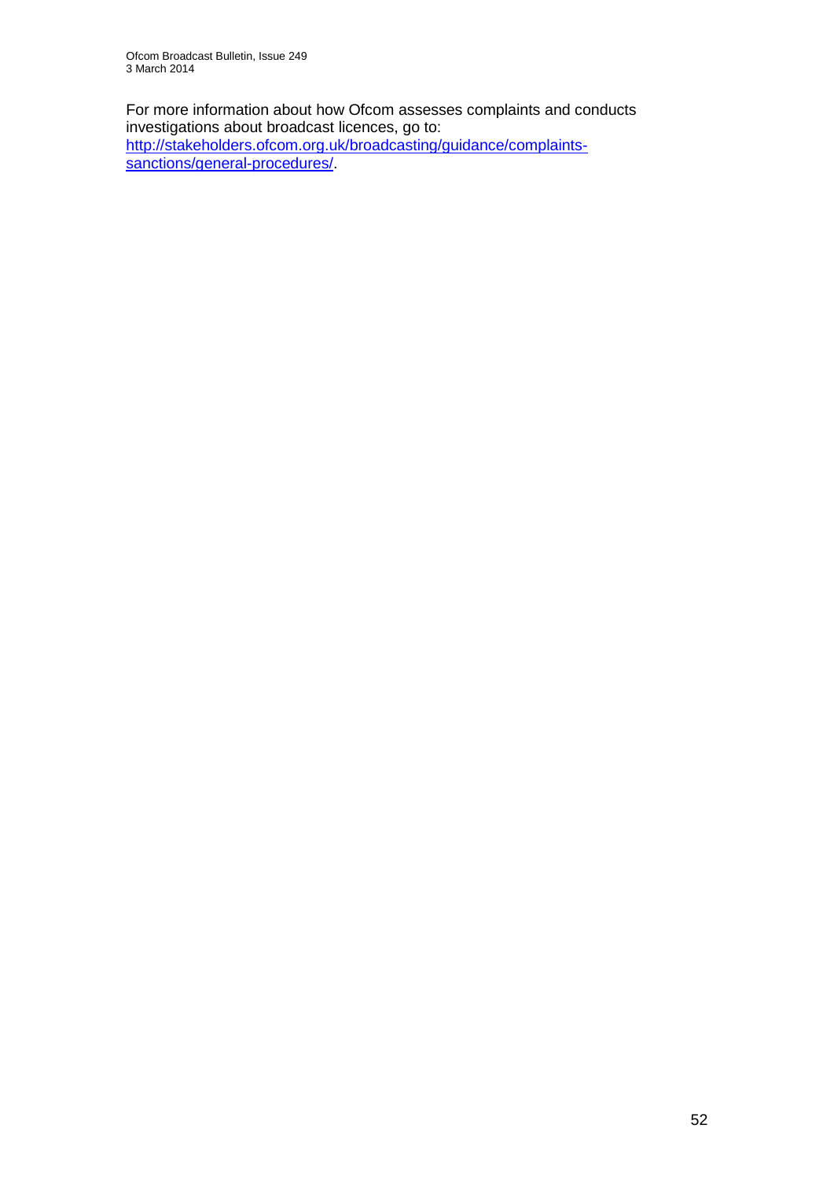For more information about how Ofcom assesses complaints and conducts investigations about broadcast licences, go to: [http://stakeholders.ofcom.org.uk/broadcasting/guidance/complaints-sanctions/general-procedures/](http://stakeholders.ofcom.org.uk/broadcasting/guidance/complaints-sanctions/general-procedures/).